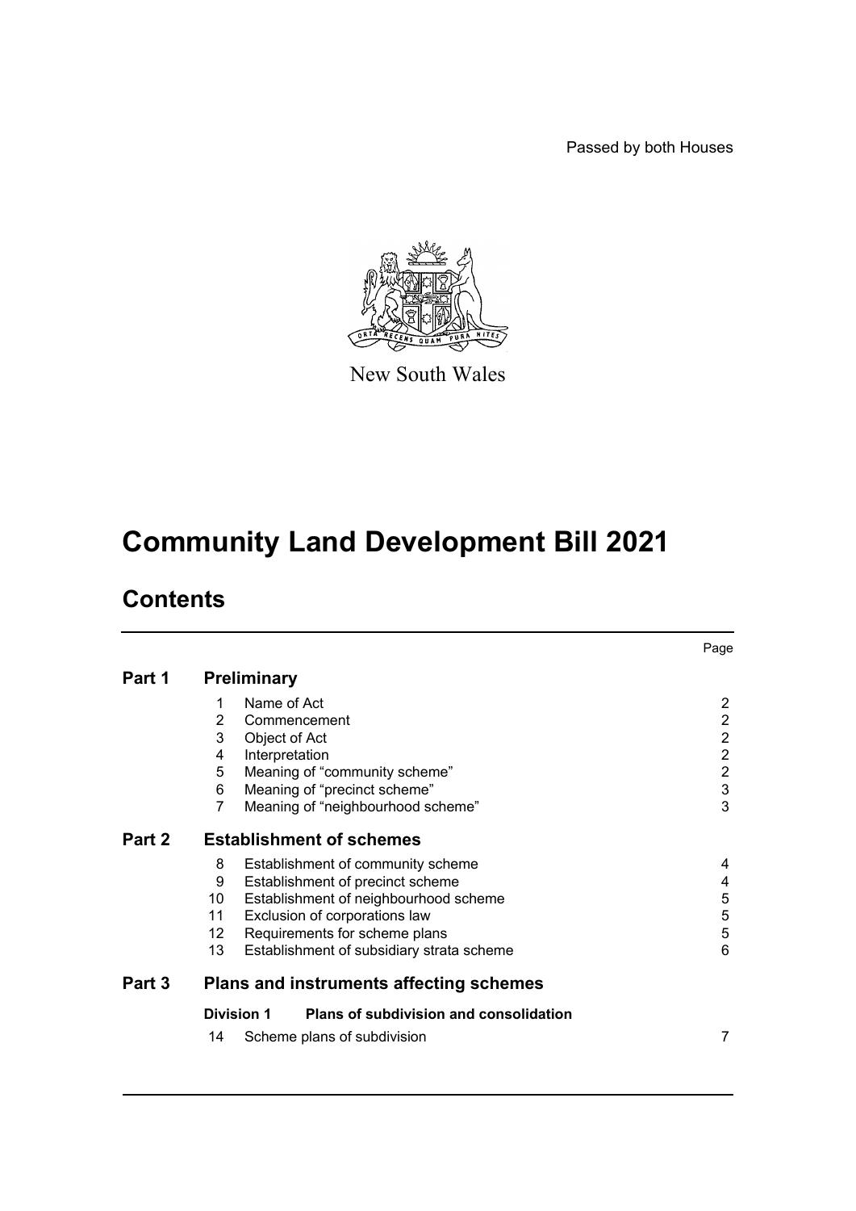Passed by both Houses

New South Wales

# Community Land Development Bill 2021

## Contents

| | | | Page |
|---|---|---|---|
| **Part 1** | **Preliminary** | | |
| | 1 | Name of Act | 2 |
| | 2 | Commencement | 2 |
| | 3 | Object of Act | 2 |
| | 4 | Interpretation | 2 |
| | 5 | Meaning of "community scheme" | 2 |
| | 6 | Meaning of "precinct scheme" | 3 |
| | 7 | Meaning of "neighbourhood scheme" | 3 |
| **Part 2** | **Establishment of schemes** | | |
| | 8 | Establishment of community scheme | 4 |
| | 9 | Establishment of precinct scheme | 4 |
| | 10 | Establishment of neighbourhood scheme | 5 |
| | 11 | Exclusion of corporations law | 5 |
| | 12 | Requirements for scheme plans | 5 |
| | 13 | Establishment of subsidiary strata scheme | 6 |
| **Part 3** | **Plans and instruments affecting schemes** | | |
| | **Division 1** | **Plans of subdivision and consolidation** | |
| | 14 | Scheme plans of subdivision | 7 |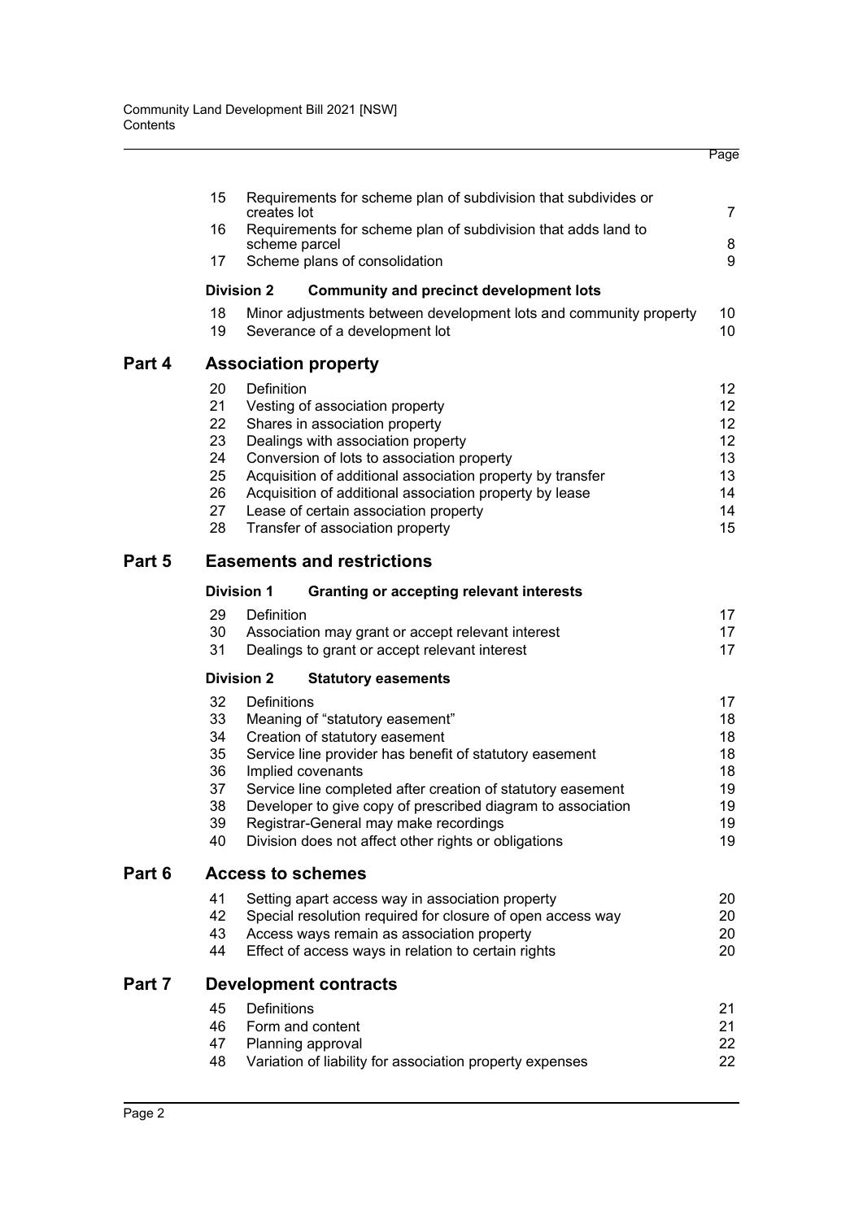| | | | Page |
|---|---|---|---|
| | 15 | Requirements for scheme plan of subdivision that subdivides or creates lot | 7 |
| | 16 | Requirements for scheme plan of subdivision that adds land to scheme parcel | 8 |
| | 17 | Scheme plans of consolidation | 9 |
| | **Division 2** | **Community and precinct development lots** | |
| | 18 | Minor adjustments between development lots and community property | 10 |
| | 19 | Severance of a development lot | 10 |
| **Part 4** | | **Association property** | |
| | 20 | Definition | 12 |
| | 21 | Vesting of association property | 12 |
| | 22 | Shares in association property | 12 |
| | 23 | Dealings with association property | 12 |
| | 24 | Conversion of lots to association property | 13 |
| | 25 | Acquisition of additional association property by transfer | 13 |
| | 26 | Acquisition of additional association property by lease | 14 |
| | 27 | Lease of certain association property | 14 |
| | 28 | Transfer of association property | 15 |
| **Part 5** | | **Easements and restrictions** | |
| | **Division 1** | **Granting or accepting relevant interests** | |
| | 29 | Definition | 17 |
| | 30 | Association may grant or accept relevant interest | 17 |
| | 31 | Dealings to grant or accept relevant interest | 17 |
| | **Division 2** | **Statutory easements** | |
| | 32 | Definitions | 17 |
| | 33 | Meaning of "statutory easement" | 18 |
| | 34 | Creation of statutory easement | 18 |
| | 35 | Service line provider has benefit of statutory easement | 18 |
| | 36 | Implied covenants | 18 |
| | 37 | Service line completed after creation of statutory easement | 19 |
| | 38 | Developer to give copy of prescribed diagram to association | 19 |
| | 39 | Registrar-General may make recordings | 19 |
| | 40 | Division does not affect other rights or obligations | 19 |
| **Part 6** | | **Access to schemes** | |
| | 41 | Setting apart access way in association property | 20 |
| | 42 | Special resolution required for closure of open access way | 20 |
| | 43 | Access ways remain as association property | 20 |
| | 44 | Effect of access ways in relation to certain rights | 20 |
| **Part 7** | | **Development contracts** | |
| | 45 | Definitions | 21 |
| | 46 | Form and content | 21 |
| | 47 | Planning approval | 22 |
| | 48 | Variation of liability for association property expenses | 22 |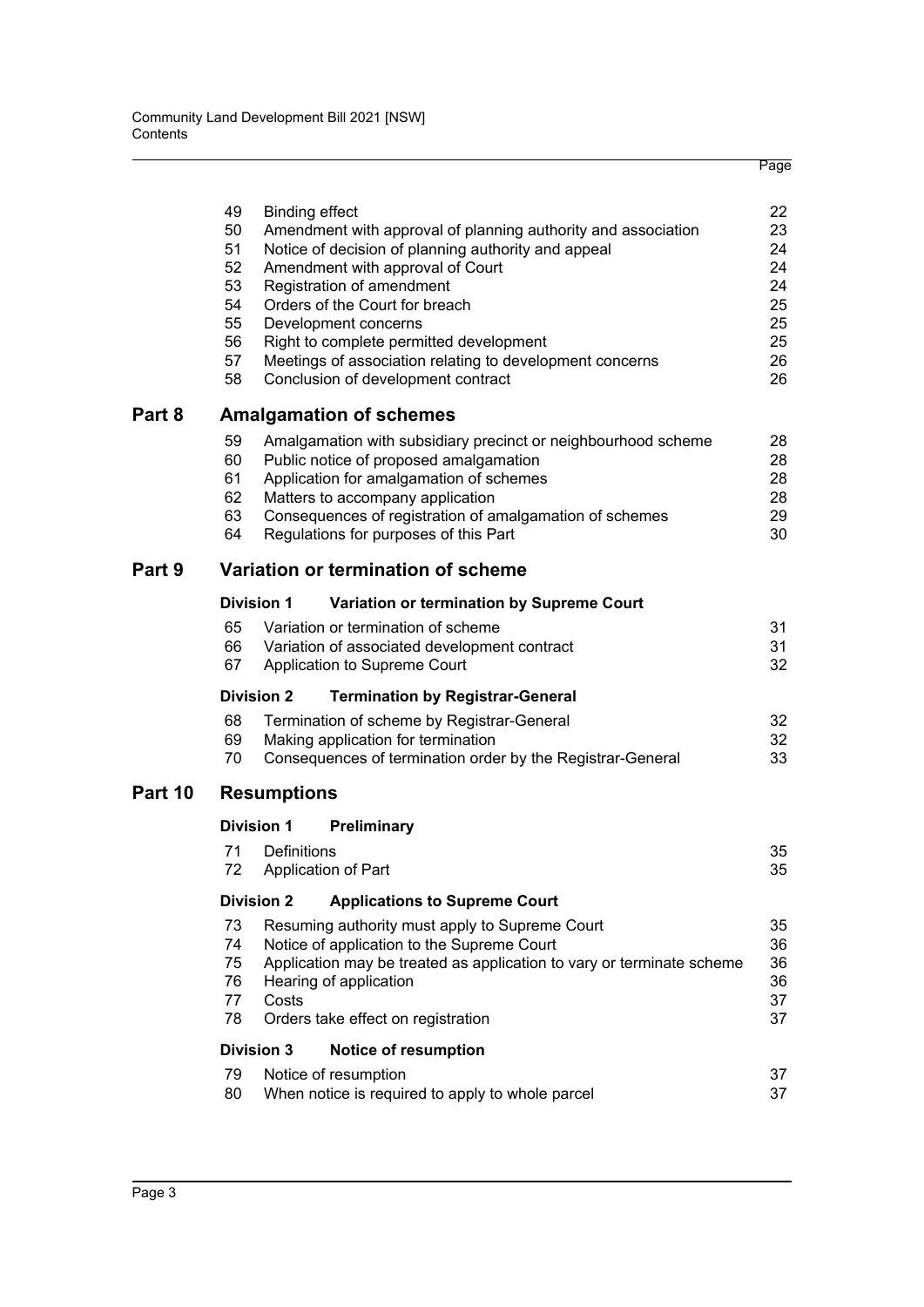| | | | Page |
|---|---|---|---|
| | 49 | Binding effect | 22 |
| | 50 | Amendment with approval of planning authority and association | 23 |
| | 51 | Notice of decision of planning authority and appeal | 24 |
| | 52 | Amendment with approval of Court | 24 |
| | 53 | Registration of amendment | 24 |
| | 54 | Orders of the Court for breach | 25 |
| | 55 | Development concerns | 25 |
| | 56 | Right to complete permitted development | 25 |
| | 57 | Meetings of association relating to development concerns | 26 |
| | 58 | Conclusion of development contract | 26 |
| **Part 8** | | **Amalgamation of schemes** | |
| | 59 | Amalgamation with subsidiary precinct or neighbourhood scheme | 28 |
| | 60 | Public notice of proposed amalgamation | 28 |
| | 61 | Application for amalgamation of schemes | 28 |
| | 62 | Matters to accompany application | 28 |
| | 63 | Consequences of registration of amalgamation of schemes | 29 |
| | 64 | Regulations for purposes of this Part | 30 |
| **Part 9** | | **Variation or termination of scheme** | |
| | **Division 1** | **Variation or termination by Supreme Court** | |
| | 65 | Variation or termination of scheme | 31 |
| | 66 | Variation of associated development contract | 31 |
| | 67 | Application to Supreme Court | 32 |
| | **Division 2** | **Termination by Registrar-General** | |
| | 68 | Termination of scheme by Registrar-General | 32 |
| | 69 | Making application for termination | 32 |
| | 70 | Consequences of termination order by the Registrar-General | 33 |
| **Part 10** | | **Resumptions** | |
| | **Division 1** | **Preliminary** | |
| | 71 | Definitions | 35 |
| | 72 | Application of Part | 35 |
| | **Division 2** | **Applications to Supreme Court** | |
| | 73 | Resuming authority must apply to Supreme Court | 35 |
| | 74 | Notice of application to the Supreme Court | 36 |
| | 75 | Application may be treated as application to vary or terminate scheme | 36 |
| | 76 | Hearing of application | 36 |
| | 77 | Costs | 37 |
| | 78 | Orders take effect on registration | 37 |
| | **Division 3** | **Notice of resumption** | |
| | 79 | Notice of resumption | 37 |
| | 80 | When notice is required to apply to whole parcel | 37 |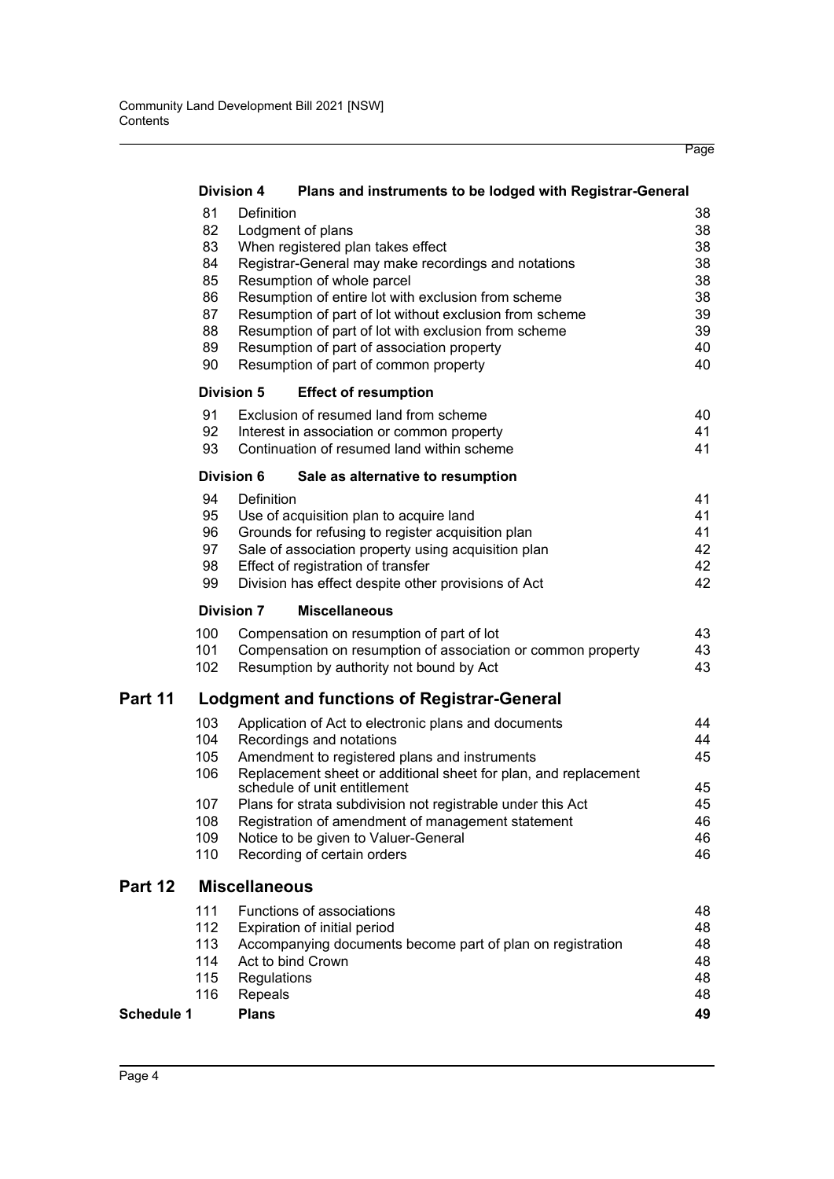| | | Page |
|---|---|---|
| **Division 4** | **Plans and instruments to be lodged with Registrar-General** | |
| 81 | Definition | 38 |
| 82 | Lodgment of plans | 38 |
| 83 | When registered plan takes effect | 38 |
| 84 | Registrar-General may make recordings and notations | 38 |
| 85 | Resumption of whole parcel | 38 |
| 86 | Resumption of entire lot with exclusion from scheme | 38 |
| 87 | Resumption of part of lot without exclusion from scheme | 39 |
| 88 | Resumption of part of lot with exclusion from scheme | 39 |
| 89 | Resumption of part of association property | 40 |
| 90 | Resumption of part of common property | 40 |
| **Division 5** | **Effect of resumption** | |
| 91 | Exclusion of resumed land from scheme | 40 |
| 92 | Interest in association or common property | 41 |
| 93 | Continuation of resumed land within scheme | 41 |
| **Division 6** | **Sale as alternative to resumption** | |
| 94 | Definition | 41 |
| 95 | Use of acquisition plan to acquire land | 41 |
| 96 | Grounds for refusing to register acquisition plan | 41 |
| 97 | Sale of association property using acquisition plan | 42 |
| 98 | Effect of registration of transfer | 42 |
| 99 | Division has effect despite other provisions of Act | 42 |
| **Division 7** | **Miscellaneous** | |
| 100 | Compensation on resumption of part of lot | 43 |
| 101 | Compensation on resumption of association or common property | 43 |
| 102 | Resumption by authority not bound by Act | 43 |

## Part 11 Lodgment and functions of Registrar-General

| | | |
|---|---|---|
| 103 | Application of Act to electronic plans and documents | 44 |
| 104 | Recordings and notations | 44 |
| 105 | Amendment to registered plans and instruments | 45 |
| 106 | Replacement sheet or additional sheet for plan, and replacement schedule of unit entitlement | 45 |
| 107 | Plans for strata subdivision not registrable under this Act | 45 |
| 108 | Registration of amendment of management statement | 46 |
| 109 | Notice to be given to Valuer-General | 46 |
| 110 | Recording of certain orders | 46 |

## Part 12 Miscellaneous

| | | |
|---|---|---|
| 111 | Functions of associations | 48 |
| 112 | Expiration of initial period | 48 |
| 113 | Accompanying documents become part of plan on registration | 48 |
| 114 | Act to bind Crown | 48 |
| 115 | Regulations | 48 |
| 116 | Repeals | 48 |

**Schedule 1 Plans** **49**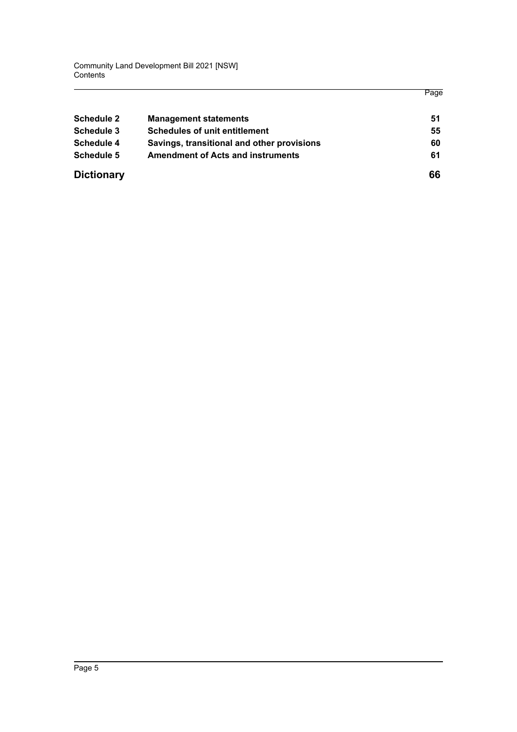| | | Page |
|---|---|---|
| **Schedule 2** | **Management statements** | **51** |
| **Schedule 3** | **Schedules of unit entitlement** | **55** |
| **Schedule 4** | **Savings, transitional and other provisions** | **60** |
| **Schedule 5** | **Amendment of Acts and instruments** | **61** |
| **Dictionary** | | **66** |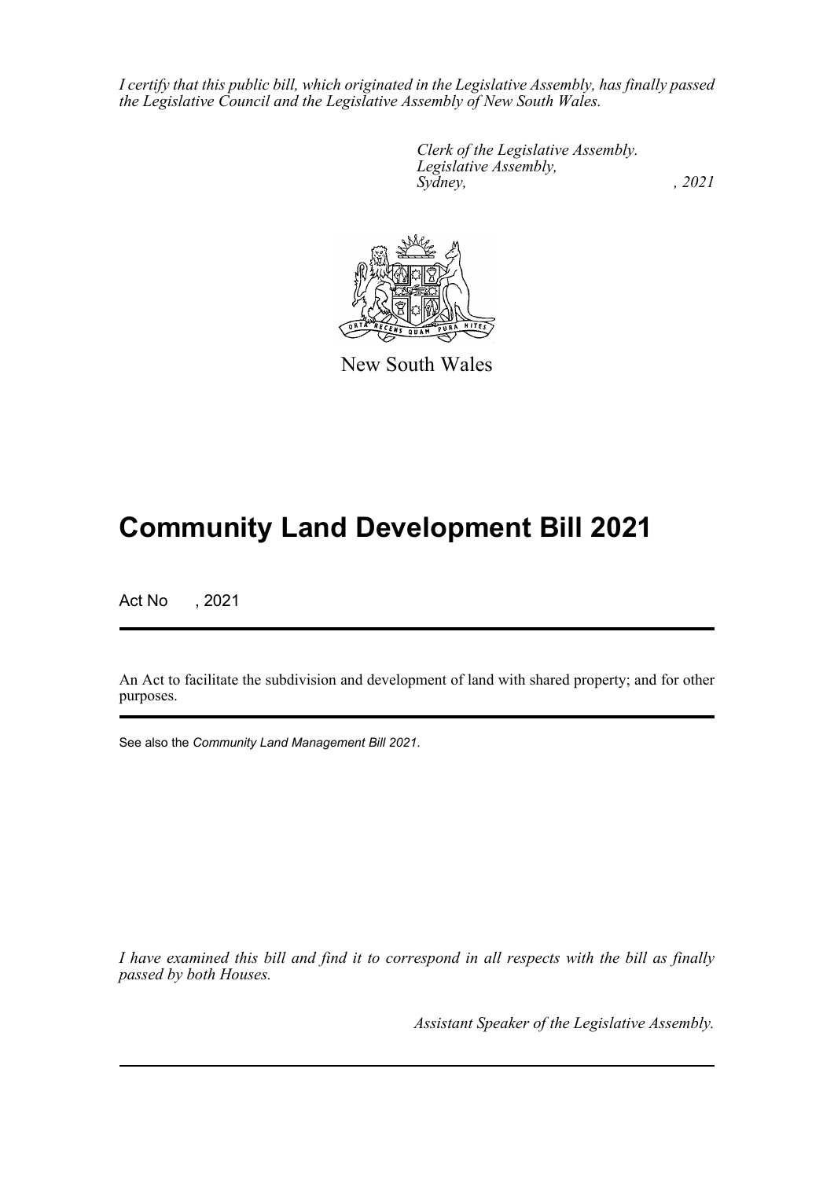*I certify that this public bill, which originated in the Legislative Assembly, has finally passed the Legislative Council and the Legislative Assembly of New South Wales.*

*Clerk of the Legislative Assembly.*
*Legislative Assembly,*
*Sydney, , 2021*

New South Wales

# Community Land Development Bill 2021

Act No , 2021

An Act to facilitate the subdivision and development of land with shared property; and for other purposes.

See also the *Community Land Management Bill 2021*.

*I have examined this bill and find it to correspond in all respects with the bill as finally passed by both Houses.*

*Assistant Speaker of the Legislative Assembly.*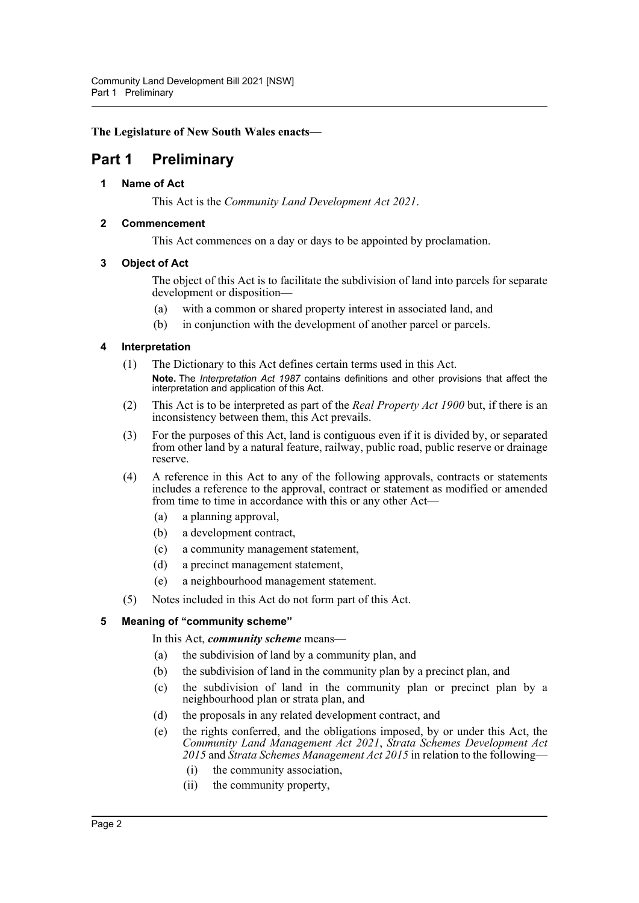**The Legislature of New South Wales enacts—**

# Part 1 Preliminary

### 1 Name of Act

This Act is the *Community Land Development Act 2021*.

### 2 Commencement

This Act commences on a day or days to be appointed by proclamation.

### 3 Object of Act

The object of this Act is to facilitate the subdivision of land into parcels for separate development or disposition—

(a) with a common or shared property interest in associated land, and

(b) in conjunction with the development of another parcel or parcels.

### 4 Interpretation

(1) The Dictionary to this Act defines certain terms used in this Act.

**Note.** The *Interpretation Act 1987* contains definitions and other provisions that affect the interpretation and application of this Act.

(2) This Act is to be interpreted as part of the *Real Property Act 1900* but, if there is an inconsistency between them, this Act prevails.

(3) For the purposes of this Act, land is contiguous even if it is divided by, or separated from other land by a natural feature, railway, public road, public reserve or drainage reserve.

(4) A reference in this Act to any of the following approvals, contracts or statements includes a reference to the approval, contract or statement as modified or amended from time to time in accordance with this or any other Act—

(a) a planning approval,

(b) a development contract,

(c) a community management statement,

(d) a precinct management statement,

(e) a neighbourhood management statement.

(5) Notes included in this Act do not form part of this Act.

### 5 Meaning of "community scheme"

In this Act, ***community scheme*** means—

(a) the subdivision of land by a community plan, and

(b) the subdivision of land in the community plan by a precinct plan, and

(c) the subdivision of land in the community plan or precinct plan by a neighbourhood plan or strata plan, and

(d) the proposals in any related development contract, and

(e) the rights conferred, and the obligations imposed, by or under this Act, the *Community Land Management Act 2021*, *Strata Schemes Development Act 2015* and *Strata Schemes Management Act 2015* in relation to the following—

(i) the community association,

(ii) the community property,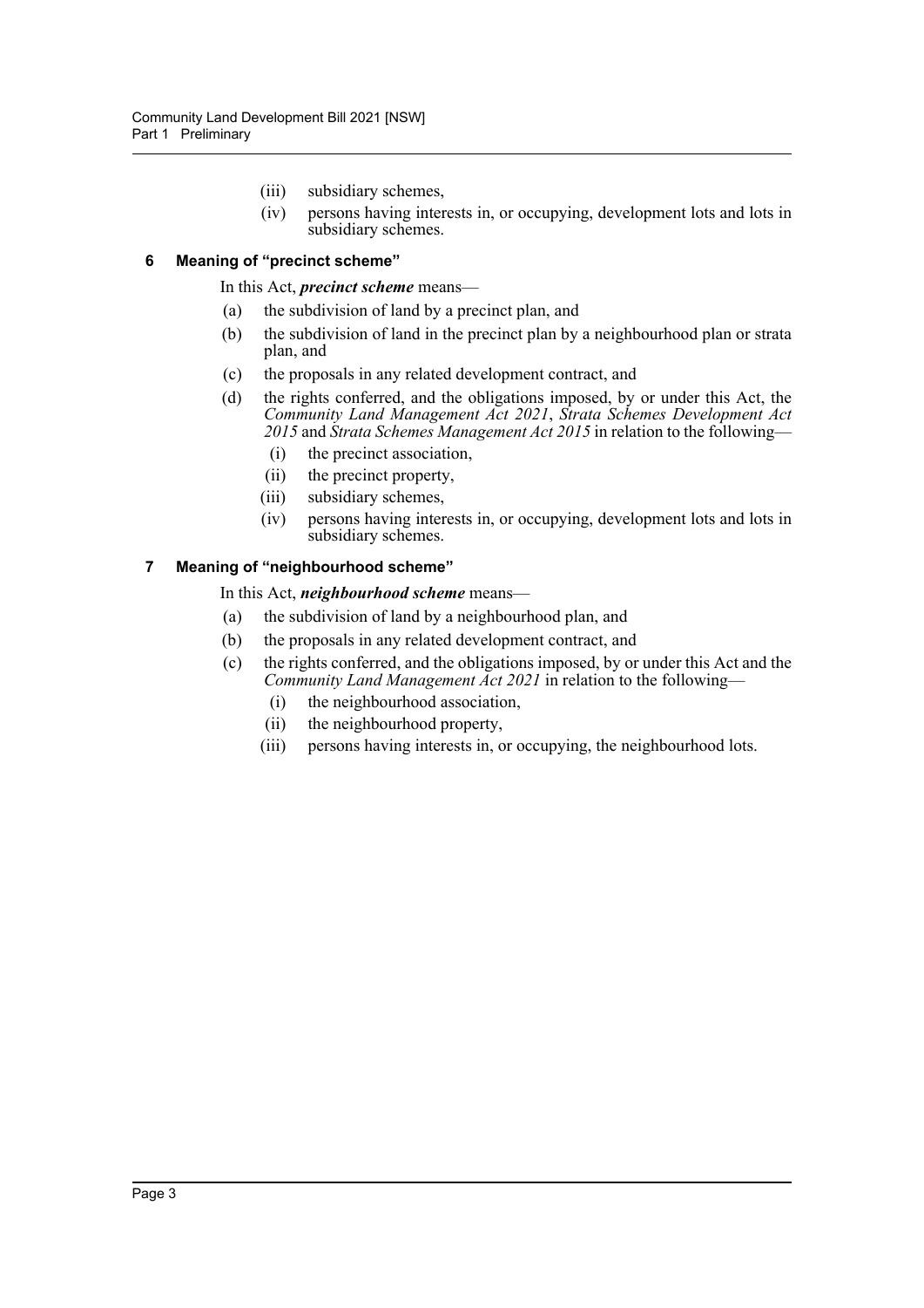(iii) subsidiary schemes,

(iv) persons having interests in, or occupying, development lots and lots in subsidiary schemes.

### 6 Meaning of "precinct scheme"

In this Act, ***precinct scheme*** means—

(a) the subdivision of land by a precinct plan, and

(b) the subdivision of land in the precinct plan by a neighbourhood plan or strata plan, and

(c) the proposals in any related development contract, and

(d) the rights conferred, and the obligations imposed, by or under this Act, the *Community Land Management Act 2021*, *Strata Schemes Development Act 2015* and *Strata Schemes Management Act 2015* in relation to the following—

(i) the precinct association,

(ii) the precinct property,

(iii) subsidiary schemes,

(iv) persons having interests in, or occupying, development lots and lots in subsidiary schemes.

### 7 Meaning of "neighbourhood scheme"

In this Act, ***neighbourhood scheme*** means—

(a) the subdivision of land by a neighbourhood plan, and

(b) the proposals in any related development contract, and

(c) the rights conferred, and the obligations imposed, by or under this Act and the *Community Land Management Act 2021* in relation to the following—

(i) the neighbourhood association,

(ii) the neighbourhood property,

(iii) persons having interests in, or occupying, the neighbourhood lots.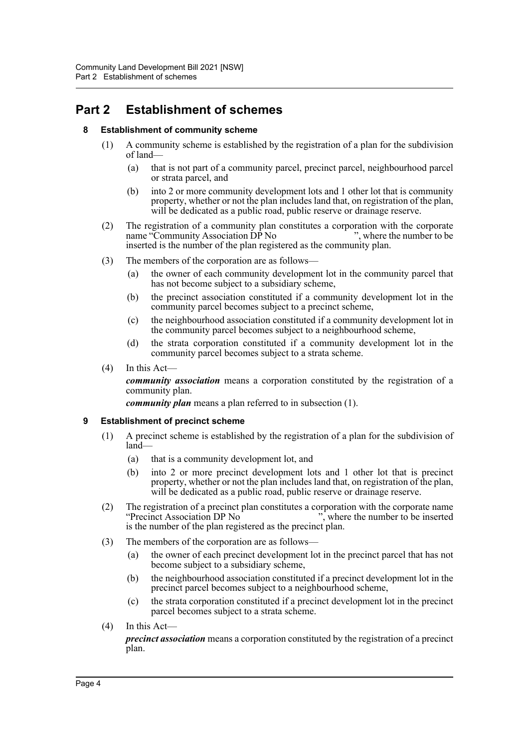# Part 2 Establishment of schemes

### 8 Establishment of community scheme

(1) A community scheme is established by the registration of a plan for the subdivision of land—

(a) that is not part of a community parcel, precinct parcel, neighbourhood parcel or strata parcel, and

(b) into 2 or more community development lots and 1 other lot that is community property, whether or not the plan includes land that, on registration of the plan, will be dedicated as a public road, public reserve or drainage reserve.

(2) The registration of a community plan constitutes a corporation with the corporate name "Community Association DP No                    ", where the number to be inserted is the number of the plan registered as the community plan.

(3) The members of the corporation are as follows—

(a) the owner of each community development lot in the community parcel that has not become subject to a subsidiary scheme,

(b) the precinct association constituted if a community development lot in the community parcel becomes subject to a precinct scheme,

(c) the neighbourhood association constituted if a community development lot in the community parcel becomes subject to a neighbourhood scheme,

(d) the strata corporation constituted if a community development lot in the community parcel becomes subject to a strata scheme.

(4) In this Act—

***community association*** means a corporation constituted by the registration of a community plan.

***community plan*** means a plan referred to in subsection (1).

### 9 Establishment of precinct scheme

(1) A precinct scheme is established by the registration of a plan for the subdivision of land—

(a) that is a community development lot, and

(b) into 2 or more precinct development lots and 1 other lot that is precinct property, whether or not the plan includes land that, on registration of the plan, will be dedicated as a public road, public reserve or drainage reserve.

(2) The registration of a precinct plan constitutes a corporation with the corporate name "Precinct Association DP No                    ", where the number to be inserted is the number of the plan registered as the precinct plan.

(3) The members of the corporation are as follows—

(a) the owner of each precinct development lot in the precinct parcel that has not become subject to a subsidiary scheme,

(b) the neighbourhood association constituted if a precinct development lot in the precinct parcel becomes subject to a neighbourhood scheme,

(c) the strata corporation constituted if a precinct development lot in the precinct parcel becomes subject to a strata scheme.

(4) In this Act—

***precinct association*** means a corporation constituted by the registration of a precinct plan.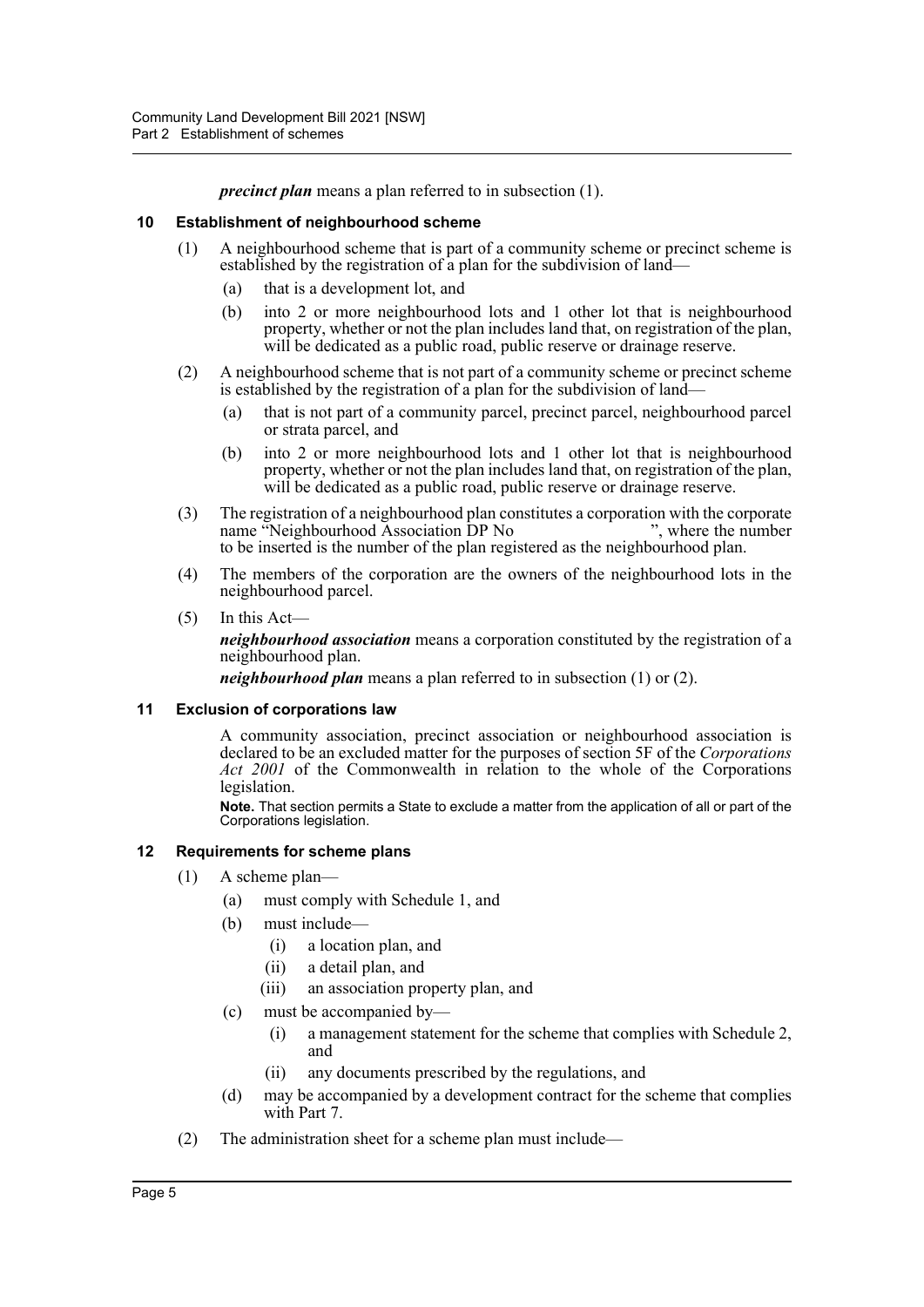***precinct plan*** means a plan referred to in subsection (1).

### 10 Establishment of neighbourhood scheme

(1) A neighbourhood scheme that is part of a community scheme or precinct scheme is established by the registration of a plan for the subdivision of land—

(a) that is a development lot, and

(b) into 2 or more neighbourhood lots and 1 other lot that is neighbourhood property, whether or not the plan includes land that, on registration of the plan, will be dedicated as a public road, public reserve or drainage reserve.

(2) A neighbourhood scheme that is not part of a community scheme or precinct scheme is established by the registration of a plan for the subdivision of land—

(a) that is not part of a community parcel, precinct parcel, neighbourhood parcel or strata parcel, and

(b) into 2 or more neighbourhood lots and 1 other lot that is neighbourhood property, whether or not the plan includes land that, on registration of the plan, will be dedicated as a public road, public reserve or drainage reserve.

(3) The registration of a neighbourhood plan constitutes a corporation with the corporate name "Neighbourhood Association DP No                    ", where the number to be inserted is the number of the plan registered as the neighbourhood plan.

(4) The members of the corporation are the owners of the neighbourhood lots in the neighbourhood parcel.

(5) In this Act—

***neighbourhood association*** means a corporation constituted by the registration of a neighbourhood plan.

***neighbourhood plan*** means a plan referred to in subsection (1) or (2).

### 11 Exclusion of corporations law

A community association, precinct association or neighbourhood association is declared to be an excluded matter for the purposes of section 5F of the *Corporations Act 2001* of the Commonwealth in relation to the whole of the Corporations legislation.

**Note.** That section permits a State to exclude a matter from the application of all or part of the Corporations legislation.

### 12 Requirements for scheme plans

(1) A scheme plan—

(a) must comply with Schedule 1, and

(b) must include—

(i) a location plan, and

(ii) a detail plan, and

(iii) an association property plan, and

(c) must be accompanied by—

(i) a management statement for the scheme that complies with Schedule 2, and

(ii) any documents prescribed by the regulations, and

(d) may be accompanied by a development contract for the scheme that complies with Part 7.

(2) The administration sheet for a scheme plan must include—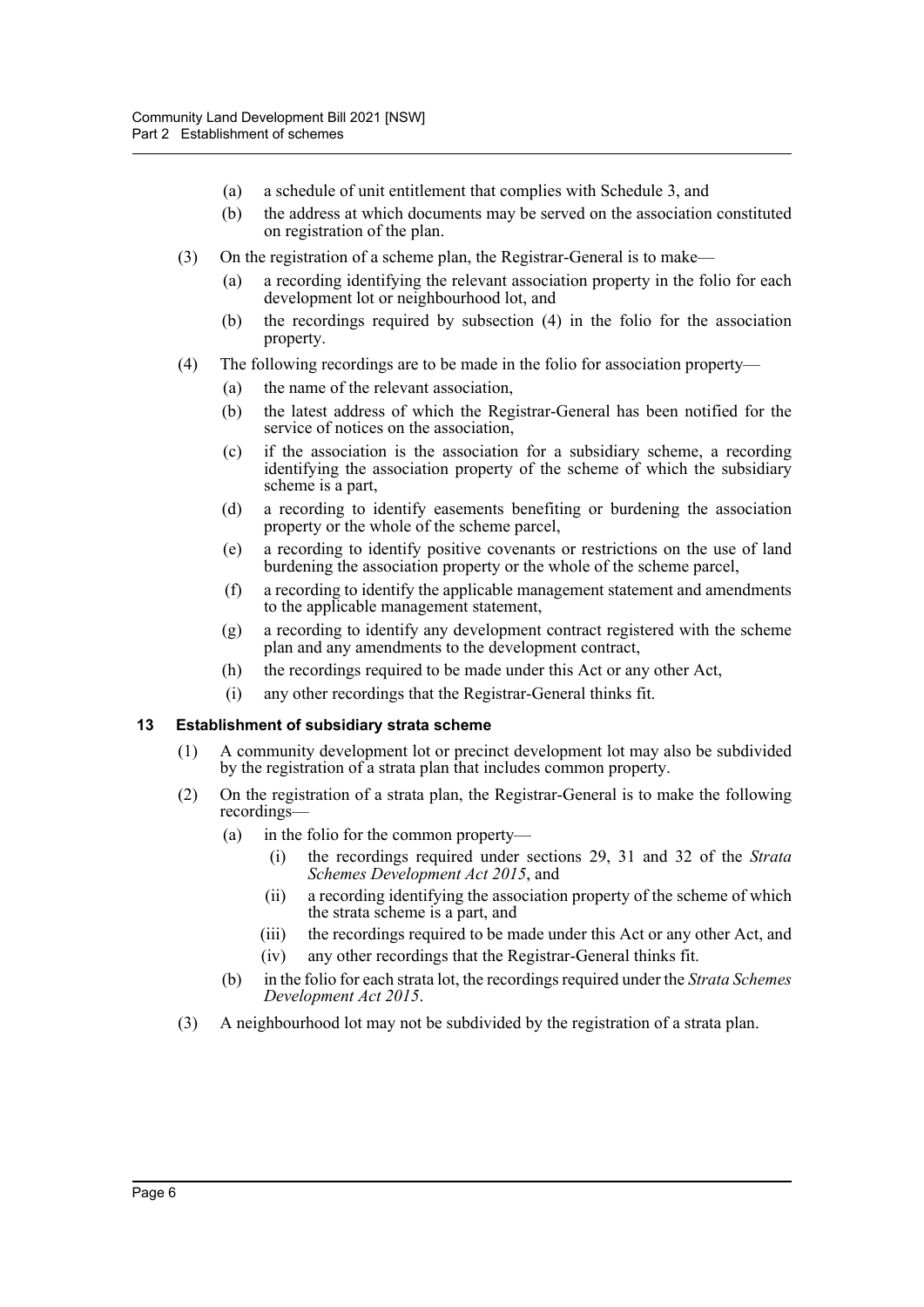(a) a schedule of unit entitlement that complies with Schedule 3, and

(b) the address at which documents may be served on the association constituted on registration of the plan.

(3) On the registration of a scheme plan, the Registrar-General is to make—

(a) a recording identifying the relevant association property in the folio for each development lot or neighbourhood lot, and

(b) the recordings required by subsection (4) in the folio for the association property.

(4) The following recordings are to be made in the folio for association property—

(a) the name of the relevant association,

(b) the latest address of which the Registrar-General has been notified for the service of notices on the association,

(c) if the association is the association for a subsidiary scheme, a recording identifying the association property of the scheme of which the subsidiary scheme is a part,

(d) a recording to identify easements benefiting or burdening the association property or the whole of the scheme parcel,

(e) a recording to identify positive covenants or restrictions on the use of land burdening the association property or the whole of the scheme parcel,

(f) a recording to identify the applicable management statement and amendments to the applicable management statement,

(g) a recording to identify any development contract registered with the scheme plan and any amendments to the development contract,

(h) the recordings required to be made under this Act or any other Act,

(i) any other recordings that the Registrar-General thinks fit.

### 13 Establishment of subsidiary strata scheme

(1) A community development lot or precinct development lot may also be subdivided by the registration of a strata plan that includes common property.

(2) On the registration of a strata plan, the Registrar-General is to make the following recordings—

(a) in the folio for the common property—

(i) the recordings required under sections 29, 31 and 32 of the *Strata Schemes Development Act 2015*, and

(ii) a recording identifying the association property of the scheme of which the strata scheme is a part, and

(iii) the recordings required to be made under this Act or any other Act, and

(iv) any other recordings that the Registrar-General thinks fit.

(b) in the folio for each strata lot, the recordings required under the *Strata Schemes Development Act 2015*.

(3) A neighbourhood lot may not be subdivided by the registration of a strata plan.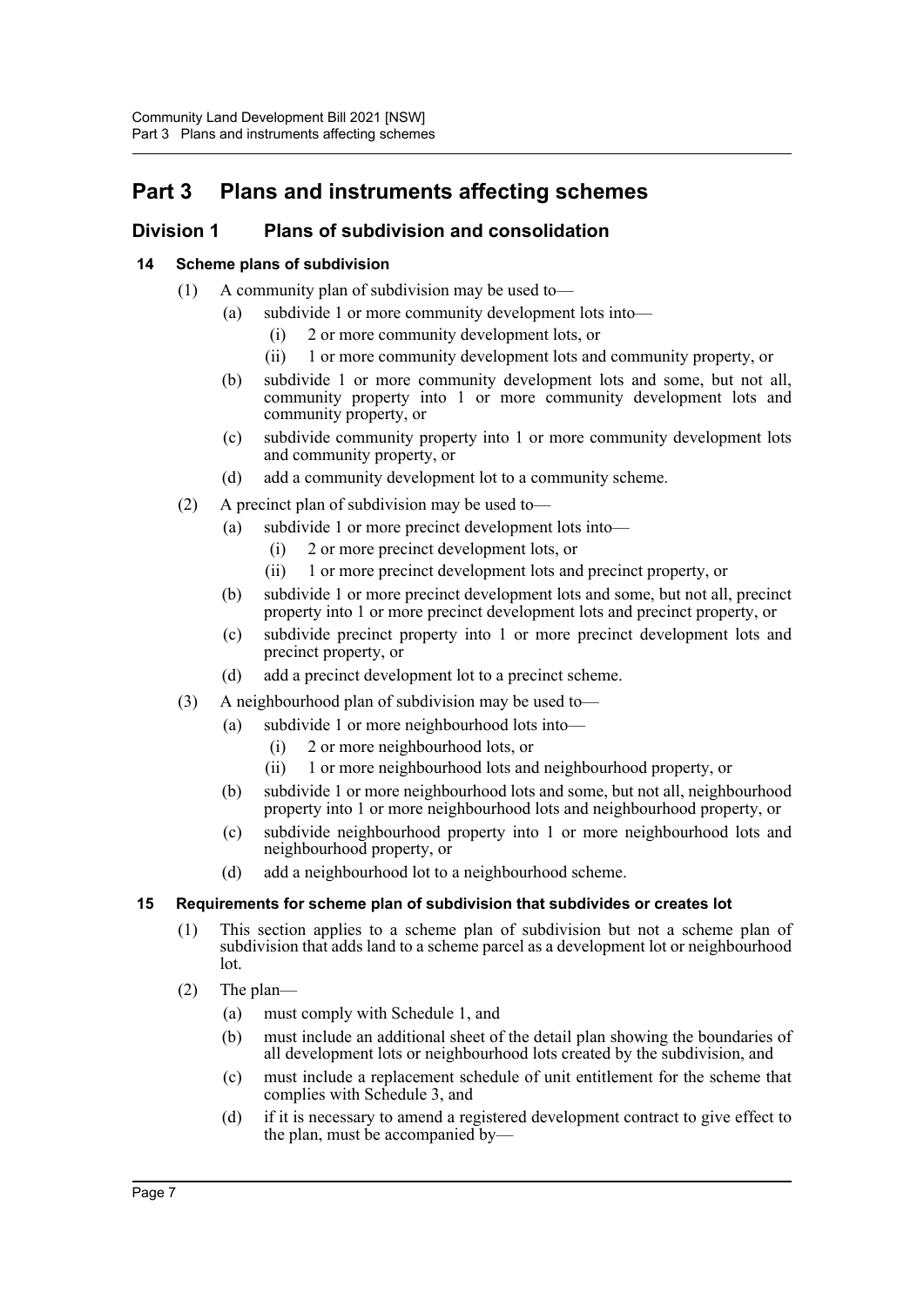# Part 3 Plans and instruments affecting schemes

## Division 1 Plans of subdivision and consolidation

### 14 Scheme plans of subdivision

(1) A community plan of subdivision may be used to—

- (a) subdivide 1 or more community development lots into—
  - (i) 2 or more community development lots, or
  - (ii) 1 or more community development lots and community property, or
- (b) subdivide 1 or more community development lots and some, but not all, community property into 1 or more community development lots and community property, or
- (c) subdivide community property into 1 or more community development lots and community property, or
- (d) add a community development lot to a community scheme.

(2) A precinct plan of subdivision may be used to—

- (a) subdivide 1 or more precinct development lots into—
  - (i) 2 or more precinct development lots, or
  - (ii) 1 or more precinct development lots and precinct property, or
- (b) subdivide 1 or more precinct development lots and some, but not all, precinct property into 1 or more precinct development lots and precinct property, or
- (c) subdivide precinct property into 1 or more precinct development lots and precinct property, or
- (d) add a precinct development lot to a precinct scheme.

(3) A neighbourhood plan of subdivision may be used to—

- (a) subdivide 1 or more neighbourhood lots into—
  - (i) 2 or more neighbourhood lots, or
  - (ii) 1 or more neighbourhood lots and neighbourhood property, or
- (b) subdivide 1 or more neighbourhood lots and some, but not all, neighbourhood property into 1 or more neighbourhood lots and neighbourhood property, or
- (c) subdivide neighbourhood property into 1 or more neighbourhood lots and neighbourhood property, or
- (d) add a neighbourhood lot to a neighbourhood scheme.

### 15 Requirements for scheme plan of subdivision that subdivides or creates lot

(1) This section applies to a scheme plan of subdivision but not a scheme plan of subdivision that adds land to a scheme parcel as a development lot or neighbourhood lot.

(2) The plan—

- (a) must comply with Schedule 1, and
- (b) must include an additional sheet of the detail plan showing the boundaries of all development lots or neighbourhood lots created by the subdivision, and
- (c) must include a replacement schedule of unit entitlement for the scheme that complies with Schedule 3, and
- (d) if it is necessary to amend a registered development contract to give effect to the plan, must be accompanied by—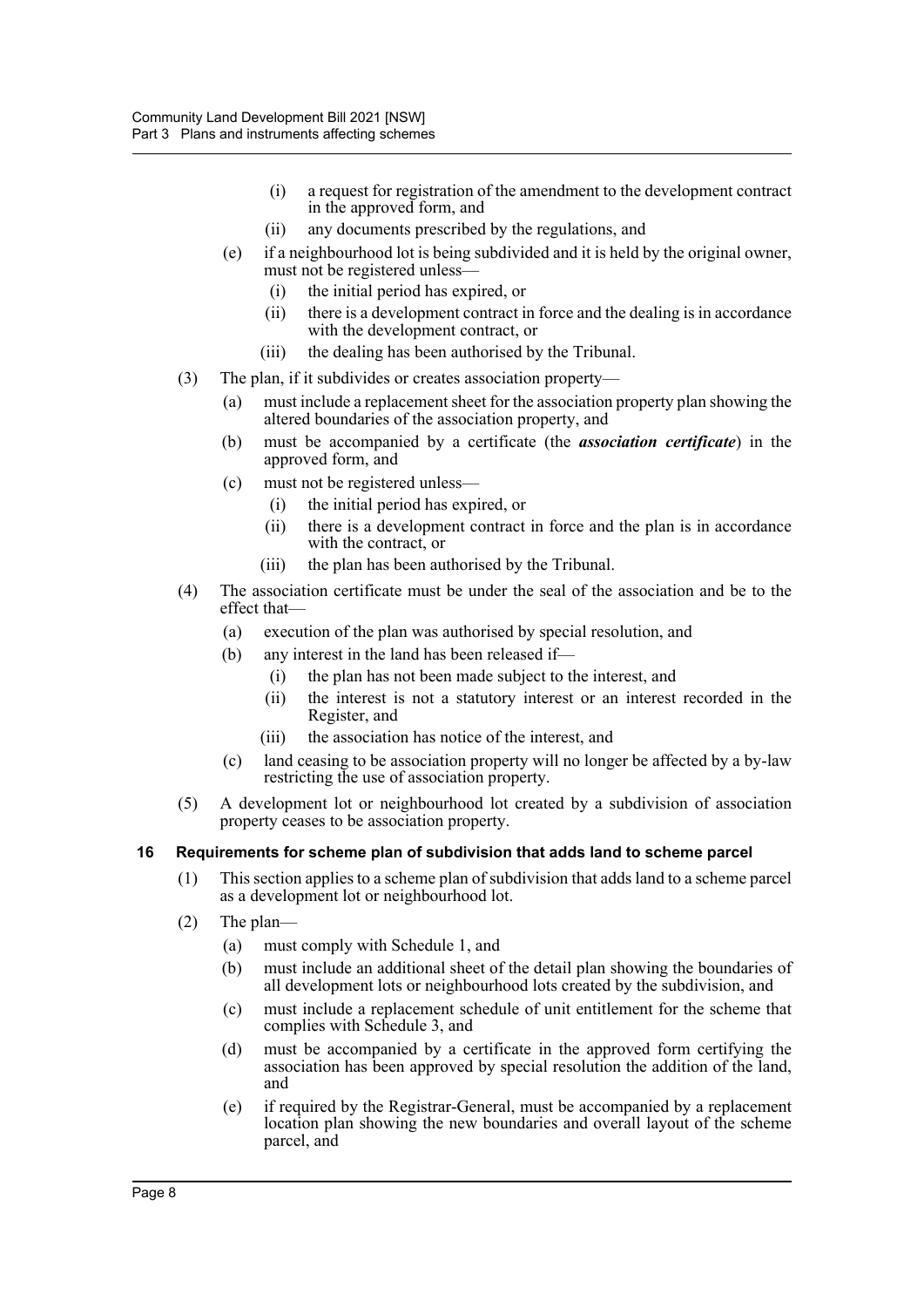(i) a request for registration of the amendment to the development contract in the approved form, and

(ii) any documents prescribed by the regulations, and

(e) if a neighbourhood lot is being subdivided and it is held by the original owner, must not be registered unless—

(i) the initial period has expired, or

(ii) there is a development contract in force and the dealing is in accordance with the development contract, or

(iii) the dealing has been authorised by the Tribunal.

(3) The plan, if it subdivides or creates association property—

(a) must include a replacement sheet for the association property plan showing the altered boundaries of the association property, and

(b) must be accompanied by a certificate (the ***association certificate***) in the approved form, and

(c) must not be registered unless—

(i) the initial period has expired, or

(ii) there is a development contract in force and the plan is in accordance with the contract, or

(iii) the plan has been authorised by the Tribunal.

(4) The association certificate must be under the seal of the association and be to the effect that—

(a) execution of the plan was authorised by special resolution, and

(b) any interest in the land has been released if—

(i) the plan has not been made subject to the interest, and

(ii) the interest is not a statutory interest or an interest recorded in the Register, and

(iii) the association has notice of the interest, and

(c) land ceasing to be association property will no longer be affected by a by-law restricting the use of association property.

(5) A development lot or neighbourhood lot created by a subdivision of association property ceases to be association property.

### 16 Requirements for scheme plan of subdivision that adds land to scheme parcel

(1) This section applies to a scheme plan of subdivision that adds land to a scheme parcel as a development lot or neighbourhood lot.

(2) The plan—

(a) must comply with Schedule 1, and

(b) must include an additional sheet of the detail plan showing the boundaries of all development lots or neighbourhood lots created by the subdivision, and

(c) must include a replacement schedule of unit entitlement for the scheme that complies with Schedule 3, and

(d) must be accompanied by a certificate in the approved form certifying the association has been approved by special resolution the addition of the land, and

(e) if required by the Registrar-General, must be accompanied by a replacement location plan showing the new boundaries and overall layout of the scheme parcel, and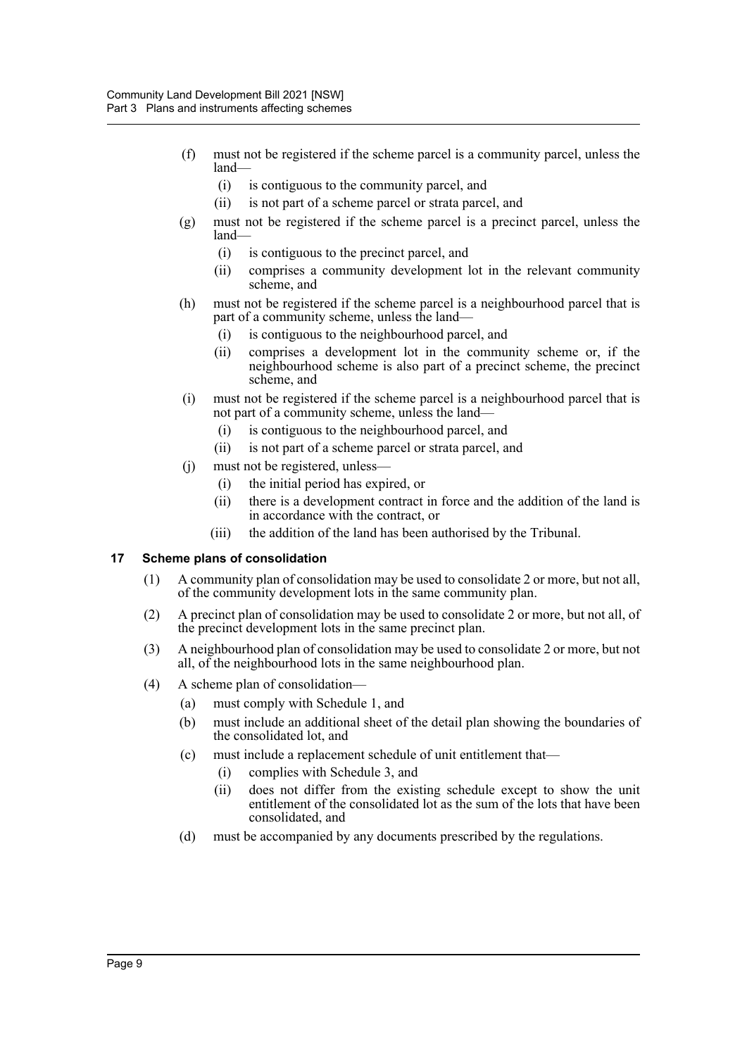(f) must not be registered if the scheme parcel is a community parcel, unless the land—

   (i) is contiguous to the community parcel, and

   (ii) is not part of a scheme parcel or strata parcel, and

(g) must not be registered if the scheme parcel is a precinct parcel, unless the land—

   (i) is contiguous to the precinct parcel, and

   (ii) comprises a community development lot in the relevant community scheme, and

(h) must not be registered if the scheme parcel is a neighbourhood parcel that is part of a community scheme, unless the land—

   (i) is contiguous to the neighbourhood parcel, and

   (ii) comprises a development lot in the community scheme or, if the neighbourhood scheme is also part of a precinct scheme, the precinct scheme, and

(i) must not be registered if the scheme parcel is a neighbourhood parcel that is not part of a community scheme, unless the land—

   (i) is contiguous to the neighbourhood parcel, and

   (ii) is not part of a scheme parcel or strata parcel, and

(j) must not be registered, unless—

   (i) the initial period has expired, or

   (ii) there is a development contract in force and the addition of the land is in accordance with the contract, or

   (iii) the addition of the land has been authorised by the Tribunal.

### 17 Scheme plans of consolidation

(1) A community plan of consolidation may be used to consolidate 2 or more, but not all, of the community development lots in the same community plan.

(2) A precinct plan of consolidation may be used to consolidate 2 or more, but not all, of the precinct development lots in the same precinct plan.

(3) A neighbourhood plan of consolidation may be used to consolidate 2 or more, but not all, of the neighbourhood lots in the same neighbourhood plan.

(4) A scheme plan of consolidation—

   (a) must comply with Schedule 1, and

   (b) must include an additional sheet of the detail plan showing the boundaries of the consolidated lot, and

   (c) must include a replacement schedule of unit entitlement that—

      (i) complies with Schedule 3, and

      (ii) does not differ from the existing schedule except to show the unit entitlement of the consolidated lot as the sum of the lots that have been consolidated, and

   (d) must be accompanied by any documents prescribed by the regulations.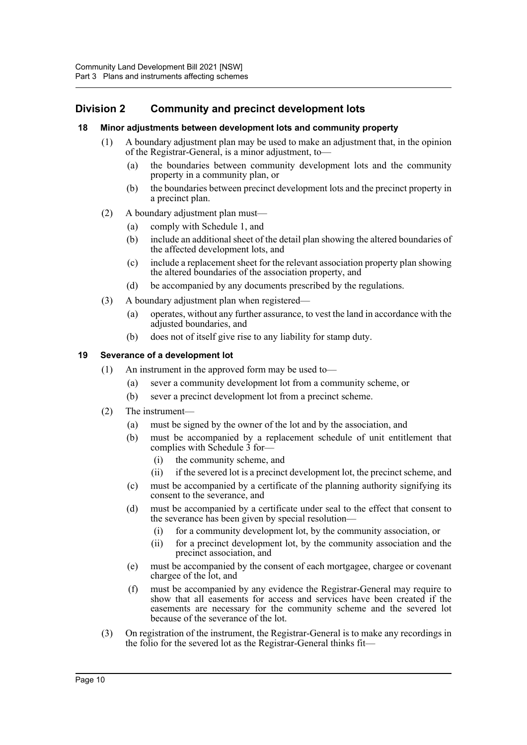## Division 2 Community and precinct development lots

### 18 Minor adjustments between development lots and community property

(1) A boundary adjustment plan may be used to make an adjustment that, in the opinion of the Registrar-General, is a minor adjustment, to—

(a) the boundaries between community development lots and the community property in a community plan, or

(b) the boundaries between precinct development lots and the precinct property in a precinct plan.

(2) A boundary adjustment plan must—

(a) comply with Schedule 1, and

(b) include an additional sheet of the detail plan showing the altered boundaries of the affected development lots, and

(c) include a replacement sheet for the relevant association property plan showing the altered boundaries of the association property, and

(d) be accompanied by any documents prescribed by the regulations.

(3) A boundary adjustment plan when registered—

(a) operates, without any further assurance, to vest the land in accordance with the adjusted boundaries, and

(b) does not of itself give rise to any liability for stamp duty.

### 19 Severance of a development lot

(1) An instrument in the approved form may be used to—

(a) sever a community development lot from a community scheme, or

(b) sever a precinct development lot from a precinct scheme.

(2) The instrument—

(a) must be signed by the owner of the lot and by the association, and

(b) must be accompanied by a replacement schedule of unit entitlement that complies with Schedule 3 for—

(i) the community scheme, and

(ii) if the severed lot is a precinct development lot, the precinct scheme, and

(c) must be accompanied by a certificate of the planning authority signifying its consent to the severance, and

(d) must be accompanied by a certificate under seal to the effect that consent to the severance has been given by special resolution—

(i) for a community development lot, by the community association, or

(ii) for a precinct development lot, by the community association and the precinct association, and

(e) must be accompanied by the consent of each mortgagee, chargee or covenant chargee of the lot, and

(f) must be accompanied by any evidence the Registrar-General may require to show that all easements for access and services have been created if the easements are necessary for the community scheme and the severed lot because of the severance of the lot.

(3) On registration of the instrument, the Registrar-General is to make any recordings in the folio for the severed lot as the Registrar-General thinks fit—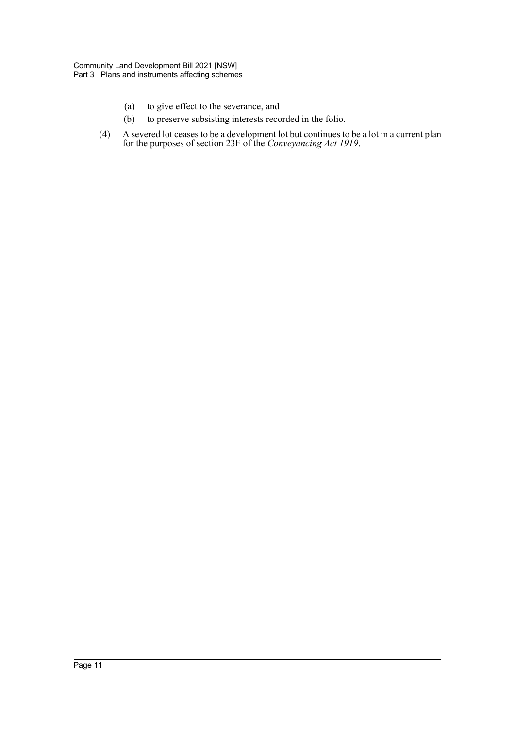(a) to give effect to the severance, and

(b) to preserve subsisting interests recorded in the folio.

(4) A severed lot ceases to be a development lot but continues to be a lot in a current plan for the purposes of section 23F of the *Conveyancing Act 1919*.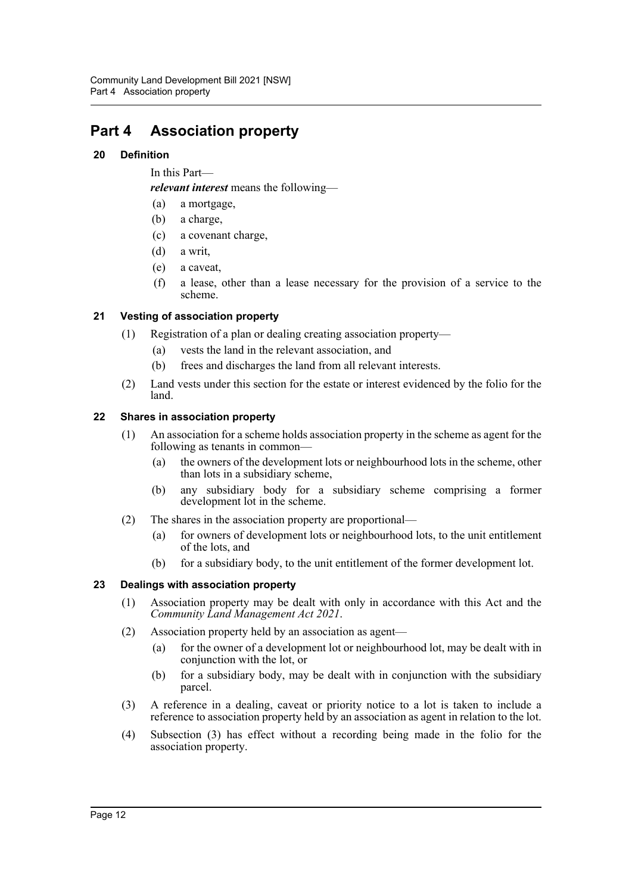# Part 4 Association property

### 20 Definition

In this Part—

***relevant interest*** means the following—

(a) a mortgage,

(b) a charge,

(c) a covenant charge,

(d) a writ,

(e) a caveat,

(f) a lease, other than a lease necessary for the provision of a service to the scheme.

### 21 Vesting of association property

(1) Registration of a plan or dealing creating association property—

(a) vests the land in the relevant association, and

(b) frees and discharges the land from all relevant interests.

(2) Land vests under this section for the estate or interest evidenced by the folio for the land.

### 22 Shares in association property

(1) An association for a scheme holds association property in the scheme as agent for the following as tenants in common—

(a) the owners of the development lots or neighbourhood lots in the scheme, other than lots in a subsidiary scheme,

(b) any subsidiary body for a subsidiary scheme comprising a former development lot in the scheme.

(2) The shares in the association property are proportional—

(a) for owners of development lots or neighbourhood lots, to the unit entitlement of the lots, and

(b) for a subsidiary body, to the unit entitlement of the former development lot.

### 23 Dealings with association property

(1) Association property may be dealt with only in accordance with this Act and the *Community Land Management Act 2021*.

(2) Association property held by an association as agent—

(a) for the owner of a development lot or neighbourhood lot, may be dealt with in conjunction with the lot, or

(b) for a subsidiary body, may be dealt with in conjunction with the subsidiary parcel.

(3) A reference in a dealing, caveat or priority notice to a lot is taken to include a reference to association property held by an association as agent in relation to the lot.

(4) Subsection (3) has effect without a recording being made in the folio for the association property.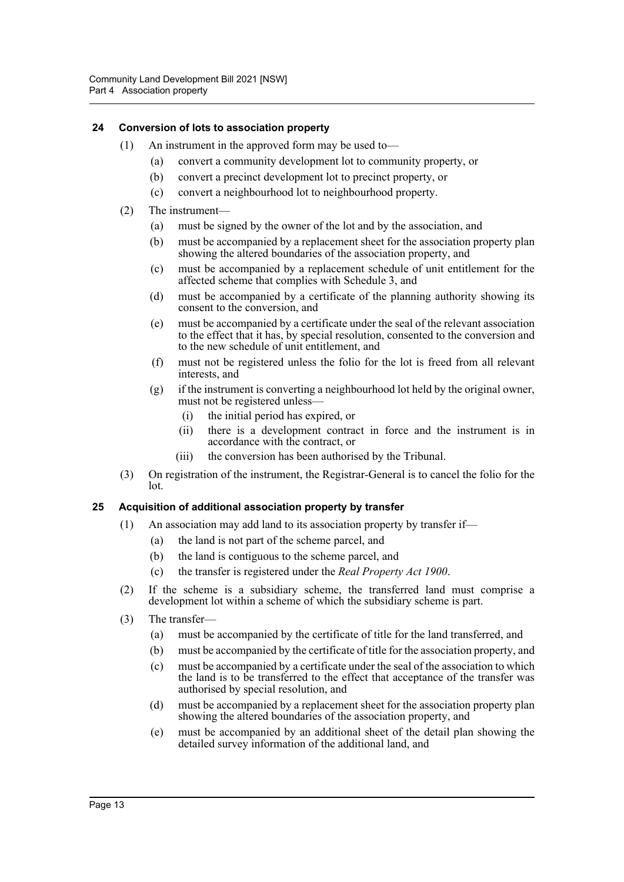### 24 Conversion of lots to association property

(1) An instrument in the approved form may be used to—

- (a) convert a community development lot to community property, or
- (b) convert a precinct development lot to precinct property, or
- (c) convert a neighbourhood lot to neighbourhood property.

(2) The instrument—

- (a) must be signed by the owner of the lot and by the association, and
- (b) must be accompanied by a replacement sheet for the association property plan showing the altered boundaries of the association property, and
- (c) must be accompanied by a replacement schedule of unit entitlement for the affected scheme that complies with Schedule 3, and
- (d) must be accompanied by a certificate of the planning authority showing its consent to the conversion, and
- (e) must be accompanied by a certificate under the seal of the relevant association to the effect that it has, by special resolution, consented to the conversion and to the new schedule of unit entitlement, and
- (f) must not be registered unless the folio for the lot is freed from all relevant interests, and
- (g) if the instrument is converting a neighbourhood lot held by the original owner, must not be registered unless—
  - (i) the initial period has expired, or
  - (ii) there is a development contract in force and the instrument is in accordance with the contract, or
  - (iii) the conversion has been authorised by the Tribunal.

(3) On registration of the instrument, the Registrar-General is to cancel the folio for the lot.

### 25 Acquisition of additional association property by transfer

(1) An association may add land to its association property by transfer if—

- (a) the land is not part of the scheme parcel, and
- (b) the land is contiguous to the scheme parcel, and
- (c) the transfer is registered under the *Real Property Act 1900*.

(2) If the scheme is a subsidiary scheme, the transferred land must comprise a development lot within a scheme of which the subsidiary scheme is part.

(3) The transfer—

- (a) must be accompanied by the certificate of title for the land transferred, and
- (b) must be accompanied by the certificate of title for the association property, and
- (c) must be accompanied by a certificate under the seal of the association to which the land is to be transferred to the effect that acceptance of the transfer was authorised by special resolution, and
- (d) must be accompanied by a replacement sheet for the association property plan showing the altered boundaries of the association property, and
- (e) must be accompanied by an additional sheet of the detail plan showing the detailed survey information of the additional land, and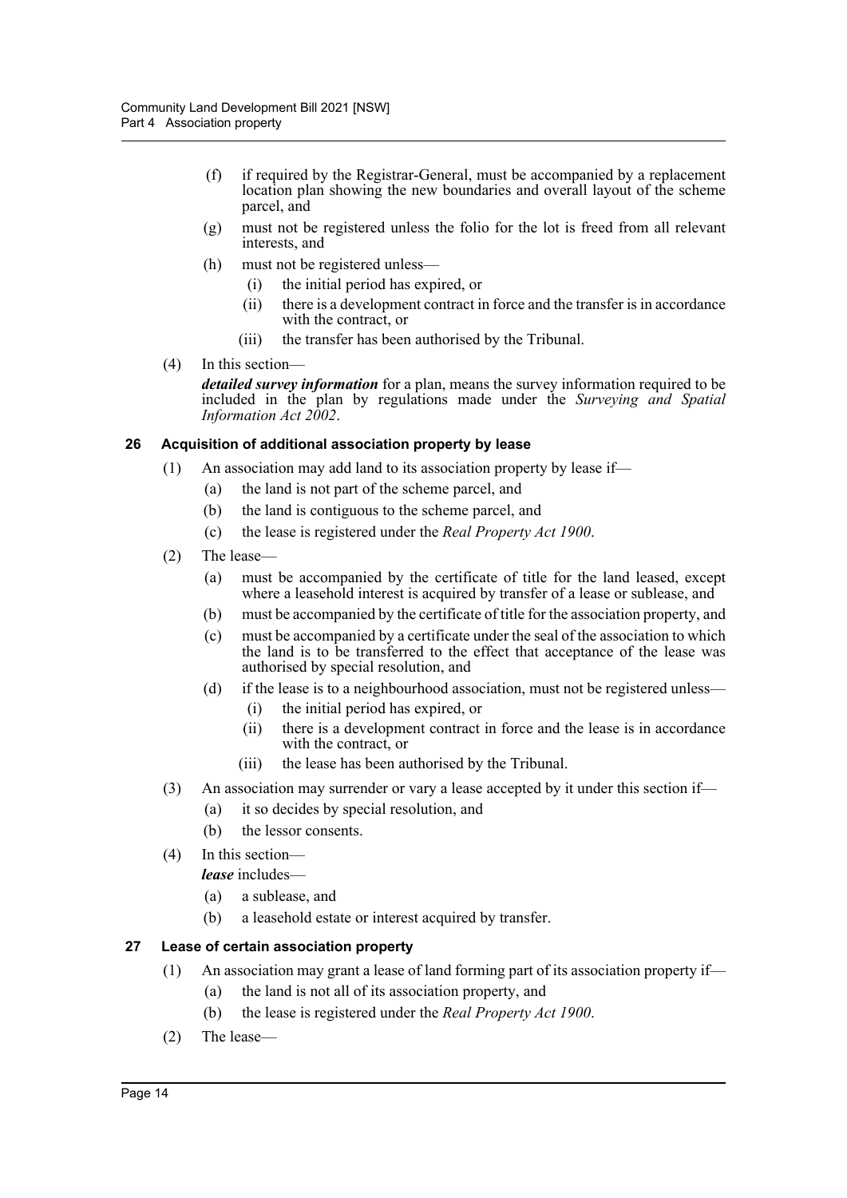(f) if required by the Registrar-General, must be accompanied by a replacement location plan showing the new boundaries and overall layout of the scheme parcel, and

(g) must not be registered unless the folio for the lot is freed from all relevant interests, and

(h) must not be registered unless—

(i) the initial period has expired, or

(ii) there is a development contract in force and the transfer is in accordance with the contract, or

(iii) the transfer has been authorised by the Tribunal.

(4) In this section—

***detailed survey information*** for a plan, means the survey information required to be included in the plan by regulations made under the *Surveying and Spatial Information Act 2002*.

### 26 Acquisition of additional association property by lease

(1) An association may add land to its association property by lease if—

(a) the land is not part of the scheme parcel, and

(b) the land is contiguous to the scheme parcel, and

(c) the lease is registered under the *Real Property Act 1900*.

(2) The lease—

(a) must be accompanied by the certificate of title for the land leased, except where a leasehold interest is acquired by transfer of a lease or sublease, and

(b) must be accompanied by the certificate of title for the association property, and

(c) must be accompanied by a certificate under the seal of the association to which the land is to be transferred to the effect that acceptance of the lease was authorised by special resolution, and

(d) if the lease is to a neighbourhood association, must not be registered unless—

(i) the initial period has expired, or

(ii) there is a development contract in force and the lease is in accordance with the contract, or

(iii) the lease has been authorised by the Tribunal.

(3) An association may surrender or vary a lease accepted by it under this section if—

(a) it so decides by special resolution, and

(b) the lessor consents.

(4) In this section—

***lease*** includes—

(a) a sublease, and

(b) a leasehold estate or interest acquired by transfer.

### 27 Lease of certain association property

(1) An association may grant a lease of land forming part of its association property if—

(a) the land is not all of its association property, and

(b) the lease is registered under the *Real Property Act 1900*.

(2) The lease—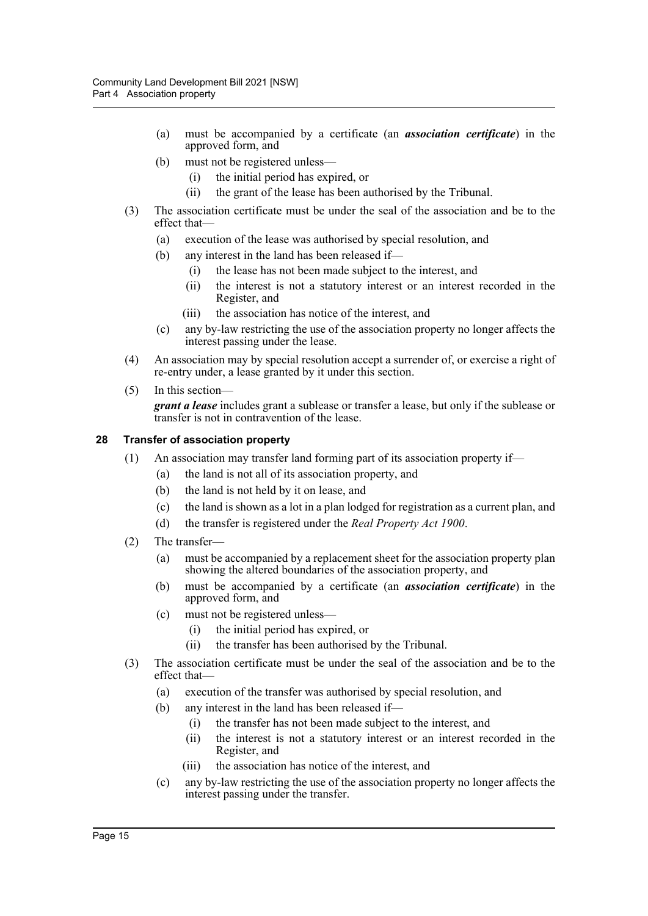(a) must be accompanied by a certificate (an ***association certificate***) in the approved form, and

(b) must not be registered unless—

(i) the initial period has expired, or

(ii) the grant of the lease has been authorised by the Tribunal.

(3) The association certificate must be under the seal of the association and be to the effect that—

(a) execution of the lease was authorised by special resolution, and

(b) any interest in the land has been released if—

(i) the lease has not been made subject to the interest, and

(ii) the interest is not a statutory interest or an interest recorded in the Register, and

(iii) the association has notice of the interest, and

(c) any by-law restricting the use of the association property no longer affects the interest passing under the lease.

(4) An association may by special resolution accept a surrender of, or exercise a right of re-entry under, a lease granted by it under this section.

(5) In this section—

***grant a lease*** includes grant a sublease or transfer a lease, but only if the sublease or transfer is not in contravention of the lease.

### 28 Transfer of association property

(1) An association may transfer land forming part of its association property if—

(a) the land is not all of its association property, and

(b) the land is not held by it on lease, and

(c) the land is shown as a lot in a plan lodged for registration as a current plan, and

(d) the transfer is registered under the *Real Property Act 1900*.

(2) The transfer—

(a) must be accompanied by a replacement sheet for the association property plan showing the altered boundaries of the association property, and

(b) must be accompanied by a certificate (an ***association certificate***) in the approved form, and

(c) must not be registered unless—

(i) the initial period has expired, or

(ii) the transfer has been authorised by the Tribunal.

(3) The association certificate must be under the seal of the association and be to the effect that—

(a) execution of the transfer was authorised by special resolution, and

(b) any interest in the land has been released if—

(i) the transfer has not been made subject to the interest, and

(ii) the interest is not a statutory interest or an interest recorded in the Register, and

(iii) the association has notice of the interest, and

(c) any by-law restricting the use of the association property no longer affects the interest passing under the transfer.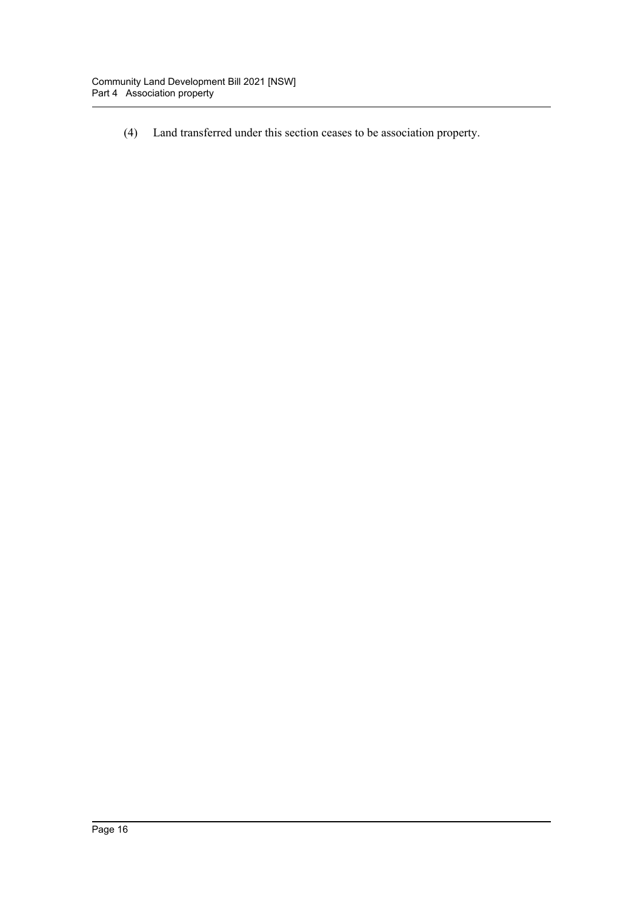(4) Land transferred under this section ceases to be association property.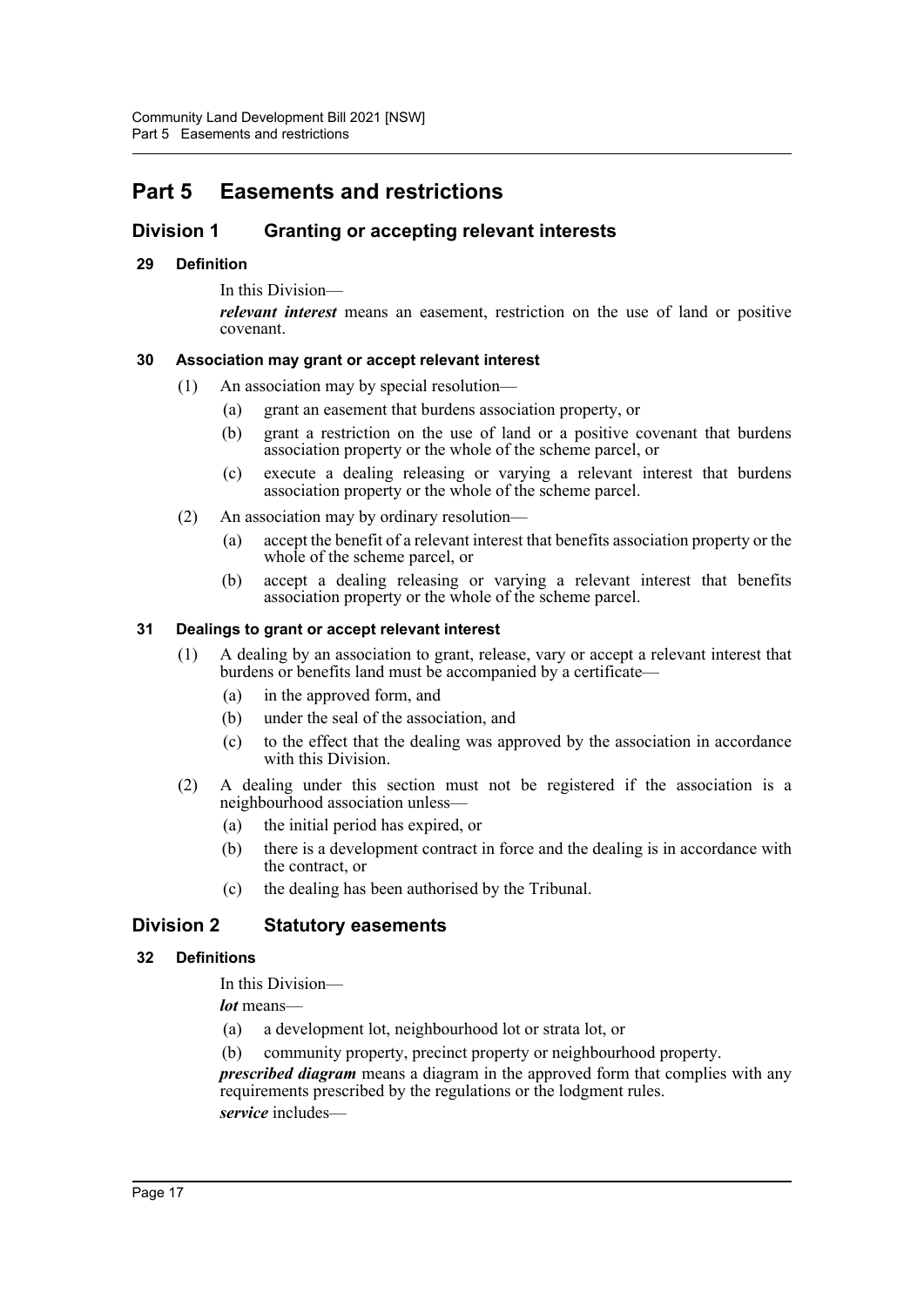# Part 5 Easements and restrictions

## Division 1 Granting or accepting relevant interests

### 29 Definition

In this Division—

***relevant interest*** means an easement, restriction on the use of land or positive covenant.

### 30 Association may grant or accept relevant interest

(1) An association may by special resolution—

(a) grant an easement that burdens association property, or

(b) grant a restriction on the use of land or a positive covenant that burdens association property or the whole of the scheme parcel, or

(c) execute a dealing releasing or varying a relevant interest that burdens association property or the whole of the scheme parcel.

(2) An association may by ordinary resolution—

(a) accept the benefit of a relevant interest that benefits association property or the whole of the scheme parcel, or

(b) accept a dealing releasing or varying a relevant interest that benefits association property or the whole of the scheme parcel.

### 31 Dealings to grant or accept relevant interest

(1) A dealing by an association to grant, release, vary or accept a relevant interest that burdens or benefits land must be accompanied by a certificate—

(a) in the approved form, and

(b) under the seal of the association, and

(c) to the effect that the dealing was approved by the association in accordance with this Division.

(2) A dealing under this section must not be registered if the association is a neighbourhood association unless—

(a) the initial period has expired, or

(b) there is a development contract in force and the dealing is in accordance with the contract, or

(c) the dealing has been authorised by the Tribunal.

## Division 2 Statutory easements

### 32 Definitions

In this Division—

***lot*** means—

(a) a development lot, neighbourhood lot or strata lot, or

(b) community property, precinct property or neighbourhood property.

***prescribed diagram*** means a diagram in the approved form that complies with any requirements prescribed by the regulations or the lodgment rules.

***service*** includes—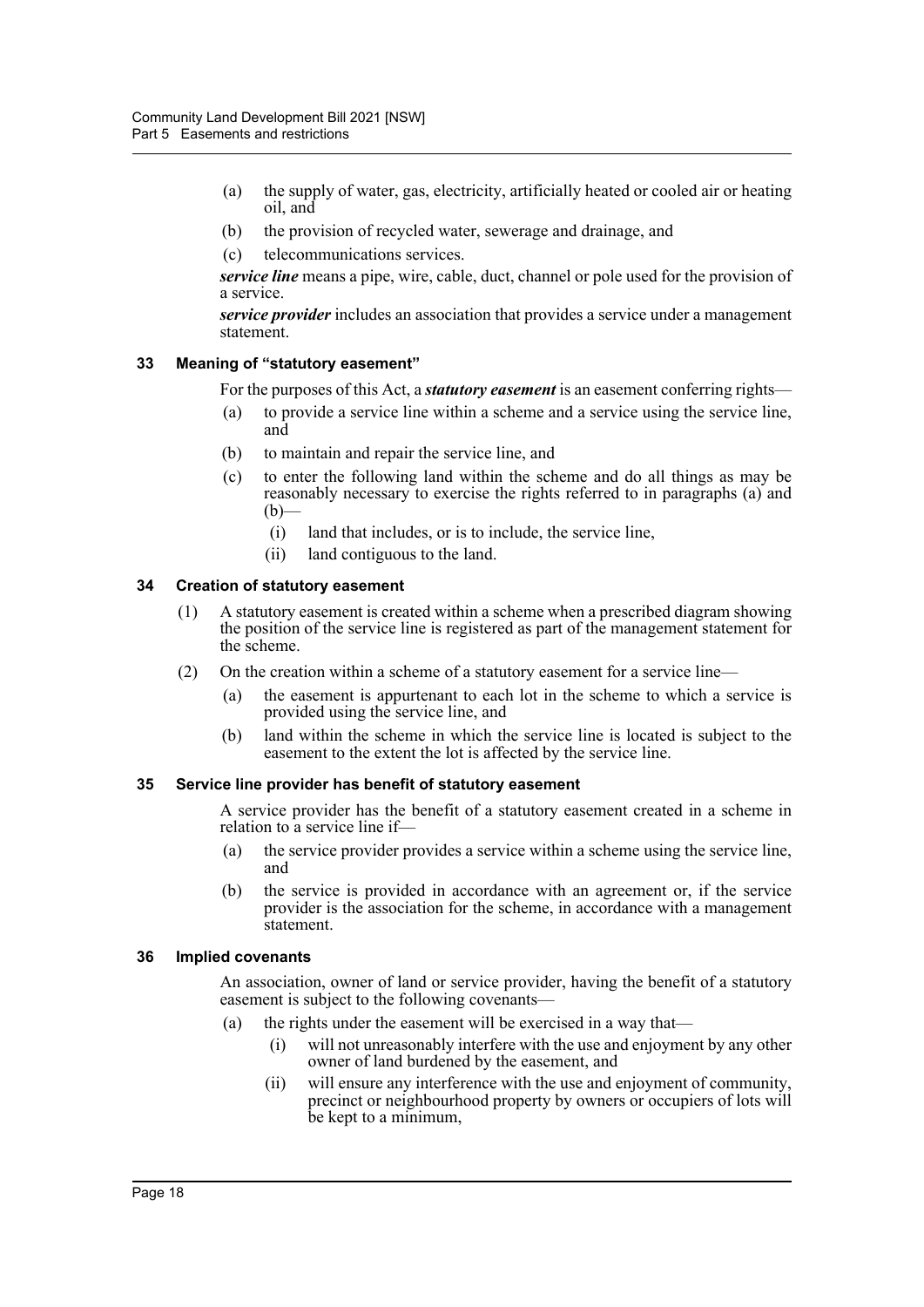(a) the supply of water, gas, electricity, artificially heated or cooled air or heating oil, and

(b) the provision of recycled water, sewerage and drainage, and

(c) telecommunications services.

***service line*** means a pipe, wire, cable, duct, channel or pole used for the provision of a service.

***service provider*** includes an association that provides a service under a management statement.

### 33 Meaning of "statutory easement"

For the purposes of this Act, a ***statutory easement*** is an easement conferring rights—

(a) to provide a service line within a scheme and a service using the service line, and

(b) to maintain and repair the service line, and

(c) to enter the following land within the scheme and do all things as may be reasonably necessary to exercise the rights referred to in paragraphs (a) and (b)—

  (i) land that includes, or is to include, the service line,

  (ii) land contiguous to the land.

### 34 Creation of statutory easement

(1) A statutory easement is created within a scheme when a prescribed diagram showing the position of the service line is registered as part of the management statement for the scheme.

(2) On the creation within a scheme of a statutory easement for a service line—

  (a) the easement is appurtenant to each lot in the scheme to which a service is provided using the service line, and

  (b) land within the scheme in which the service line is located is subject to the easement to the extent the lot is affected by the service line.

### 35 Service line provider has benefit of statutory easement

A service provider has the benefit of a statutory easement created in a scheme in relation to a service line if—

(a) the service provider provides a service within a scheme using the service line, and

(b) the service is provided in accordance with an agreement or, if the service provider is the association for the scheme, in accordance with a management statement.

### 36 Implied covenants

An association, owner of land or service provider, having the benefit of a statutory easement is subject to the following covenants—

(a) the rights under the easement will be exercised in a way that—

  (i) will not unreasonably interfere with the use and enjoyment by any other owner of land burdened by the easement, and

  (ii) will ensure any interference with the use and enjoyment of community, precinct or neighbourhood property by owners or occupiers of lots will be kept to a minimum,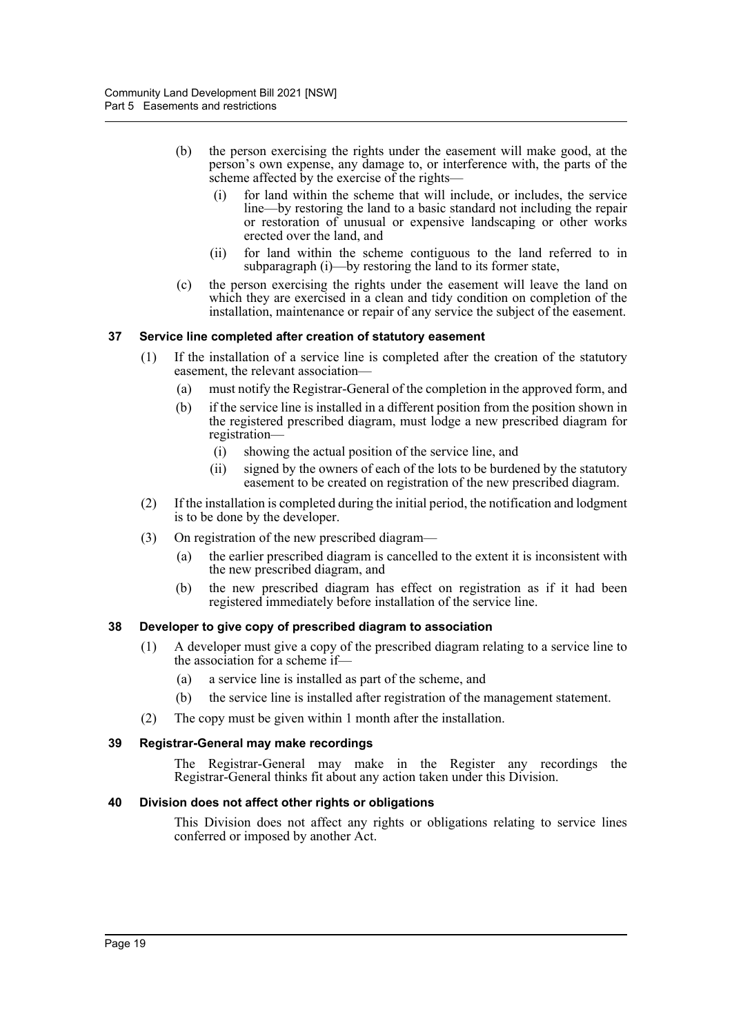(b) the person exercising the rights under the easement will make good, at the person's own expense, any damage to, or interference with, the parts of the scheme affected by the exercise of the rights—

(i) for land within the scheme that will include, or includes, the service line—by restoring the land to a basic standard not including the repair or restoration of unusual or expensive landscaping or other works erected over the land, and

(ii) for land within the scheme contiguous to the land referred to in subparagraph (i)—by restoring the land to its former state,

(c) the person exercising the rights under the easement will leave the land on which they are exercised in a clean and tidy condition on completion of the installation, maintenance or repair of any service the subject of the easement.

### 37 Service line completed after creation of statutory easement

(1) If the installation of a service line is completed after the creation of the statutory easement, the relevant association—

(a) must notify the Registrar-General of the completion in the approved form, and

(b) if the service line is installed in a different position from the position shown in the registered prescribed diagram, must lodge a new prescribed diagram for registration—

(i) showing the actual position of the service line, and

(ii) signed by the owners of each of the lots to be burdened by the statutory easement to be created on registration of the new prescribed diagram.

(2) If the installation is completed during the initial period, the notification and lodgment is to be done by the developer.

(3) On registration of the new prescribed diagram—

(a) the earlier prescribed diagram is cancelled to the extent it is inconsistent with the new prescribed diagram, and

(b) the new prescribed diagram has effect on registration as if it had been registered immediately before installation of the service line.

### 38 Developer to give copy of prescribed diagram to association

(1) A developer must give a copy of the prescribed diagram relating to a service line to the association for a scheme if—

(a) a service line is installed as part of the scheme, and

(b) the service line is installed after registration of the management statement.

(2) The copy must be given within 1 month after the installation.

### 39 Registrar-General may make recordings

The Registrar-General may make in the Register any recordings the Registrar-General thinks fit about any action taken under this Division.

### 40 Division does not affect other rights or obligations

This Division does not affect any rights or obligations relating to service lines conferred or imposed by another Act.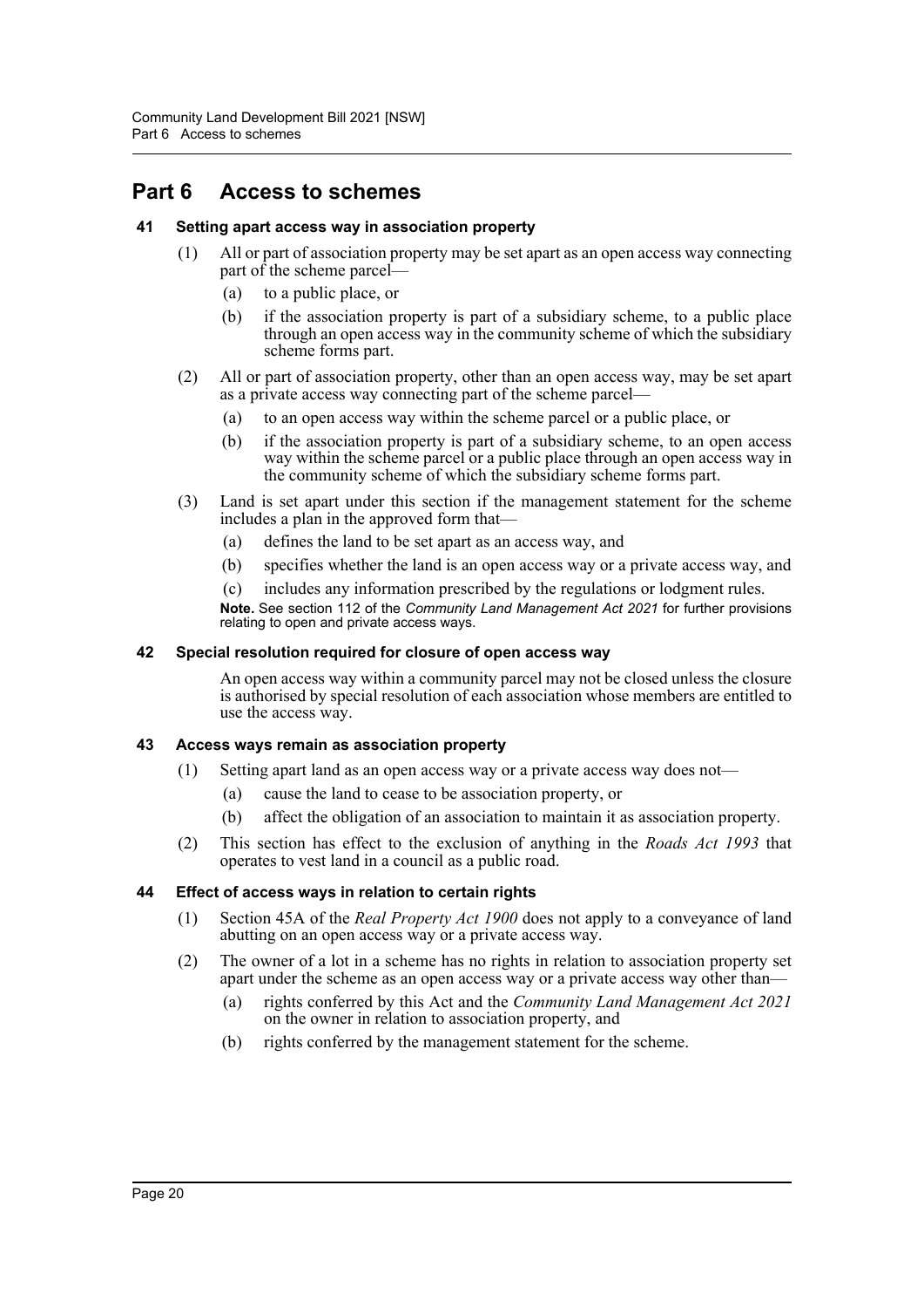## Part 6 Access to schemes

### 41 Setting apart access way in association property

(1) All or part of association property may be set apart as an open access way connecting part of the scheme parcel—

(a) to a public place, or

(b) if the association property is part of a subsidiary scheme, to a public place through an open access way in the community scheme of which the subsidiary scheme forms part.

(2) All or part of association property, other than an open access way, may be set apart as a private access way connecting part of the scheme parcel—

(a) to an open access way within the scheme parcel or a public place, or

(b) if the association property is part of a subsidiary scheme, to an open access way within the scheme parcel or a public place through an open access way in the community scheme of which the subsidiary scheme forms part.

(3) Land is set apart under this section if the management statement for the scheme includes a plan in the approved form that—

(a) defines the land to be set apart as an access way, and

(b) specifies whether the land is an open access way or a private access way, and

(c) includes any information prescribed by the regulations or lodgment rules.

**Note.** See section 112 of the *Community Land Management Act 2021* for further provisions relating to open and private access ways.

### 42 Special resolution required for closure of open access way

An open access way within a community parcel may not be closed unless the closure is authorised by special resolution of each association whose members are entitled to use the access way.

### 43 Access ways remain as association property

(1) Setting apart land as an open access way or a private access way does not—

(a) cause the land to cease to be association property, or

(b) affect the obligation of an association to maintain it as association property.

(2) This section has effect to the exclusion of anything in the *Roads Act 1993* that operates to vest land in a council as a public road.

### 44 Effect of access ways in relation to certain rights

(1) Section 45A of the *Real Property Act 1900* does not apply to a conveyance of land abutting on an open access way or a private access way.

(2) The owner of a lot in a scheme has no rights in relation to association property set apart under the scheme as an open access way or a private access way other than—

(a) rights conferred by this Act and the *Community Land Management Act 2021* on the owner in relation to association property, and

(b) rights conferred by the management statement for the scheme.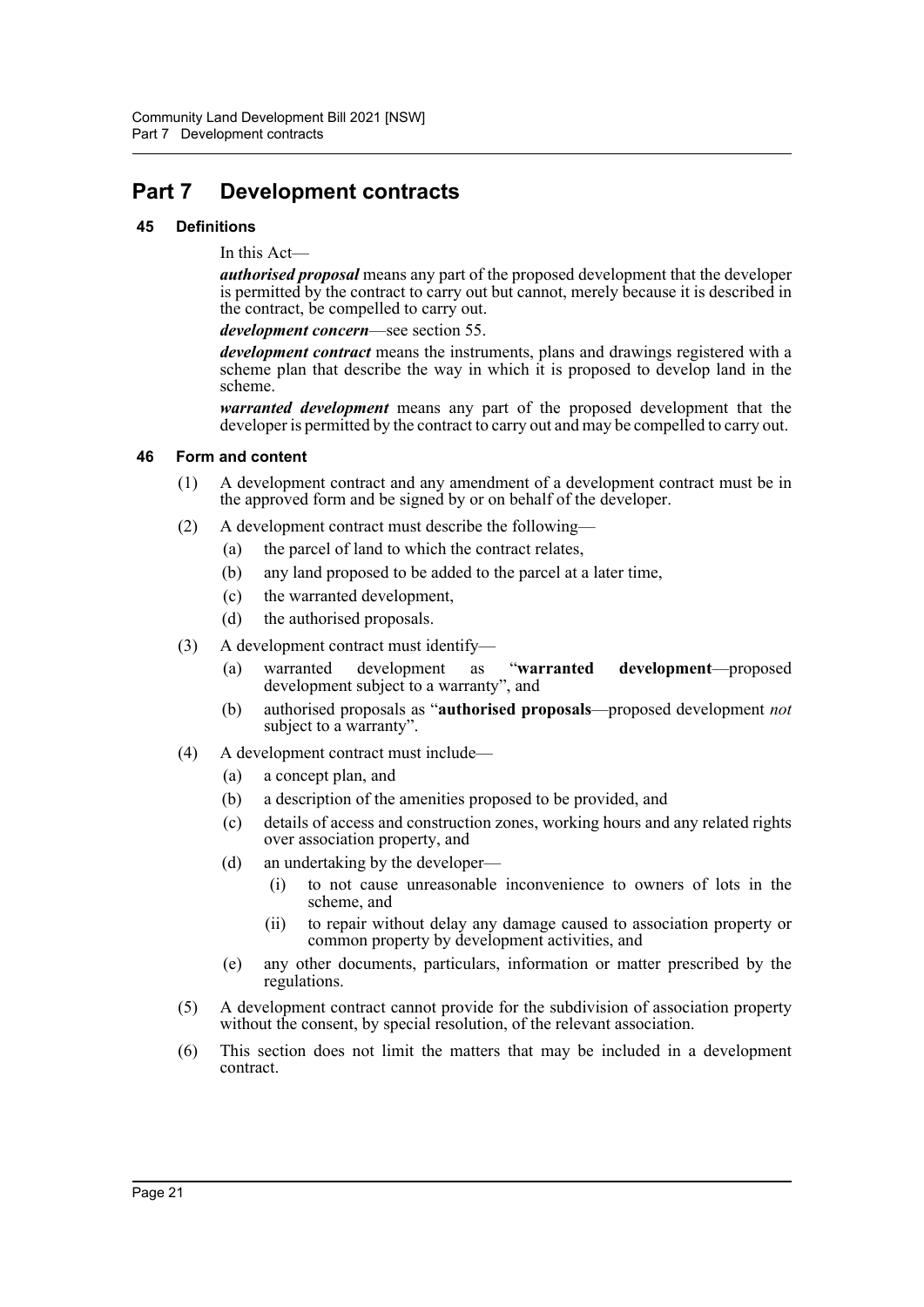# Part 7 Development contracts

## 45 Definitions

In this Act—

***authorised proposal*** means any part of the proposed development that the developer is permitted by the contract to carry out but cannot, merely because it is described in the contract, be compelled to carry out.

***development concern***—see section 55.

***development contract*** means the instruments, plans and drawings registered with a scheme plan that describe the way in which it is proposed to develop land in the scheme.

***warranted development*** means any part of the proposed development that the developer is permitted by the contract to carry out and may be compelled to carry out.

## 46 Form and content

(1) A development contract and any amendment of a development contract must be in the approved form and be signed by or on behalf of the developer.

(2) A development contract must describe the following—

- (a) the parcel of land to which the contract relates,
- (b) any land proposed to be added to the parcel at a later time,
- (c) the warranted development,
- (d) the authorised proposals.

(3) A development contract must identify—

- (a) warranted development as "**warranted development**—proposed development subject to a warranty", and
- (b) authorised proposals as "**authorised proposals**—proposed development *not* subject to a warranty".

(4) A development contract must include—

- (a) a concept plan, and
- (b) a description of the amenities proposed to be provided, and
- (c) details of access and construction zones, working hours and any related rights over association property, and
- (d) an undertaking by the developer—
  - (i) to not cause unreasonable inconvenience to owners of lots in the scheme, and
  - (ii) to repair without delay any damage caused to association property or common property by development activities, and
- (e) any other documents, particulars, information or matter prescribed by the regulations.

(5) A development contract cannot provide for the subdivision of association property without the consent, by special resolution, of the relevant association.

(6) This section does not limit the matters that may be included in a development contract.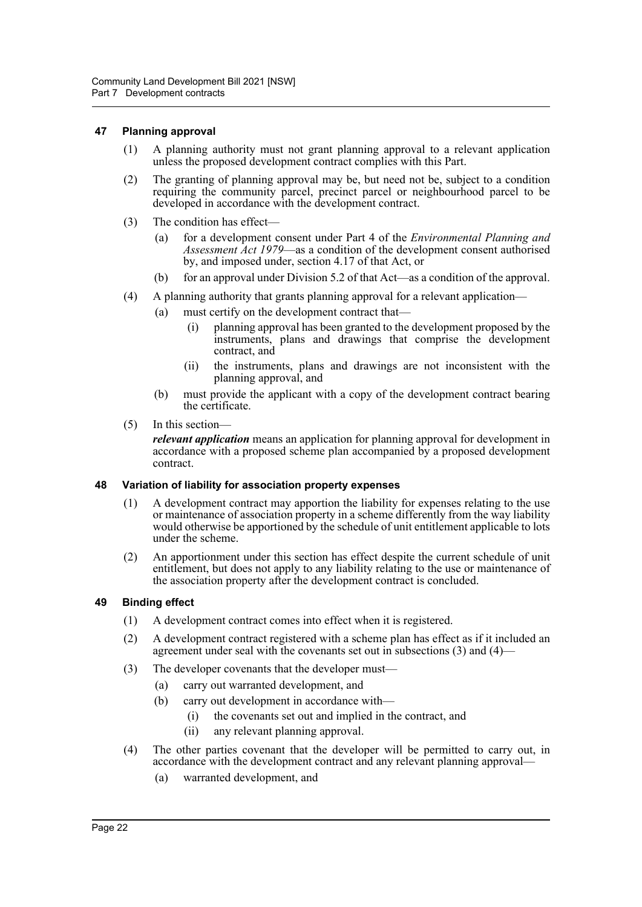### 47 Planning approval

(1) A planning authority must not grant planning approval to a relevant application unless the proposed development contract complies with this Part.

(2) The granting of planning approval may be, but need not be, subject to a condition requiring the community parcel, precinct parcel or neighbourhood parcel to be developed in accordance with the development contract.

(3) The condition has effect—

- (a) for a development consent under Part 4 of the *Environmental Planning and Assessment Act 1979*—as a condition of the development consent authorised by, and imposed under, section 4.17 of that Act, or
- (b) for an approval under Division 5.2 of that Act—as a condition of the approval.

(4) A planning authority that grants planning approval for a relevant application—

- (a) must certify on the development contract that—
  - (i) planning approval has been granted to the development proposed by the instruments, plans and drawings that comprise the development contract, and
  - (ii) the instruments, plans and drawings are not inconsistent with the planning approval, and
- (b) must provide the applicant with a copy of the development contract bearing the certificate.

(5) In this section—

***relevant application*** means an application for planning approval for development in accordance with a proposed scheme plan accompanied by a proposed development contract.

### 48 Variation of liability for association property expenses

(1) A development contract may apportion the liability for expenses relating to the use or maintenance of association property in a scheme differently from the way liability would otherwise be apportioned by the schedule of unit entitlement applicable to lots under the scheme.

(2) An apportionment under this section has effect despite the current schedule of unit entitlement, but does not apply to any liability relating to the use or maintenance of the association property after the development contract is concluded.

### 49 Binding effect

(1) A development contract comes into effect when it is registered.

(2) A development contract registered with a scheme plan has effect as if it included an agreement under seal with the covenants set out in subsections (3) and (4)—

(3) The developer covenants that the developer must—

- (a) carry out warranted development, and
- (b) carry out development in accordance with—
  - (i) the covenants set out and implied in the contract, and
  - (ii) any relevant planning approval.

(4) The other parties covenant that the developer will be permitted to carry out, in accordance with the development contract and any relevant planning approval—

- (a) warranted development, and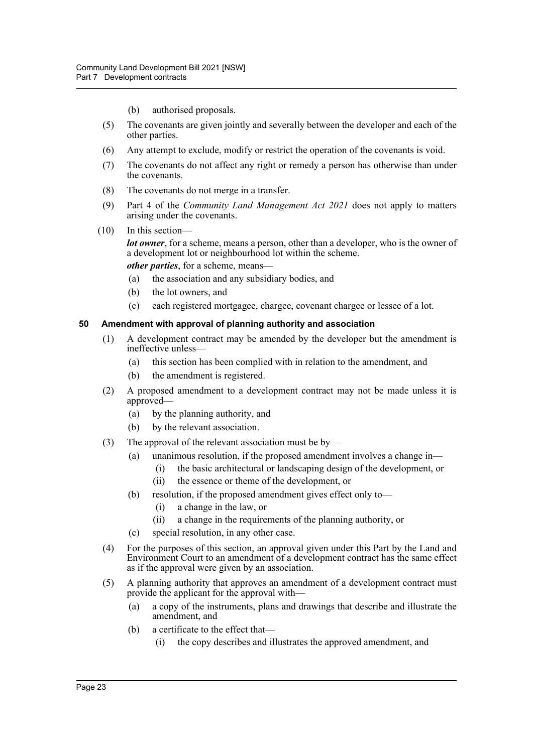(b) authorised proposals.

(5) The covenants are given jointly and severally between the developer and each of the other parties.

(6) Any attempt to exclude, modify or restrict the operation of the covenants is void.

(7) The covenants do not affect any right or remedy a person has otherwise than under the covenants.

(8) The covenants do not merge in a transfer.

(9) Part 4 of the *Community Land Management Act 2021* does not apply to matters arising under the covenants.

(10) In this section—

***lot owner***, for a scheme, means a person, other than a developer, who is the owner of a development lot or neighbourhood lot within the scheme.

***other parties***, for a scheme, means—

(a) the association and any subsidiary bodies, and

(b) the lot owners, and

(c) each registered mortgagee, chargee, covenant chargee or lessee of a lot.

### 50 Amendment with approval of planning authority and association

(1) A development contract may be amended by the developer but the amendment is ineffective unless—

(a) this section has been complied with in relation to the amendment, and

(b) the amendment is registered.

(2) A proposed amendment to a development contract may not be made unless it is approved—

(a) by the planning authority, and

(b) by the relevant association.

(3) The approval of the relevant association must be by—

(a) unanimous resolution, if the proposed amendment involves a change in—

(i) the basic architectural or landscaping design of the development, or

(ii) the essence or theme of the development, or

(b) resolution, if the proposed amendment gives effect only to—

(i) a change in the law, or

(ii) a change in the requirements of the planning authority, or

(c) special resolution, in any other case.

(4) For the purposes of this section, an approval given under this Part by the Land and Environment Court to an amendment of a development contract has the same effect as if the approval were given by an association.

(5) A planning authority that approves an amendment of a development contract must provide the applicant for the approval with—

(a) a copy of the instruments, plans and drawings that describe and illustrate the amendment, and

(b) a certificate to the effect that—

(i) the copy describes and illustrates the approved amendment, and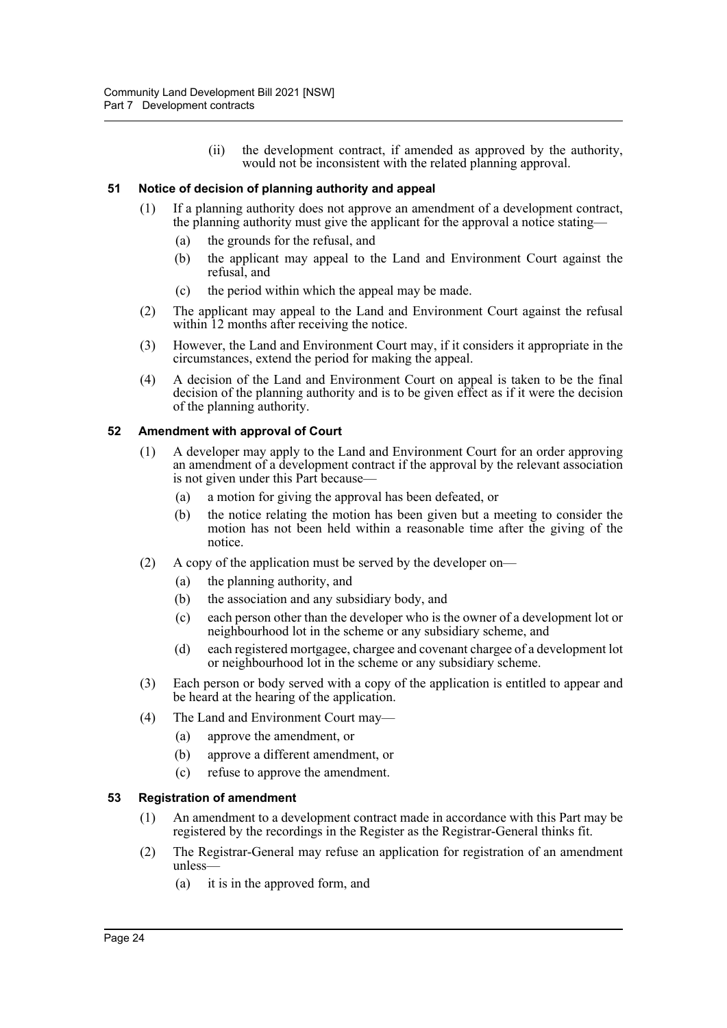(ii) the development contract, if amended as approved by the authority, would not be inconsistent with the related planning approval.

### 51 Notice of decision of planning authority and appeal

(1) If a planning authority does not approve an amendment of a development contract, the planning authority must give the applicant for the approval a notice stating—

(a) the grounds for the refusal, and

(b) the applicant may appeal to the Land and Environment Court against the refusal, and

(c) the period within which the appeal may be made.

(2) The applicant may appeal to the Land and Environment Court against the refusal within 12 months after receiving the notice.

(3) However, the Land and Environment Court may, if it considers it appropriate in the circumstances, extend the period for making the appeal.

(4) A decision of the Land and Environment Court on appeal is taken to be the final decision of the planning authority and is to be given effect as if it were the decision of the planning authority.

### 52 Amendment with approval of Court

(1) A developer may apply to the Land and Environment Court for an order approving an amendment of a development contract if the approval by the relevant association is not given under this Part because—

(a) a motion for giving the approval has been defeated, or

(b) the notice relating the motion has been given but a meeting to consider the motion has not been held within a reasonable time after the giving of the notice.

(2) A copy of the application must be served by the developer on—

(a) the planning authority, and

(b) the association and any subsidiary body, and

(c) each person other than the developer who is the owner of a development lot or neighbourhood lot in the scheme or any subsidiary scheme, and

(d) each registered mortgagee, chargee and covenant chargee of a development lot or neighbourhood lot in the scheme or any subsidiary scheme.

(3) Each person or body served with a copy of the application is entitled to appear and be heard at the hearing of the application.

(4) The Land and Environment Court may—

(a) approve the amendment, or

(b) approve a different amendment, or

(c) refuse to approve the amendment.

### 53 Registration of amendment

(1) An amendment to a development contract made in accordance with this Part may be registered by the recordings in the Register as the Registrar-General thinks fit.

(2) The Registrar-General may refuse an application for registration of an amendment unless—

(a) it is in the approved form, and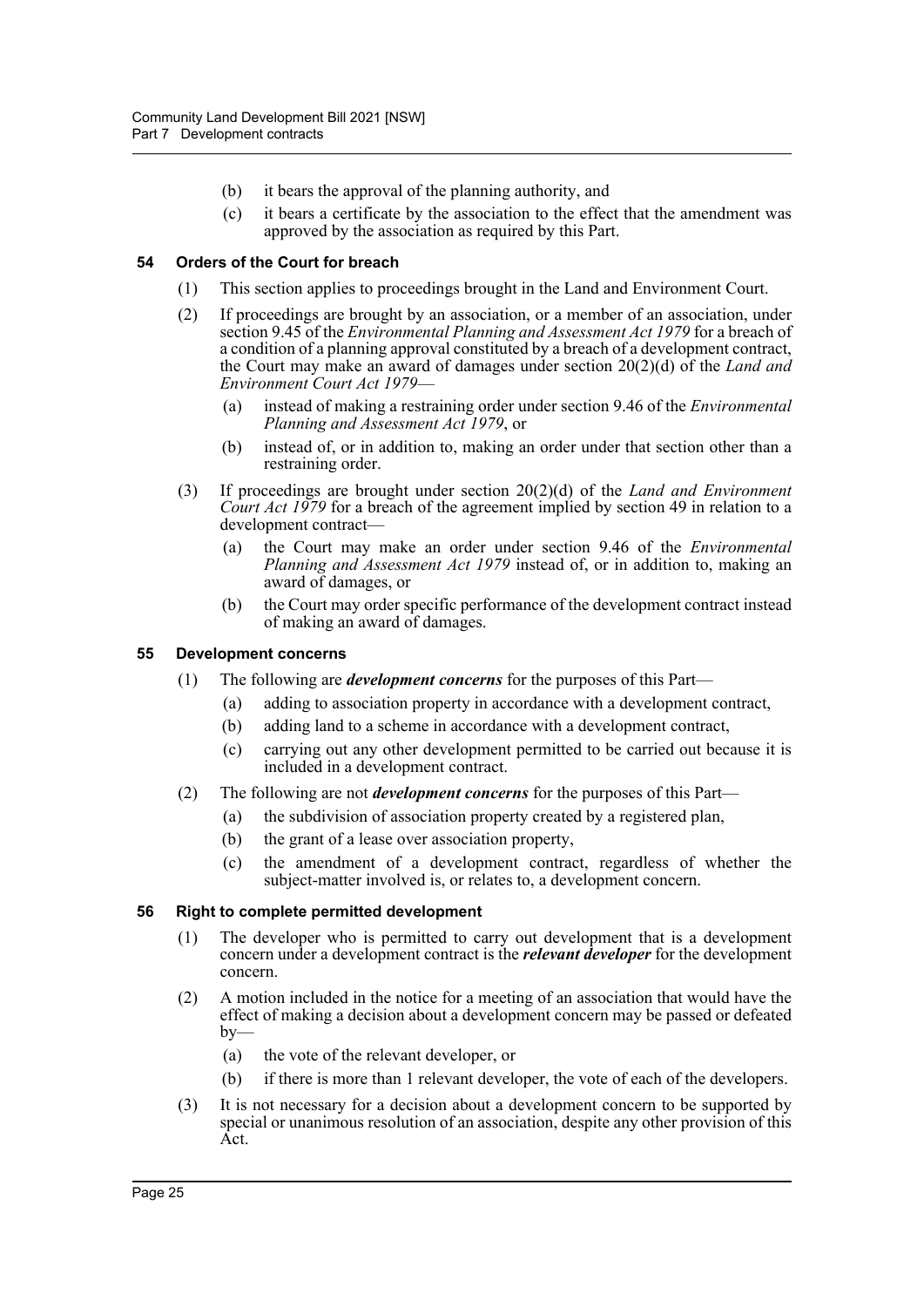(b) it bears the approval of the planning authority, and

(c) it bears a certificate by the association to the effect that the amendment was approved by the association as required by this Part.

### 54 Orders of the Court for breach

(1) This section applies to proceedings brought in the Land and Environment Court.

(2) If proceedings are brought by an association, or a member of an association, under section 9.45 of the *Environmental Planning and Assessment Act 1979* for a breach of a condition of a planning approval constituted by a breach of a development contract, the Court may make an award of damages under section 20(2)(d) of the *Land and Environment Court Act 1979*—

(a) instead of making a restraining order under section 9.46 of the *Environmental Planning and Assessment Act 1979*, or

(b) instead of, or in addition to, making an order under that section other than a restraining order.

(3) If proceedings are brought under section 20(2)(d) of the *Land and Environment Court Act 1979* for a breach of the agreement implied by section 49 in relation to a development contract—

(a) the Court may make an order under section 9.46 of the *Environmental Planning and Assessment Act 1979* instead of, or in addition to, making an award of damages, or

(b) the Court may order specific performance of the development contract instead of making an award of damages.

### 55 Development concerns

(1) The following are ***development concerns*** for the purposes of this Part—

(a) adding to association property in accordance with a development contract,

(b) adding land to a scheme in accordance with a development contract,

(c) carrying out any other development permitted to be carried out because it is included in a development contract.

(2) The following are not ***development concerns*** for the purposes of this Part—

(a) the subdivision of association property created by a registered plan,

(b) the grant of a lease over association property,

(c) the amendment of a development contract, regardless of whether the subject-matter involved is, or relates to, a development concern.

### 56 Right to complete permitted development

(1) The developer who is permitted to carry out development that is a development concern under a development contract is the ***relevant developer*** for the development concern.

(2) A motion included in the notice for a meeting of an association that would have the effect of making a decision about a development concern may be passed or defeated by—

(a) the vote of the relevant developer, or

(b) if there is more than 1 relevant developer, the vote of each of the developers.

(3) It is not necessary for a decision about a development concern to be supported by special or unanimous resolution of an association, despite any other provision of this Act.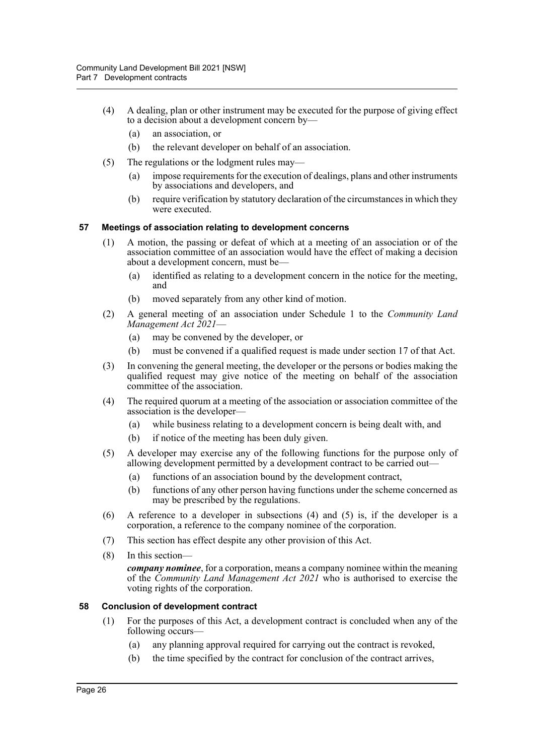(4) A dealing, plan or other instrument may be executed for the purpose of giving effect to a decision about a development concern by—

(a) an association, or

(b) the relevant developer on behalf of an association.

(5) The regulations or the lodgment rules may—

(a) impose requirements for the execution of dealings, plans and other instruments by associations and developers, and

(b) require verification by statutory declaration of the circumstances in which they were executed.

### 57 Meetings of association relating to development concerns

(1) A motion, the passing or defeat of which at a meeting of an association or of the association committee of an association would have the effect of making a decision about a development concern, must be—

(a) identified as relating to a development concern in the notice for the meeting, and

(b) moved separately from any other kind of motion.

(2) A general meeting of an association under Schedule 1 to the *Community Land Management Act 2021*—

(a) may be convened by the developer, or

(b) must be convened if a qualified request is made under section 17 of that Act.

(3) In convening the general meeting, the developer or the persons or bodies making the qualified request may give notice of the meeting on behalf of the association committee of the association.

(4) The required quorum at a meeting of the association or association committee of the association is the developer—

(a) while business relating to a development concern is being dealt with, and

(b) if notice of the meeting has been duly given.

(5) A developer may exercise any of the following functions for the purpose only of allowing development permitted by a development contract to be carried out—

(a) functions of an association bound by the development contract,

(b) functions of any other person having functions under the scheme concerned as may be prescribed by the regulations.

(6) A reference to a developer in subsections (4) and (5) is, if the developer is a corporation, a reference to the company nominee of the corporation.

(7) This section has effect despite any other provision of this Act.

(8) In this section—

***company nominee***, for a corporation, means a company nominee within the meaning of the *Community Land Management Act 2021* who is authorised to exercise the voting rights of the corporation.

### 58 Conclusion of development contract

(1) For the purposes of this Act, a development contract is concluded when any of the following occurs—

(a) any planning approval required for carrying out the contract is revoked,

(b) the time specified by the contract for conclusion of the contract arrives,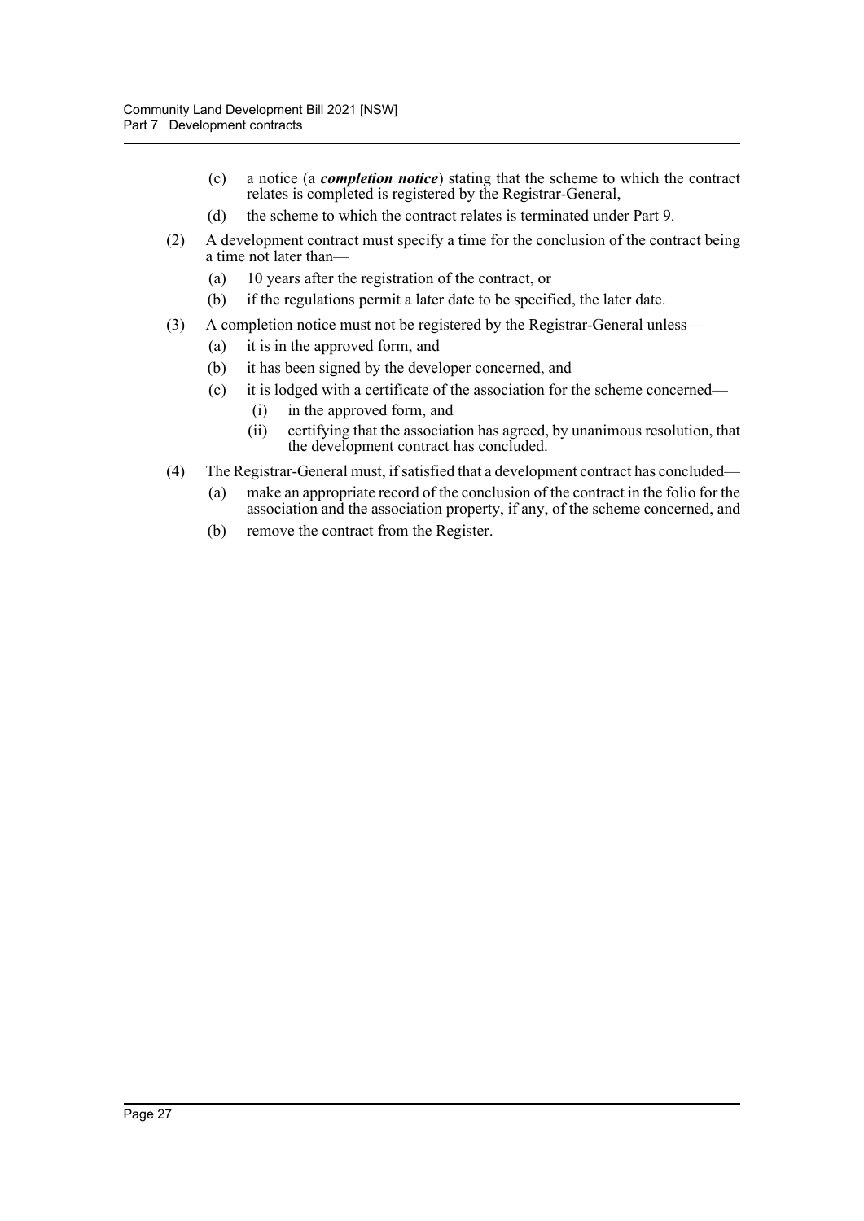(c) a notice (a ***completion notice***) stating that the scheme to which the contract relates is completed is registered by the Registrar-General,

(d) the scheme to which the contract relates is terminated under Part 9.

(2) A development contract must specify a time for the conclusion of the contract being a time not later than—

(a) 10 years after the registration of the contract, or

(b) if the regulations permit a later date to be specified, the later date.

(3) A completion notice must not be registered by the Registrar-General unless—

(a) it is in the approved form, and

(b) it has been signed by the developer concerned, and

(c) it is lodged with a certificate of the association for the scheme concerned—

(i) in the approved form, and

(ii) certifying that the association has agreed, by unanimous resolution, that the development contract has concluded.

(4) The Registrar-General must, if satisfied that a development contract has concluded—

(a) make an appropriate record of the conclusion of the contract in the folio for the association and the association property, if any, of the scheme concerned, and

(b) remove the contract from the Register.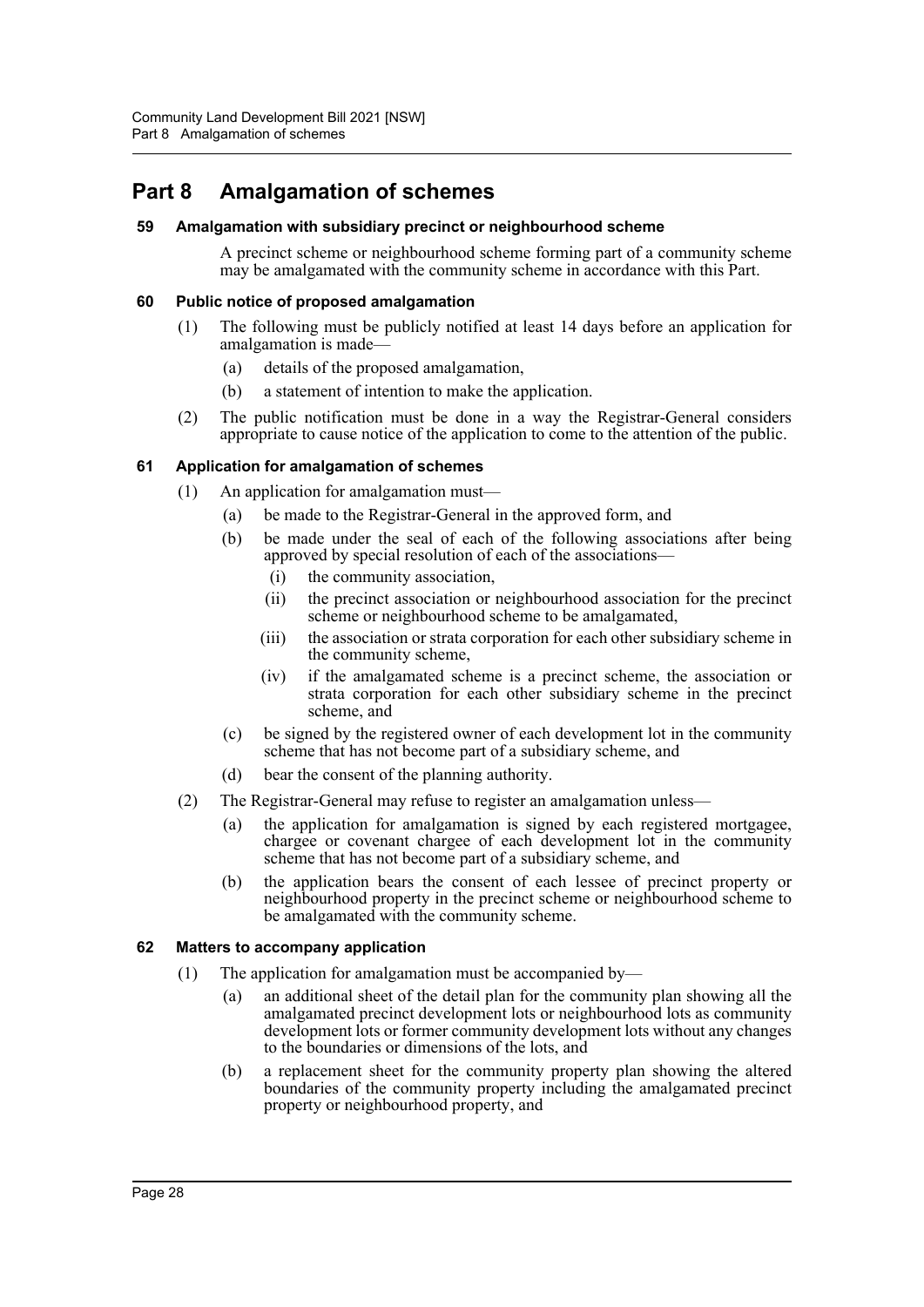## Part 8 Amalgamation of schemes

### 59 Amalgamation with subsidiary precinct or neighbourhood scheme

A precinct scheme or neighbourhood scheme forming part of a community scheme may be amalgamated with the community scheme in accordance with this Part.

### 60 Public notice of proposed amalgamation

(1) The following must be publicly notified at least 14 days before an application for amalgamation is made—

(a) details of the proposed amalgamation,

(b) a statement of intention to make the application.

(2) The public notification must be done in a way the Registrar-General considers appropriate to cause notice of the application to come to the attention of the public.

### 61 Application for amalgamation of schemes

(1) An application for amalgamation must—

(a) be made to the Registrar-General in the approved form, and

(b) be made under the seal of each of the following associations after being approved by special resolution of each of the associations—

(i) the community association,

(ii) the precinct association or neighbourhood association for the precinct scheme or neighbourhood scheme to be amalgamated,

(iii) the association or strata corporation for each other subsidiary scheme in the community scheme,

(iv) if the amalgamated scheme is a precinct scheme, the association or strata corporation for each other subsidiary scheme in the precinct scheme, and

(c) be signed by the registered owner of each development lot in the community scheme that has not become part of a subsidiary scheme, and

(d) bear the consent of the planning authority.

(2) The Registrar-General may refuse to register an amalgamation unless—

(a) the application for amalgamation is signed by each registered mortgagee, chargee or covenant chargee of each development lot in the community scheme that has not become part of a subsidiary scheme, and

(b) the application bears the consent of each lessee of precinct property or neighbourhood property in the precinct scheme or neighbourhood scheme to be amalgamated with the community scheme.

### 62 Matters to accompany application

(1) The application for amalgamation must be accompanied by—

(a) an additional sheet of the detail plan for the community plan showing all the amalgamated precinct development lots or neighbourhood lots as community development lots or former community development lots without any changes to the boundaries or dimensions of the lots, and

(b) a replacement sheet for the community property plan showing the altered boundaries of the community property including the amalgamated precinct property or neighbourhood property, and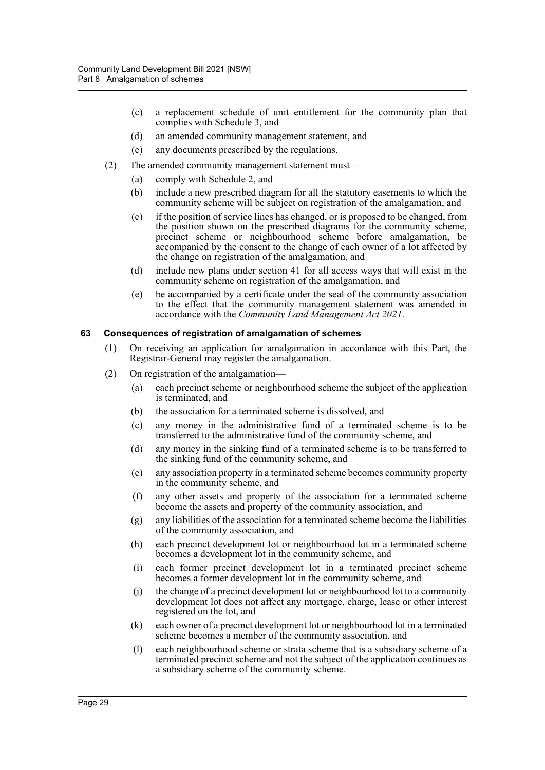(c) a replacement schedule of unit entitlement for the community plan that complies with Schedule 3, and

(d) an amended community management statement, and

(e) any documents prescribed by the regulations.

(2) The amended community management statement must—

(a) comply with Schedule 2, and

(b) include a new prescribed diagram for all the statutory easements to which the community scheme will be subject on registration of the amalgamation, and

(c) if the position of service lines has changed, or is proposed to be changed, from the position shown on the prescribed diagrams for the community scheme, precinct scheme or neighbourhood scheme before amalgamation, be accompanied by the consent to the change of each owner of a lot affected by the change on registration of the amalgamation, and

(d) include new plans under section 41 for all access ways that will exist in the community scheme on registration of the amalgamation, and

(e) be accompanied by a certificate under the seal of the community association to the effect that the community management statement was amended in accordance with the *Community Land Management Act 2021*.

### 63 Consequences of registration of amalgamation of schemes

(1) On receiving an application for amalgamation in accordance with this Part, the Registrar-General may register the amalgamation.

(2) On registration of the amalgamation—

(a) each precinct scheme or neighbourhood scheme the subject of the application is terminated, and

(b) the association for a terminated scheme is dissolved, and

(c) any money in the administrative fund of a terminated scheme is to be transferred to the administrative fund of the community scheme, and

(d) any money in the sinking fund of a terminated scheme is to be transferred to the sinking fund of the community scheme, and

(e) any association property in a terminated scheme becomes community property in the community scheme, and

(f) any other assets and property of the association for a terminated scheme become the assets and property of the community association, and

(g) any liabilities of the association for a terminated scheme become the liabilities of the community association, and

(h) each precinct development lot or neighbourhood lot in a terminated scheme becomes a development lot in the community scheme, and

(i) each former precinct development lot in a terminated precinct scheme becomes a former development lot in the community scheme, and

(j) the change of a precinct development lot or neighbourhood lot to a community development lot does not affect any mortgage, charge, lease or other interest registered on the lot, and

(k) each owner of a precinct development lot or neighbourhood lot in a terminated scheme becomes a member of the community association, and

(l) each neighbourhood scheme or strata scheme that is a subsidiary scheme of a terminated precinct scheme and not the subject of the application continues as a subsidiary scheme of the community scheme.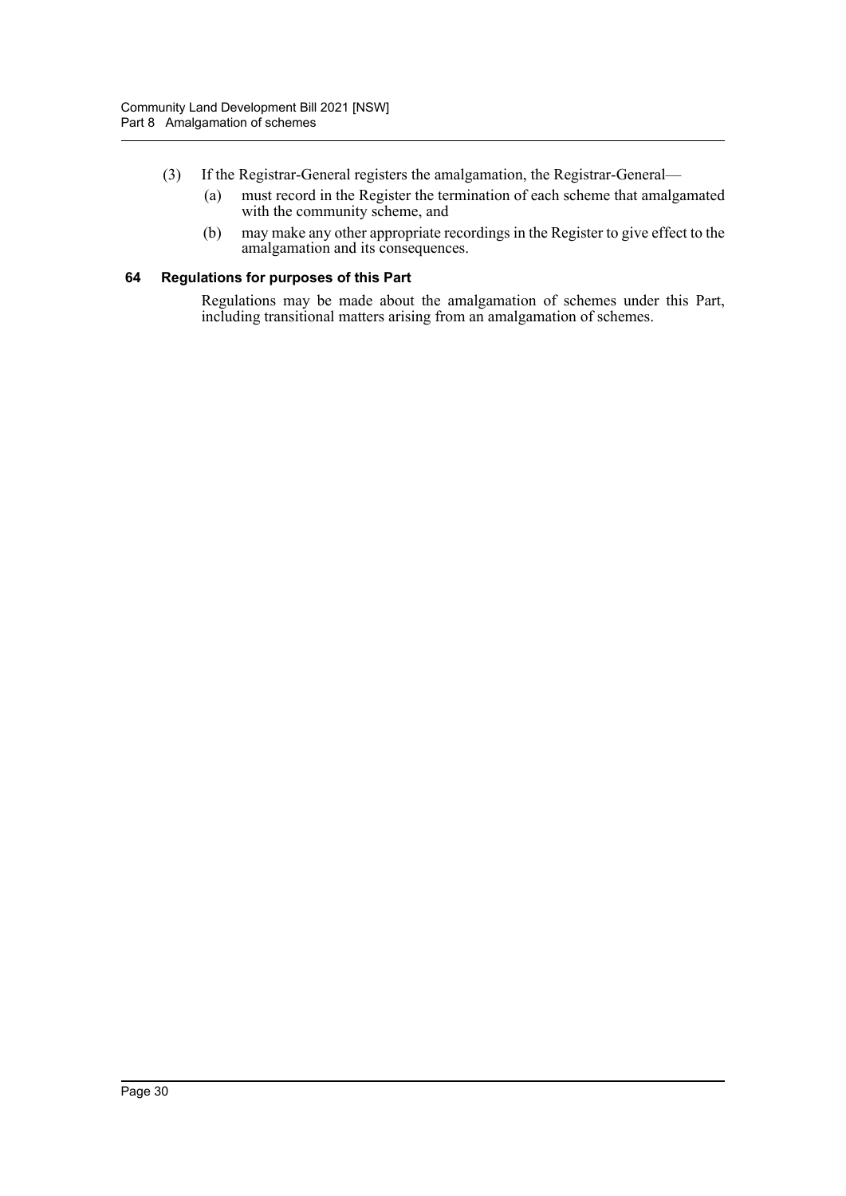(3) If the Registrar-General registers the amalgamation, the Registrar-General—

(a) must record in the Register the termination of each scheme that amalgamated with the community scheme, and

(b) may make any other appropriate recordings in the Register to give effect to the amalgamation and its consequences.

### 64 Regulations for purposes of this Part

Regulations may be made about the amalgamation of schemes under this Part, including transitional matters arising from an amalgamation of schemes.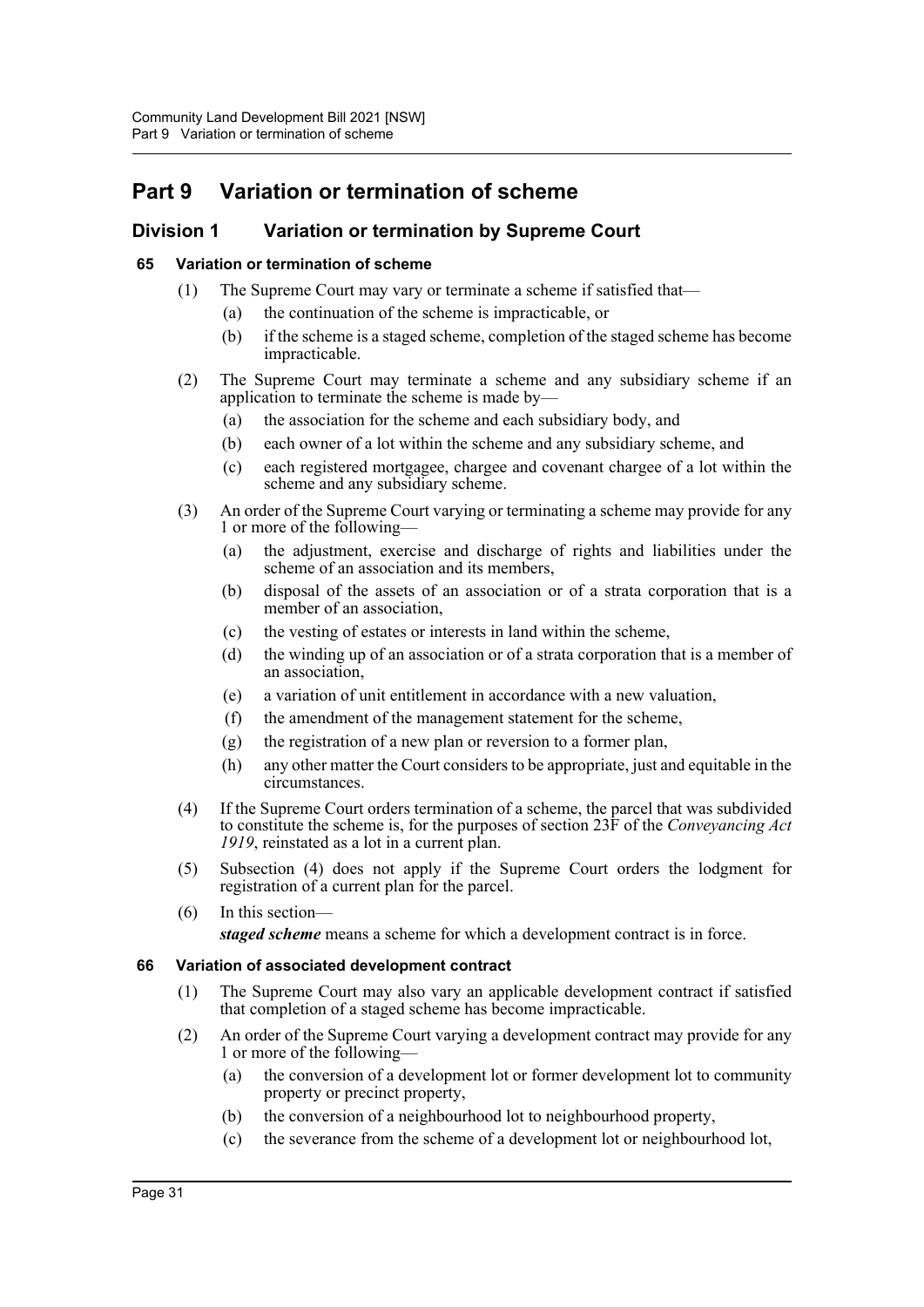# Part 9 Variation or termination of scheme

## Division 1 Variation or termination by Supreme Court

### 65 Variation or termination of scheme

(1) The Supreme Court may vary or terminate a scheme if satisfied that—

(a) the continuation of the scheme is impracticable, or

(b) if the scheme is a staged scheme, completion of the staged scheme has become impracticable.

(2) The Supreme Court may terminate a scheme and any subsidiary scheme if an application to terminate the scheme is made by—

(a) the association for the scheme and each subsidiary body, and

(b) each owner of a lot within the scheme and any subsidiary scheme, and

(c) each registered mortgagee, chargee and covenant chargee of a lot within the scheme and any subsidiary scheme.

(3) An order of the Supreme Court varying or terminating a scheme may provide for any 1 or more of the following—

(a) the adjustment, exercise and discharge of rights and liabilities under the scheme of an association and its members,

(b) disposal of the assets of an association or of a strata corporation that is a member of an association,

(c) the vesting of estates or interests in land within the scheme,

(d) the winding up of an association or of a strata corporation that is a member of an association,

(e) a variation of unit entitlement in accordance with a new valuation,

(f) the amendment of the management statement for the scheme,

(g) the registration of a new plan or reversion to a former plan,

(h) any other matter the Court considers to be appropriate, just and equitable in the circumstances.

(4) If the Supreme Court orders termination of a scheme, the parcel that was subdivided to constitute the scheme is, for the purposes of section 23F of the *Conveyancing Act 1919*, reinstated as a lot in a current plan.

(5) Subsection (4) does not apply if the Supreme Court orders the lodgment for registration of a current plan for the parcel.

(6) In this section—

***staged scheme*** means a scheme for which a development contract is in force.

### 66 Variation of associated development contract

(1) The Supreme Court may also vary an applicable development contract if satisfied that completion of a staged scheme has become impracticable.

(2) An order of the Supreme Court varying a development contract may provide for any 1 or more of the following—

(a) the conversion of a development lot or former development lot to community property or precinct property,

(b) the conversion of a neighbourhood lot to neighbourhood property,

(c) the severance from the scheme of a development lot or neighbourhood lot,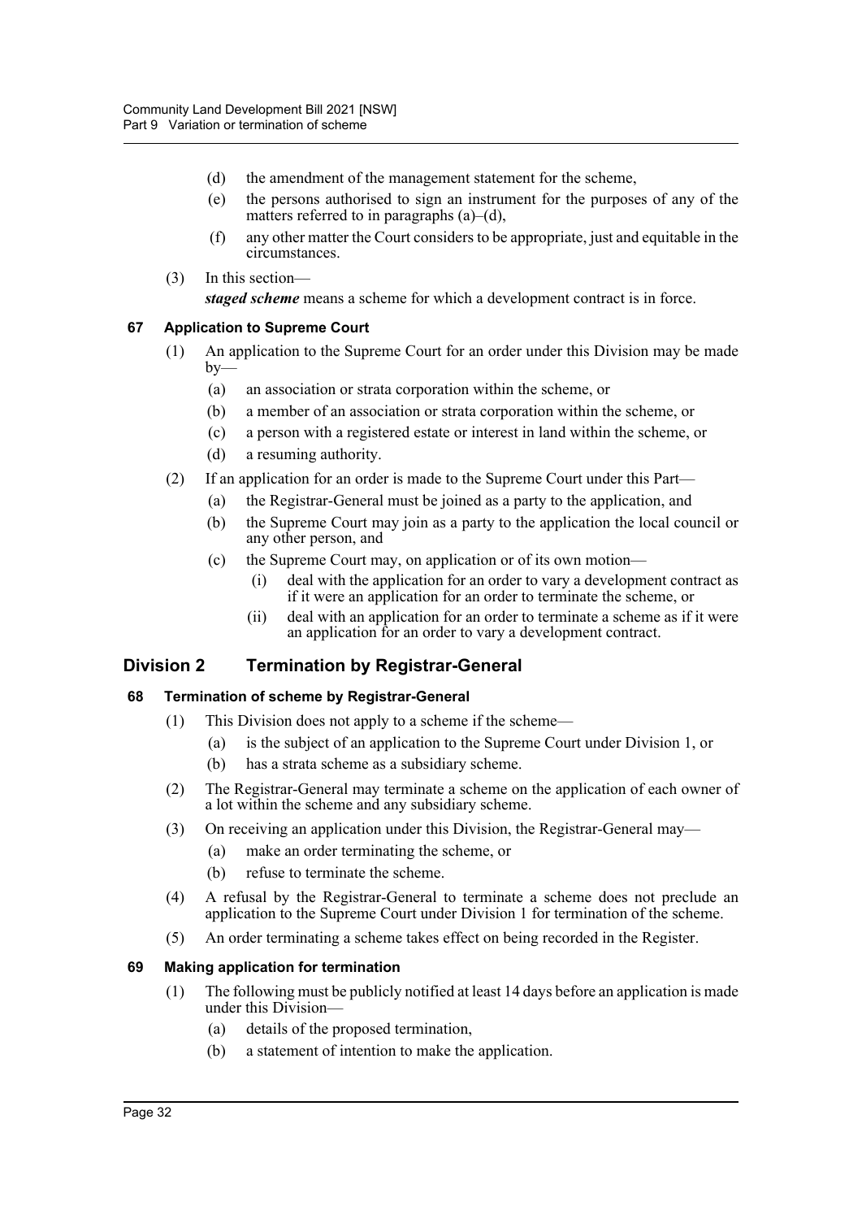(d) the amendment of the management statement for the scheme,

(e) the persons authorised to sign an instrument for the purposes of any of the matters referred to in paragraphs (a)–(d),

(f) any other matter the Court considers to be appropriate, just and equitable in the circumstances.

(3) In this section—

***staged scheme*** means a scheme for which a development contract is in force.

### 67 Application to Supreme Court

(1) An application to the Supreme Court for an order under this Division may be made by—

(a) an association or strata corporation within the scheme, or

(b) a member of an association or strata corporation within the scheme, or

(c) a person with a registered estate or interest in land within the scheme, or

(d) a resuming authority.

(2) If an application for an order is made to the Supreme Court under this Part—

(a) the Registrar-General must be joined as a party to the application, and

(b) the Supreme Court may join as a party to the application the local council or any other person, and

(c) the Supreme Court may, on application or of its own motion—

(i) deal with the application for an order to vary a development contract as if it were an application for an order to terminate the scheme, or

(ii) deal with an application for an order to terminate a scheme as if it were an application for an order to vary a development contract.

## Division 2 Termination by Registrar-General

### 68 Termination of scheme by Registrar-General

(1) This Division does not apply to a scheme if the scheme—

(a) is the subject of an application to the Supreme Court under Division 1, or

(b) has a strata scheme as a subsidiary scheme.

(2) The Registrar-General may terminate a scheme on the application of each owner of a lot within the scheme and any subsidiary scheme.

(3) On receiving an application under this Division, the Registrar-General may—

(a) make an order terminating the scheme, or

(b) refuse to terminate the scheme.

(4) A refusal by the Registrar-General to terminate a scheme does not preclude an application to the Supreme Court under Division 1 for termination of the scheme.

(5) An order terminating a scheme takes effect on being recorded in the Register.

### 69 Making application for termination

(1) The following must be publicly notified at least 14 days before an application is made under this Division—

(a) details of the proposed termination,

(b) a statement of intention to make the application.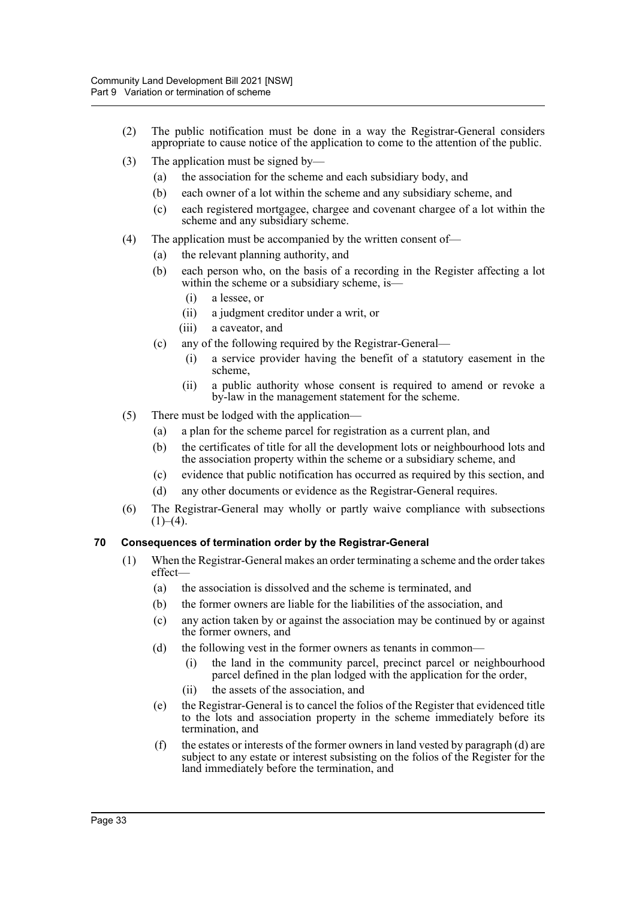(2) The public notification must be done in a way the Registrar-General considers appropriate to cause notice of the application to come to the attention of the public.

(3) The application must be signed by—

  (a) the association for the scheme and each subsidiary body, and

  (b) each owner of a lot within the scheme and any subsidiary scheme, and

  (c) each registered mortgagee, chargee and covenant chargee of a lot within the scheme and any subsidiary scheme.

(4) The application must be accompanied by the written consent of—

  (a) the relevant planning authority, and

  (b) each person who, on the basis of a recording in the Register affecting a lot within the scheme or a subsidiary scheme, is—

    (i) a lessee, or

    (ii) a judgment creditor under a writ, or

    (iii) a caveator, and

  (c) any of the following required by the Registrar-General—

    (i) a service provider having the benefit of a statutory easement in the scheme,

    (ii) a public authority whose consent is required to amend or revoke a by-law in the management statement for the scheme.

(5) There must be lodged with the application—

  (a) a plan for the scheme parcel for registration as a current plan, and

  (b) the certificates of title for all the development lots or neighbourhood lots and the association property within the scheme or a subsidiary scheme, and

  (c) evidence that public notification has occurred as required by this section, and

  (d) any other documents or evidence as the Registrar-General requires.

(6) The Registrar-General may wholly or partly waive compliance with subsections (1)–(4).

### 70 Consequences of termination order by the Registrar-General

(1) When the Registrar-General makes an order terminating a scheme and the order takes effect—

  (a) the association is dissolved and the scheme is terminated, and

  (b) the former owners are liable for the liabilities of the association, and

  (c) any action taken by or against the association may be continued by or against the former owners, and

  (d) the following vest in the former owners as tenants in common—

    (i) the land in the community parcel, precinct parcel or neighbourhood parcel defined in the plan lodged with the application for the order,

    (ii) the assets of the association, and

  (e) the Registrar-General is to cancel the folios of the Register that evidenced title to the lots and association property in the scheme immediately before its termination, and

  (f) the estates or interests of the former owners in land vested by paragraph (d) are subject to any estate or interest subsisting on the folios of the Register for the land immediately before the termination, and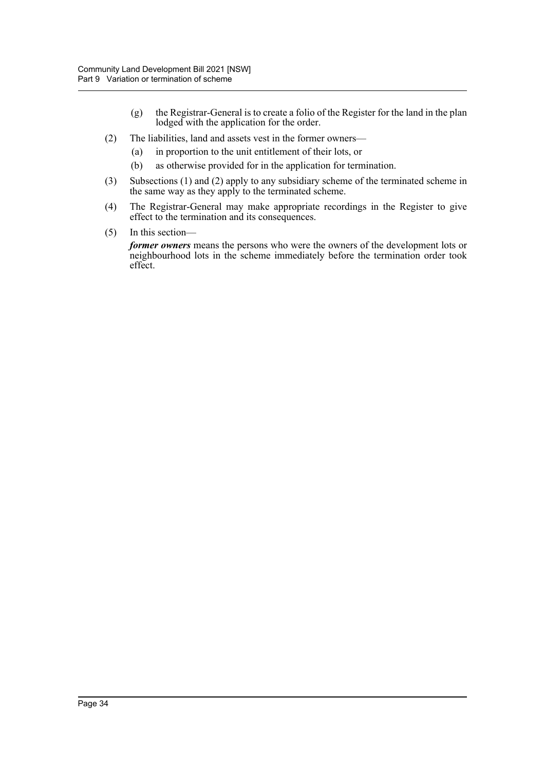(g) the Registrar-General is to create a folio of the Register for the land in the plan lodged with the application for the order.

(2) The liabilities, land and assets vest in the former owners—

(a) in proportion to the unit entitlement of their lots, or

(b) as otherwise provided for in the application for termination.

(3) Subsections (1) and (2) apply to any subsidiary scheme of the terminated scheme in the same way as they apply to the terminated scheme.

(4) The Registrar-General may make appropriate recordings in the Register to give effect to the termination and its consequences.

(5) In this section—

***former owners*** means the persons who were the owners of the development lots or neighbourhood lots in the scheme immediately before the termination order took effect.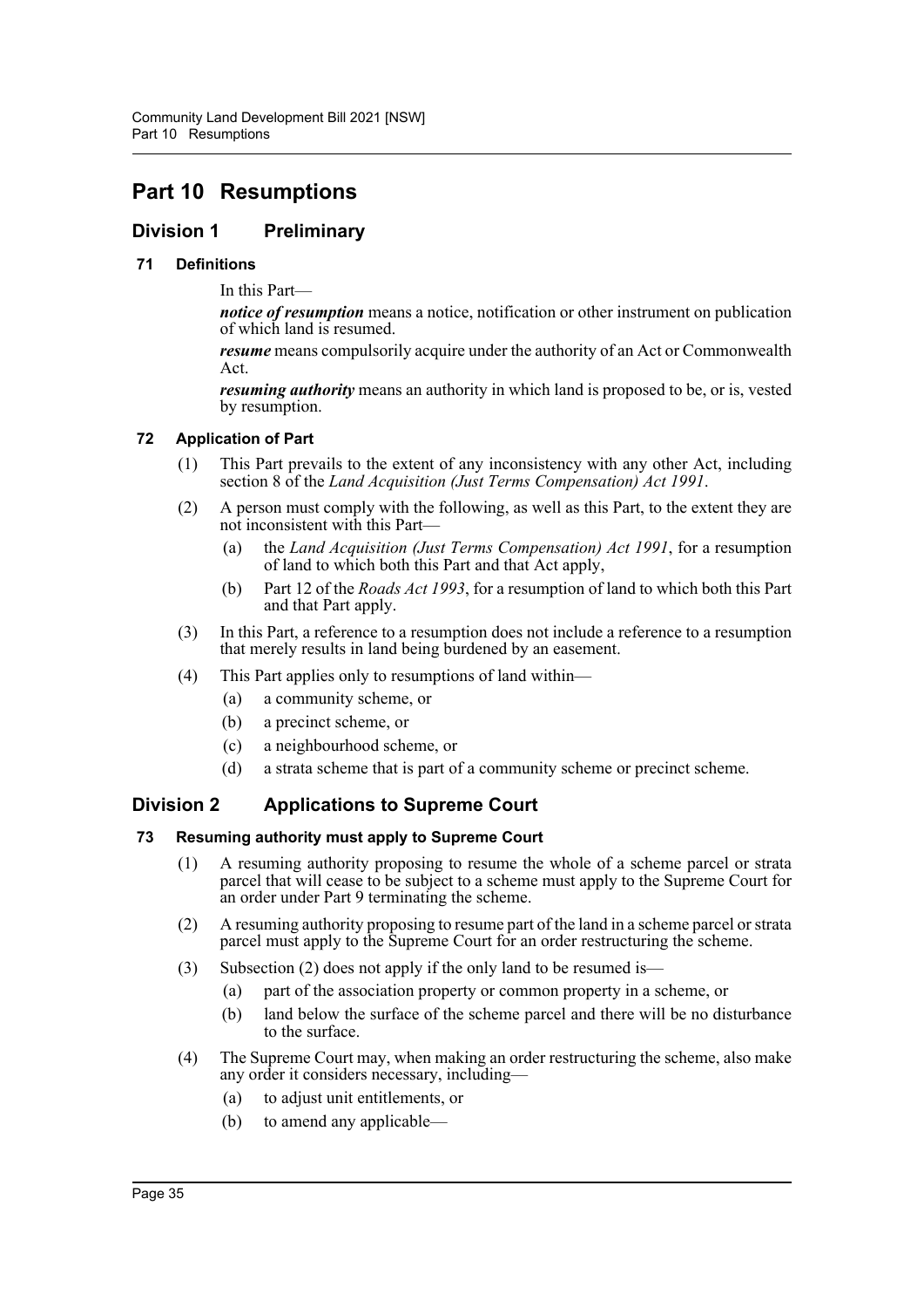# Part 10 Resumptions

## Division 1 Preliminary

### 71 Definitions

In this Part—

***notice of resumption*** means a notice, notification or other instrument on publication of which land is resumed.

***resume*** means compulsorily acquire under the authority of an Act or Commonwealth Act.

***resuming authority*** means an authority in which land is proposed to be, or is, vested by resumption.

### 72 Application of Part

(1) This Part prevails to the extent of any inconsistency with any other Act, including section 8 of the *Land Acquisition (Just Terms Compensation) Act 1991*.

(2) A person must comply with the following, as well as this Part, to the extent they are not inconsistent with this Part—

- (a) the *Land Acquisition (Just Terms Compensation) Act 1991*, for a resumption of land to which both this Part and that Act apply,
- (b) Part 12 of the *Roads Act 1993*, for a resumption of land to which both this Part and that Part apply.

(3) In this Part, a reference to a resumption does not include a reference to a resumption that merely results in land being burdened by an easement.

(4) This Part applies only to resumptions of land within—

- (a) a community scheme, or
- (b) a precinct scheme, or
- (c) a neighbourhood scheme, or
- (d) a strata scheme that is part of a community scheme or precinct scheme.

## Division 2 Applications to Supreme Court

### 73 Resuming authority must apply to Supreme Court

(1) A resuming authority proposing to resume the whole of a scheme parcel or strata parcel that will cease to be subject to a scheme must apply to the Supreme Court for an order under Part 9 terminating the scheme.

(2) A resuming authority proposing to resume part of the land in a scheme parcel or strata parcel must apply to the Supreme Court for an order restructuring the scheme.

(3) Subsection (2) does not apply if the only land to be resumed is—

- (a) part of the association property or common property in a scheme, or
- (b) land below the surface of the scheme parcel and there will be no disturbance to the surface.

(4) The Supreme Court may, when making an order restructuring the scheme, also make any order it considers necessary, including—

- (a) to adjust unit entitlements, or
- (b) to amend any applicable—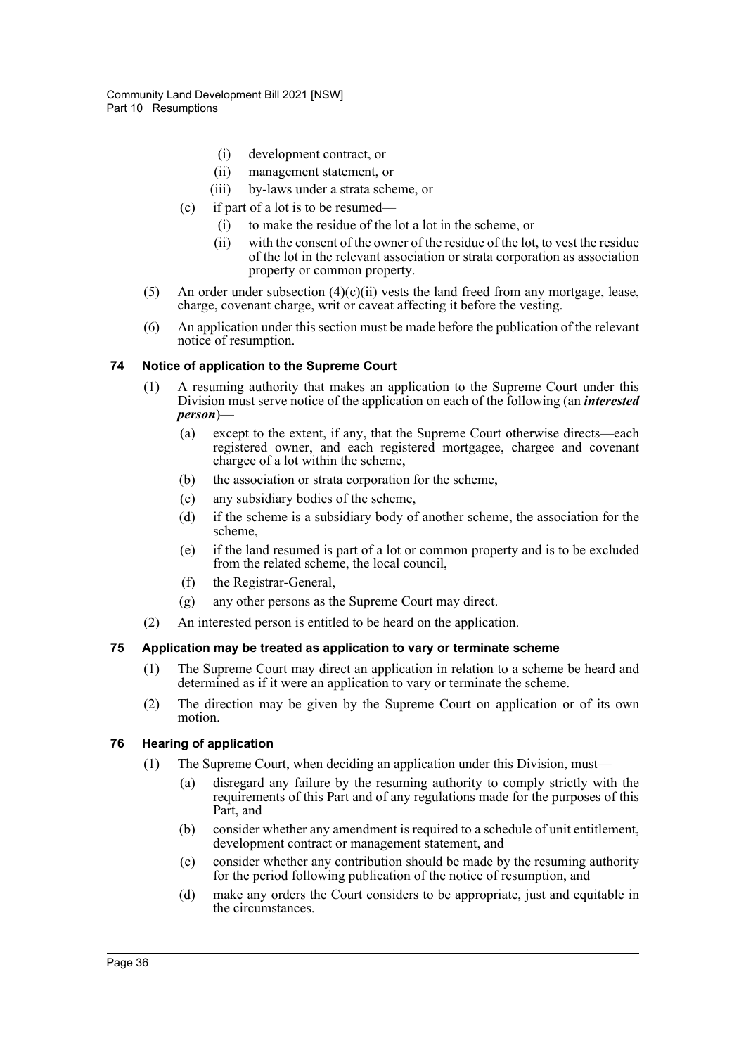(i) development contract, or

(ii) management statement, or

(iii) by-laws under a strata scheme, or

(c) if part of a lot is to be resumed—

(i) to make the residue of the lot a lot in the scheme, or

(ii) with the consent of the owner of the residue of the lot, to vest the residue of the lot in the relevant association or strata corporation as association property or common property.

(5) An order under subsection (4)(c)(ii) vests the land freed from any mortgage, lease, charge, covenant charge, writ or caveat affecting it before the vesting.

(6) An application under this section must be made before the publication of the relevant notice of resumption.

### 74 Notice of application to the Supreme Court

(1) A resuming authority that makes an application to the Supreme Court under this Division must serve notice of the application on each of the following (an ***interested person***)—

(a) except to the extent, if any, that the Supreme Court otherwise directs—each registered owner, and each registered mortgagee, chargee and covenant chargee of a lot within the scheme,

(b) the association or strata corporation for the scheme,

(c) any subsidiary bodies of the scheme,

(d) if the scheme is a subsidiary body of another scheme, the association for the scheme,

(e) if the land resumed is part of a lot or common property and is to be excluded from the related scheme, the local council,

(f) the Registrar-General,

(g) any other persons as the Supreme Court may direct.

(2) An interested person is entitled to be heard on the application.

### 75 Application may be treated as application to vary or terminate scheme

(1) The Supreme Court may direct an application in relation to a scheme be heard and determined as if it were an application to vary or terminate the scheme.

(2) The direction may be given by the Supreme Court on application or of its own motion.

### 76 Hearing of application

(1) The Supreme Court, when deciding an application under this Division, must—

(a) disregard any failure by the resuming authority to comply strictly with the requirements of this Part and of any regulations made for the purposes of this Part, and

(b) consider whether any amendment is required to a schedule of unit entitlement, development contract or management statement, and

(c) consider whether any contribution should be made by the resuming authority for the period following publication of the notice of resumption, and

(d) make any orders the Court considers to be appropriate, just and equitable in the circumstances.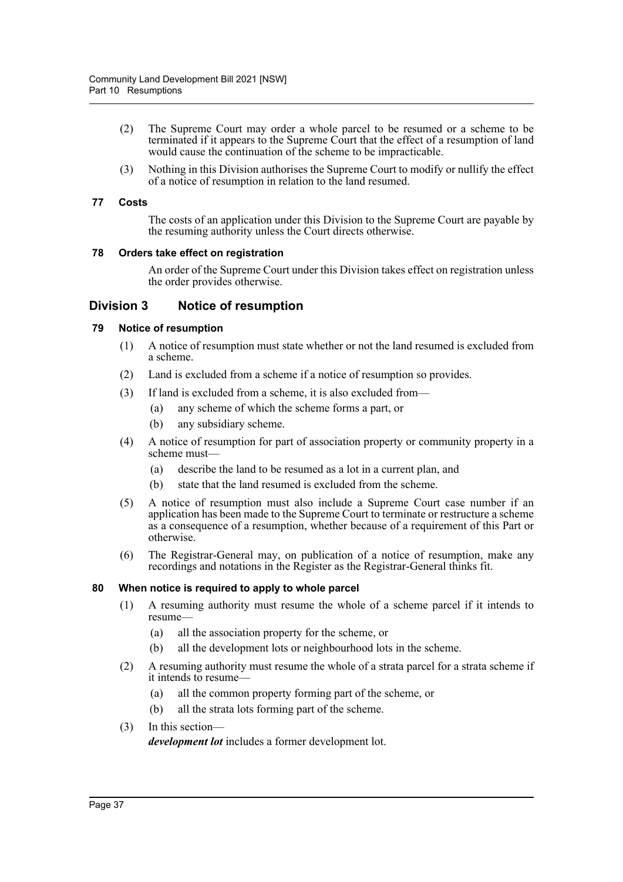(2) The Supreme Court may order a whole parcel to be resumed or a scheme to be terminated if it appears to the Supreme Court that the effect of a resumption of land would cause the continuation of the scheme to be impracticable.

(3) Nothing in this Division authorises the Supreme Court to modify or nullify the effect of a notice of resumption in relation to the land resumed.

#### 77 Costs

The costs of an application under this Division to the Supreme Court are payable by the resuming authority unless the Court directs otherwise.

#### 78 Orders take effect on registration

An order of the Supreme Court under this Division takes effect on registration unless the order provides otherwise.

### Division 3 Notice of resumption

#### 79 Notice of resumption

(1) A notice of resumption must state whether or not the land resumed is excluded from a scheme.

(2) Land is excluded from a scheme if a notice of resumption so provides.

(3) If land is excluded from a scheme, it is also excluded from—

- (a) any scheme of which the scheme forms a part, or
- (b) any subsidiary scheme.

(4) A notice of resumption for part of association property or community property in a scheme must—

- (a) describe the land to be resumed as a lot in a current plan, and
- (b) state that the land resumed is excluded from the scheme.

(5) A notice of resumption must also include a Supreme Court case number if an application has been made to the Supreme Court to terminate or restructure a scheme as a consequence of a resumption, whether because of a requirement of this Part or otherwise.

(6) The Registrar-General may, on publication of a notice of resumption, make any recordings and notations in the Register as the Registrar-General thinks fit.

#### 80 When notice is required to apply to whole parcel

(1) A resuming authority must resume the whole of a scheme parcel if it intends to resume—

- (a) all the association property for the scheme, or
- (b) all the development lots or neighbourhood lots in the scheme.

(2) A resuming authority must resume the whole of a strata parcel for a strata scheme if it intends to resume—

- (a) all the common property forming part of the scheme, or
- (b) all the strata lots forming part of the scheme.

(3) In this section—

***development lot*** includes a former development lot.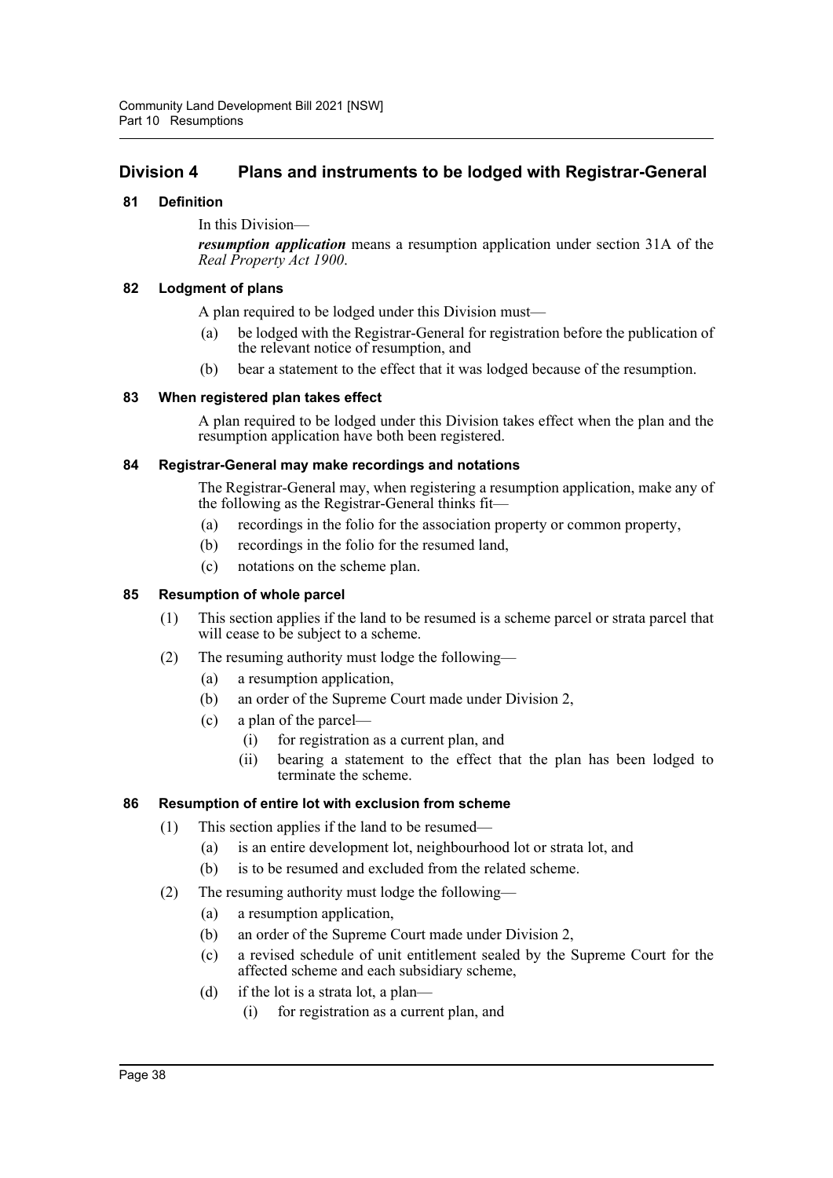## Division 4 Plans and instruments to be lodged with Registrar-General

### 81 Definition

In this Division—

***resumption application*** means a resumption application under section 31A of the *Real Property Act 1900*.

### 82 Lodgment of plans

A plan required to be lodged under this Division must—

(a) be lodged with the Registrar-General for registration before the publication of the relevant notice of resumption, and

(b) bear a statement to the effect that it was lodged because of the resumption.

### 83 When registered plan takes effect

A plan required to be lodged under this Division takes effect when the plan and the resumption application have both been registered.

### 84 Registrar-General may make recordings and notations

The Registrar-General may, when registering a resumption application, make any of the following as the Registrar-General thinks fit—

(a) recordings in the folio for the association property or common property,

(b) recordings in the folio for the resumed land,

(c) notations on the scheme plan.

### 85 Resumption of whole parcel

(1) This section applies if the land to be resumed is a scheme parcel or strata parcel that will cease to be subject to a scheme.

(2) The resuming authority must lodge the following—

(a) a resumption application,

(b) an order of the Supreme Court made under Division 2,

(c) a plan of the parcel—

(i) for registration as a current plan, and

(ii) bearing a statement to the effect that the plan has been lodged to terminate the scheme.

### 86 Resumption of entire lot with exclusion from scheme

(1) This section applies if the land to be resumed—

(a) is an entire development lot, neighbourhood lot or strata lot, and

(b) is to be resumed and excluded from the related scheme.

(2) The resuming authority must lodge the following—

(a) a resumption application,

(b) an order of the Supreme Court made under Division 2,

(c) a revised schedule of unit entitlement sealed by the Supreme Court for the affected scheme and each subsidiary scheme,

(d) if the lot is a strata lot, a plan—

(i) for registration as a current plan, and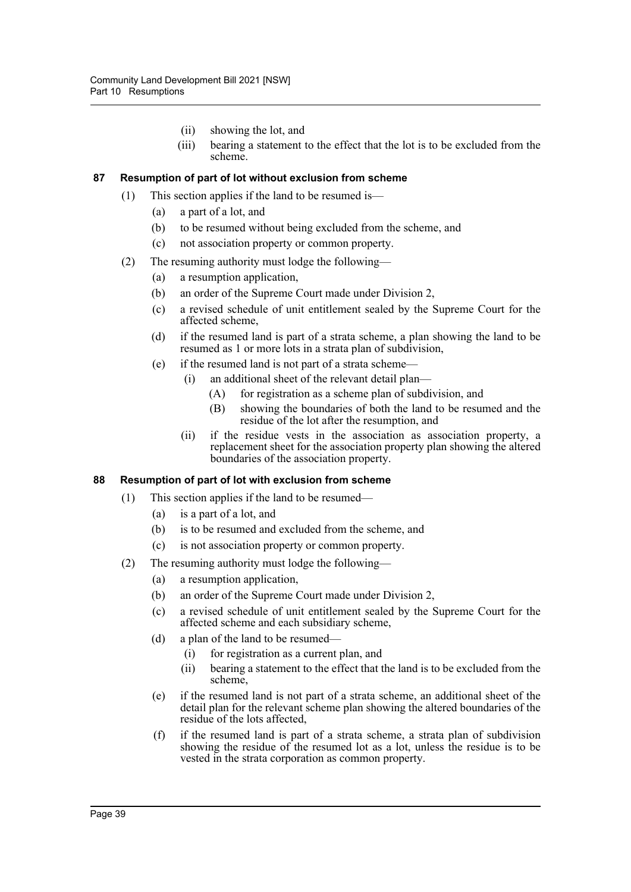(ii) showing the lot, and

(iii) bearing a statement to the effect that the lot is to be excluded from the scheme.

### 87 Resumption of part of lot without exclusion from scheme

(1) This section applies if the land to be resumed is—

(a) a part of a lot, and

(b) to be resumed without being excluded from the scheme, and

(c) not association property or common property.

(2) The resuming authority must lodge the following—

(a) a resumption application,

(b) an order of the Supreme Court made under Division 2,

(c) a revised schedule of unit entitlement sealed by the Supreme Court for the affected scheme,

(d) if the resumed land is part of a strata scheme, a plan showing the land to be resumed as 1 or more lots in a strata plan of subdivision,

(e) if the resumed land is not part of a strata scheme—

(i) an additional sheet of the relevant detail plan—

(A) for registration as a scheme plan of subdivision, and

(B) showing the boundaries of both the land to be resumed and the residue of the lot after the resumption, and

(ii) if the residue vests in the association as association property, a replacement sheet for the association property plan showing the altered boundaries of the association property.

### 88 Resumption of part of lot with exclusion from scheme

(1) This section applies if the land to be resumed—

(a) is a part of a lot, and

(b) is to be resumed and excluded from the scheme, and

(c) is not association property or common property.

(2) The resuming authority must lodge the following—

(a) a resumption application,

(b) an order of the Supreme Court made under Division 2,

(c) a revised schedule of unit entitlement sealed by the Supreme Court for the affected scheme and each subsidiary scheme,

(d) a plan of the land to be resumed—

(i) for registration as a current plan, and

(ii) bearing a statement to the effect that the land is to be excluded from the scheme,

(e) if the resumed land is not part of a strata scheme, an additional sheet of the detail plan for the relevant scheme plan showing the altered boundaries of the residue of the lots affected,

(f) if the resumed land is part of a strata scheme, a strata plan of subdivision showing the residue of the resumed lot as a lot, unless the residue is to be vested in the strata corporation as common property.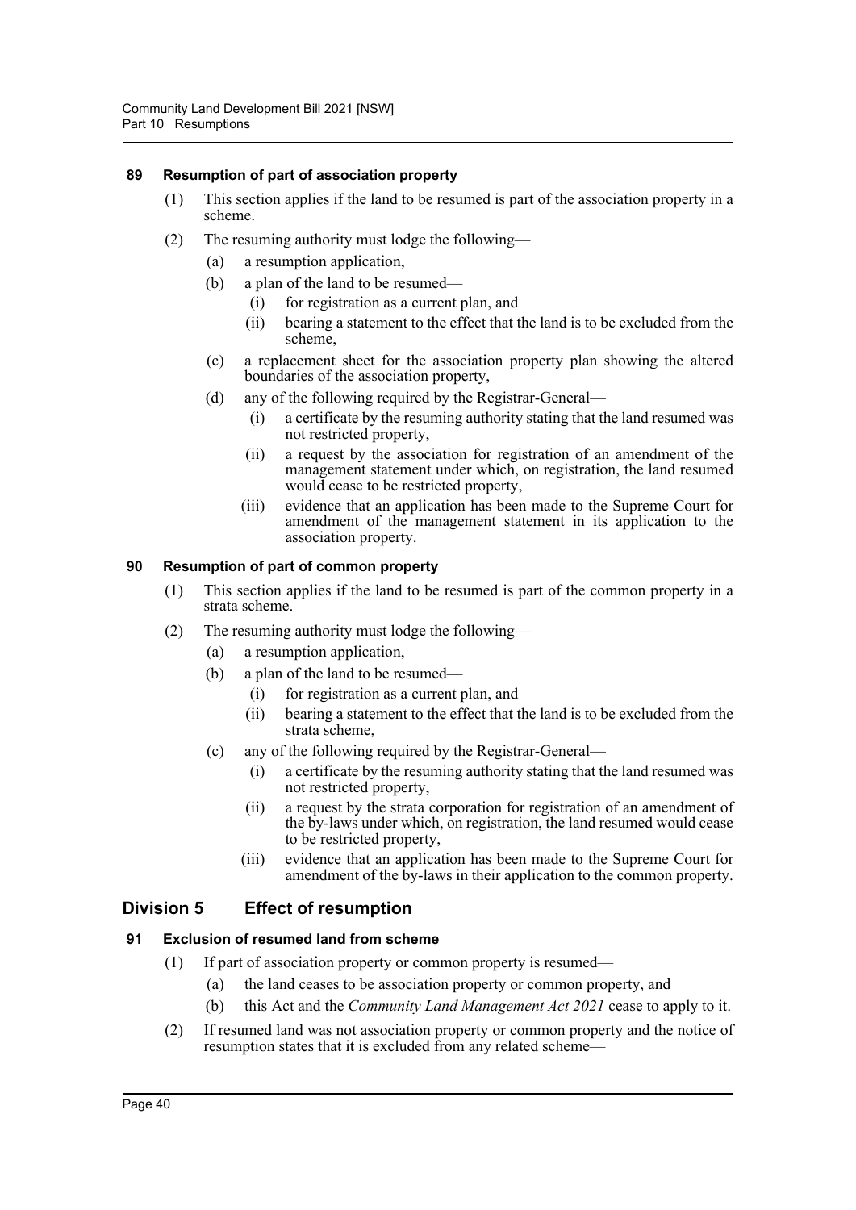### 89 Resumption of part of association property

(1) This section applies if the land to be resumed is part of the association property in a scheme.

(2) The resuming authority must lodge the following—

- (a) a resumption application,
- (b) a plan of the land to be resumed—
  - (i) for registration as a current plan, and
  - (ii) bearing a statement to the effect that the land is to be excluded from the scheme,
- (c) a replacement sheet for the association property plan showing the altered boundaries of the association property,
- (d) any of the following required by the Registrar-General—
  - (i) a certificate by the resuming authority stating that the land resumed was not restricted property,
  - (ii) a request by the association for registration of an amendment of the management statement under which, on registration, the land resumed would cease to be restricted property,
  - (iii) evidence that an application has been made to the Supreme Court for amendment of the management statement in its application to the association property.

### 90 Resumption of part of common property

(1) This section applies if the land to be resumed is part of the common property in a strata scheme.

(2) The resuming authority must lodge the following—

- (a) a resumption application,
- (b) a plan of the land to be resumed—
  - (i) for registration as a current plan, and
  - (ii) bearing a statement to the effect that the land is to be excluded from the strata scheme,
- (c) any of the following required by the Registrar-General—
  - (i) a certificate by the resuming authority stating that the land resumed was not restricted property,
  - (ii) a request by the strata corporation for registration of an amendment of the by-laws under which, on registration, the land resumed would cease to be restricted property,
  - (iii) evidence that an application has been made to the Supreme Court for amendment of the by-laws in their application to the common property.

## Division 5 Effect of resumption

### 91 Exclusion of resumed land from scheme

(1) If part of association property or common property is resumed—

- (a) the land ceases to be association property or common property, and
- (b) this Act and the *Community Land Management Act 2021* cease to apply to it.

(2) If resumed land was not association property or common property and the notice of resumption states that it is excluded from any related scheme—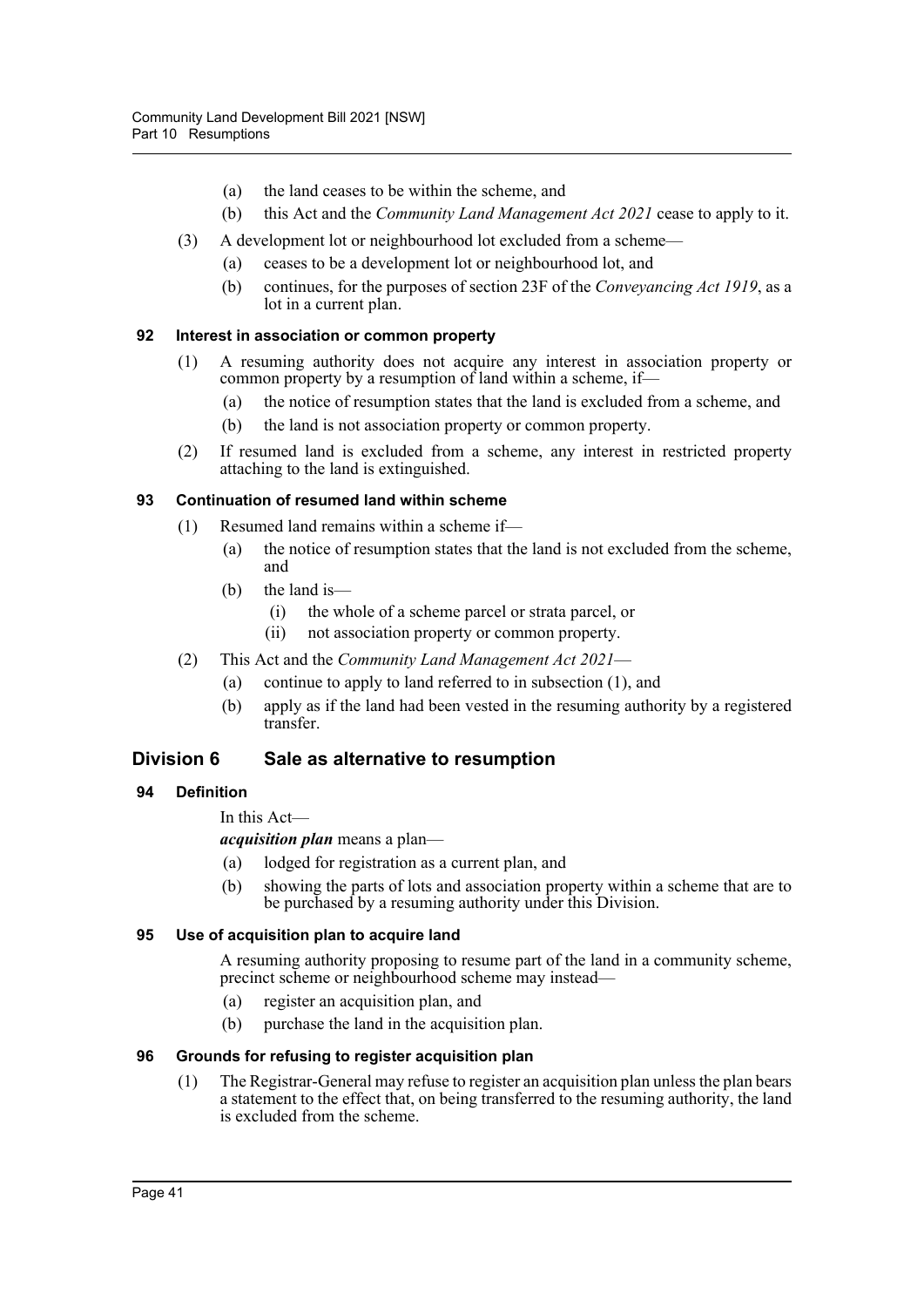(a) the land ceases to be within the scheme, and

(b) this Act and the *Community Land Management Act 2021* cease to apply to it.

(3) A development lot or neighbourhood lot excluded from a scheme—

(a) ceases to be a development lot or neighbourhood lot, and

(b) continues, for the purposes of section 23F of the *Conveyancing Act 1919*, as a lot in a current plan.

### 92 Interest in association or common property

(1) A resuming authority does not acquire any interest in association property or common property by a resumption of land within a scheme, if—

(a) the notice of resumption states that the land is excluded from a scheme, and

(b) the land is not association property or common property.

(2) If resumed land is excluded from a scheme, any interest in restricted property attaching to the land is extinguished.

### 93 Continuation of resumed land within scheme

(1) Resumed land remains within a scheme if—

(a) the notice of resumption states that the land is not excluded from the scheme, and

(b) the land is—

(i) the whole of a scheme parcel or strata parcel, or

(ii) not association property or common property.

(2) This Act and the *Community Land Management Act 2021*—

(a) continue to apply to land referred to in subsection (1), and

(b) apply as if the land had been vested in the resuming authority by a registered transfer.

## Division 6 Sale as alternative to resumption

### 94 Definition

In this Act—

***acquisition plan*** means a plan—

(a) lodged for registration as a current plan, and

(b) showing the parts of lots and association property within a scheme that are to be purchased by a resuming authority under this Division.

### 95 Use of acquisition plan to acquire land

A resuming authority proposing to resume part of the land in a community scheme, precinct scheme or neighbourhood scheme may instead—

(a) register an acquisition plan, and

(b) purchase the land in the acquisition plan.

### 96 Grounds for refusing to register acquisition plan

(1) The Registrar-General may refuse to register an acquisition plan unless the plan bears a statement to the effect that, on being transferred to the resuming authority, the land is excluded from the scheme.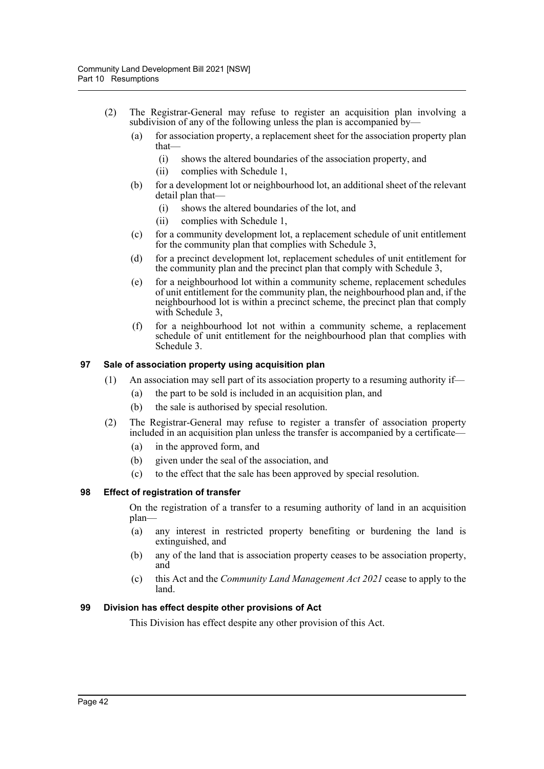(2) The Registrar-General may refuse to register an acquisition plan involving a subdivision of any of the following unless the plan is accompanied by—

(a) for association property, a replacement sheet for the association property plan that—

(i) shows the altered boundaries of the association property, and

(ii) complies with Schedule 1,

(b) for a development lot or neighbourhood lot, an additional sheet of the relevant detail plan that—

(i) shows the altered boundaries of the lot, and

(ii) complies with Schedule 1,

(c) for a community development lot, a replacement schedule of unit entitlement for the community plan that complies with Schedule 3,

(d) for a precinct development lot, replacement schedules of unit entitlement for the community plan and the precinct plan that comply with Schedule 3,

(e) for a neighbourhood lot within a community scheme, replacement schedules of unit entitlement for the community plan, the neighbourhood plan and, if the neighbourhood lot is within a precinct scheme, the precinct plan that comply with Schedule 3,

(f) for a neighbourhood lot not within a community scheme, a replacement schedule of unit entitlement for the neighbourhood plan that complies with Schedule 3.

### 97 Sale of association property using acquisition plan

(1) An association may sell part of its association property to a resuming authority if—

(a) the part to be sold is included in an acquisition plan, and

(b) the sale is authorised by special resolution.

(2) The Registrar-General may refuse to register a transfer of association property included in an acquisition plan unless the transfer is accompanied by a certificate—

(a) in the approved form, and

(b) given under the seal of the association, and

(c) to the effect that the sale has been approved by special resolution.

### 98 Effect of registration of transfer

On the registration of a transfer to a resuming authority of land in an acquisition plan—

(a) any interest in restricted property benefiting or burdening the land is extinguished, and

(b) any of the land that is association property ceases to be association property, and

(c) this Act and the *Community Land Management Act 2021* cease to apply to the land.

### 99 Division has effect despite other provisions of Act

This Division has effect despite any other provision of this Act.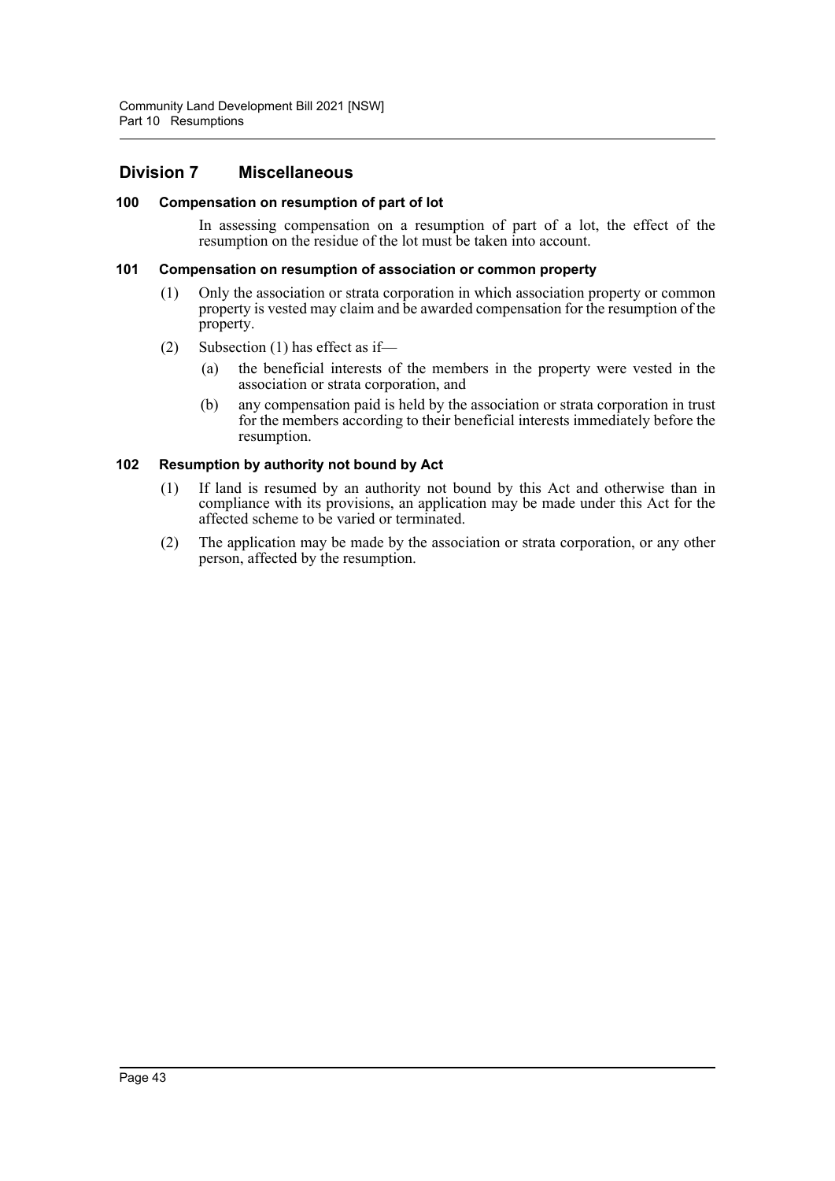## Division 7 Miscellaneous

### 100 Compensation on resumption of part of lot

In assessing compensation on a resumption of part of a lot, the effect of the resumption on the residue of the lot must be taken into account.

### 101 Compensation on resumption of association or common property

(1) Only the association or strata corporation in which association property or common property is vested may claim and be awarded compensation for the resumption of the property.

(2) Subsection (1) has effect as if—

(a) the beneficial interests of the members in the property were vested in the association or strata corporation, and

(b) any compensation paid is held by the association or strata corporation in trust for the members according to their beneficial interests immediately before the resumption.

### 102 Resumption by authority not bound by Act

(1) If land is resumed by an authority not bound by this Act and otherwise than in compliance with its provisions, an application may be made under this Act for the affected scheme to be varied or terminated.

(2) The application may be made by the association or strata corporation, or any other person, affected by the resumption.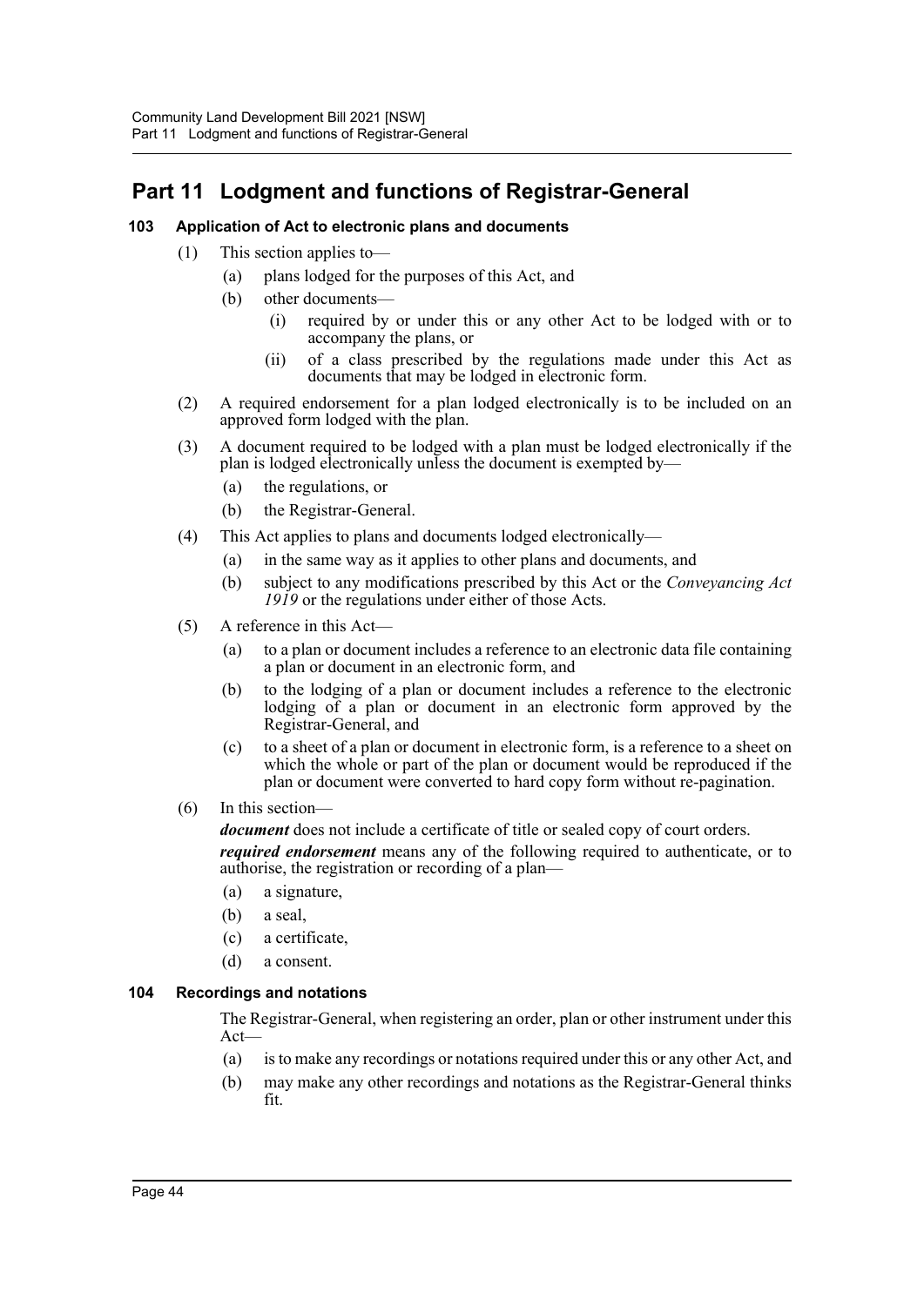# Part 11 Lodgment and functions of Registrar-General

### 103 Application of Act to electronic plans and documents

(1) This section applies to—

(a) plans lodged for the purposes of this Act, and

(b) other documents—

(i) required by or under this or any other Act to be lodged with or to accompany the plans, or

(ii) of a class prescribed by the regulations made under this Act as documents that may be lodged in electronic form.

(2) A required endorsement for a plan lodged electronically is to be included on an approved form lodged with the plan.

(3) A document required to be lodged with a plan must be lodged electronically if the plan is lodged electronically unless the document is exempted by—

(a) the regulations, or

(b) the Registrar-General.

(4) This Act applies to plans and documents lodged electronically—

(a) in the same way as it applies to other plans and documents, and

(b) subject to any modifications prescribed by this Act or the *Conveyancing Act 1919* or the regulations under either of those Acts.

(5) A reference in this Act—

(a) to a plan or document includes a reference to an electronic data file containing a plan or document in an electronic form, and

(b) to the lodging of a plan or document includes a reference to the electronic lodging of a plan or document in an electronic form approved by the Registrar-General, and

(c) to a sheet of a plan or document in electronic form, is a reference to a sheet on which the whole or part of the plan or document would be reproduced if the plan or document were converted to hard copy form without re-pagination.

(6) In this section—

***document*** does not include a certificate of title or sealed copy of court orders.

***required endorsement*** means any of the following required to authenticate, or to authorise, the registration or recording of a plan—

(a) a signature,

(b) a seal,

(c) a certificate,

(d) a consent.

### 104 Recordings and notations

The Registrar-General, when registering an order, plan or other instrument under this Act—

(a) is to make any recordings or notations required under this or any other Act, and

(b) may make any other recordings and notations as the Registrar-General thinks fit.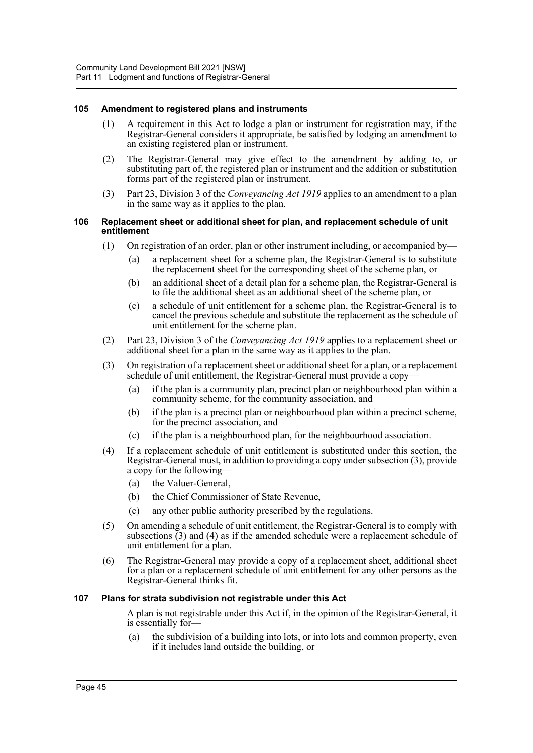### 105 Amendment to registered plans and instruments

(1) A requirement in this Act to lodge a plan or instrument for registration may, if the Registrar-General considers it appropriate, be satisfied by lodging an amendment to an existing registered plan or instrument.

(2) The Registrar-General may give effect to the amendment by adding to, or substituting part of, the registered plan or instrument and the addition or substitution forms part of the registered plan or instrument.

(3) Part 23, Division 3 of the *Conveyancing Act 1919* applies to an amendment to a plan in the same way as it applies to the plan.

### 106 Replacement sheet or additional sheet for plan, and replacement schedule of unit entitlement

(1) On registration of an order, plan or other instrument including, or accompanied by—

(a) a replacement sheet for a scheme plan, the Registrar-General is to substitute the replacement sheet for the corresponding sheet of the scheme plan, or

(b) an additional sheet of a detail plan for a scheme plan, the Registrar-General is to file the additional sheet as an additional sheet of the scheme plan, or

(c) a schedule of unit entitlement for a scheme plan, the Registrar-General is to cancel the previous schedule and substitute the replacement as the schedule of unit entitlement for the scheme plan.

(2) Part 23, Division 3 of the *Conveyancing Act 1919* applies to a replacement sheet or additional sheet for a plan in the same way as it applies to the plan.

(3) On registration of a replacement sheet or additional sheet for a plan, or a replacement schedule of unit entitlement, the Registrar-General must provide a copy—

(a) if the plan is a community plan, precinct plan or neighbourhood plan within a community scheme, for the community association, and

(b) if the plan is a precinct plan or neighbourhood plan within a precinct scheme, for the precinct association, and

(c) if the plan is a neighbourhood plan, for the neighbourhood association.

(4) If a replacement schedule of unit entitlement is substituted under this section, the Registrar-General must, in addition to providing a copy under subsection (3), provide a copy for the following—

(a) the Valuer-General,

(b) the Chief Commissioner of State Revenue,

(c) any other public authority prescribed by the regulations.

(5) On amending a schedule of unit entitlement, the Registrar-General is to comply with subsections (3) and (4) as if the amended schedule were a replacement schedule of unit entitlement for a plan.

(6) The Registrar-General may provide a copy of a replacement sheet, additional sheet for a plan or a replacement schedule of unit entitlement for any other persons as the Registrar-General thinks fit.

### 107 Plans for strata subdivision not registrable under this Act

A plan is not registrable under this Act if, in the opinion of the Registrar-General, it is essentially for—

(a) the subdivision of a building into lots, or into lots and common property, even if it includes land outside the building, or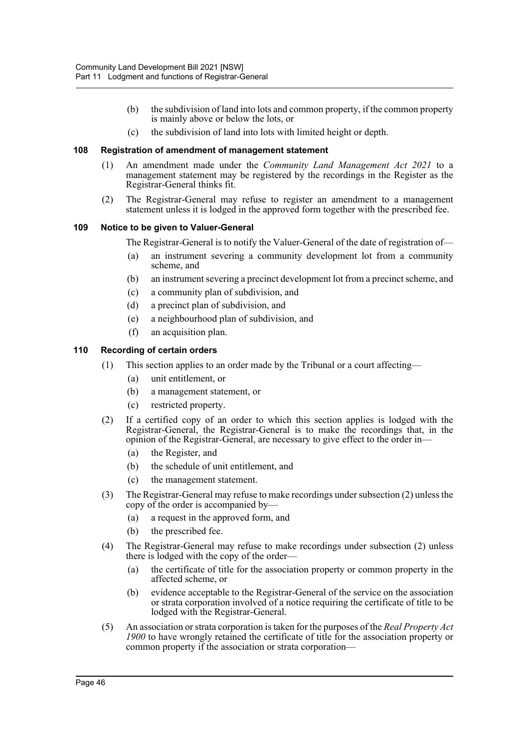(b) the subdivision of land into lots and common property, if the common property is mainly above or below the lots, or

(c) the subdivision of land into lots with limited height or depth.

### 108 Registration of amendment of management statement

(1) An amendment made under the *Community Land Management Act 2021* to a management statement may be registered by the recordings in the Register as the Registrar-General thinks fit.

(2) The Registrar-General may refuse to register an amendment to a management statement unless it is lodged in the approved form together with the prescribed fee.

### 109 Notice to be given to Valuer-General

The Registrar-General is to notify the Valuer-General of the date of registration of—

(a) an instrument severing a community development lot from a community scheme, and

(b) an instrument severing a precinct development lot from a precinct scheme, and

(c) a community plan of subdivision, and

(d) a precinct plan of subdivision, and

(e) a neighbourhood plan of subdivision, and

(f) an acquisition plan.

### 110 Recording of certain orders

(1) This section applies to an order made by the Tribunal or a court affecting—

(a) unit entitlement, or

(b) a management statement, or

(c) restricted property.

(2) If a certified copy of an order to which this section applies is lodged with the Registrar-General, the Registrar-General is to make the recordings that, in the opinion of the Registrar-General, are necessary to give effect to the order in—

(a) the Register, and

(b) the schedule of unit entitlement, and

(c) the management statement.

(3) The Registrar-General may refuse to make recordings under subsection (2) unless the copy of the order is accompanied by—

(a) a request in the approved form, and

(b) the prescribed fee.

(4) The Registrar-General may refuse to make recordings under subsection (2) unless there is lodged with the copy of the order—

(a) the certificate of title for the association property or common property in the affected scheme, or

(b) evidence acceptable to the Registrar-General of the service on the association or strata corporation involved of a notice requiring the certificate of title to be lodged with the Registrar-General.

(5) An association or strata corporation is taken for the purposes of the *Real Property Act 1900* to have wrongly retained the certificate of title for the association property or common property if the association or strata corporation—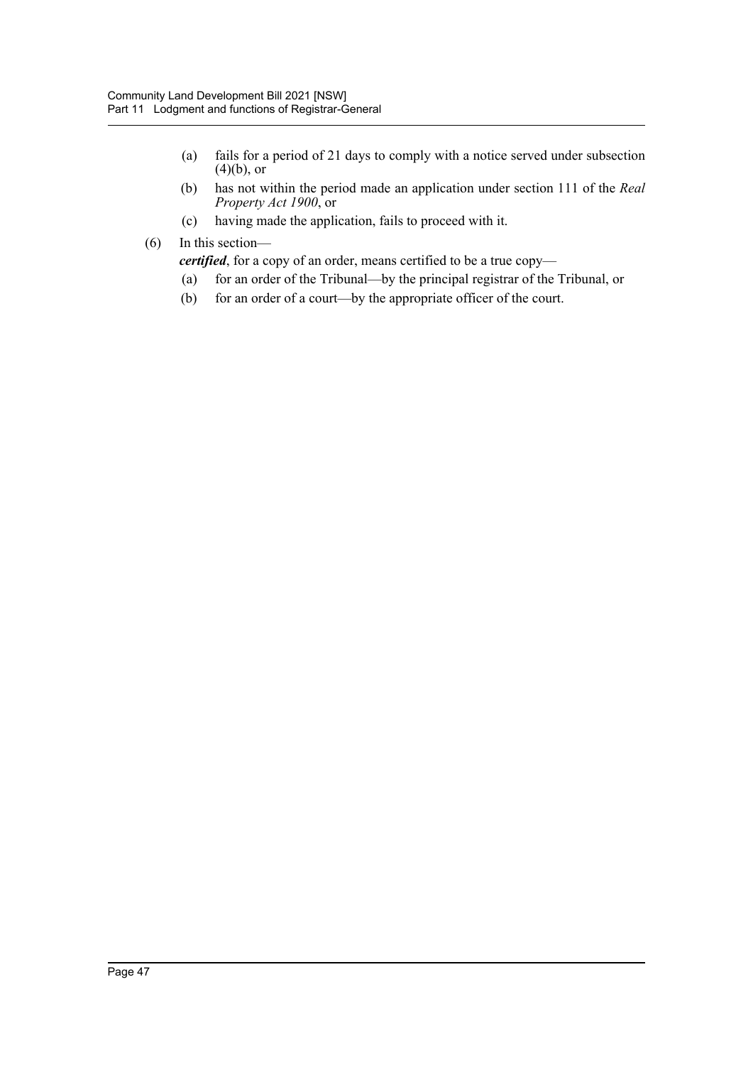(a) fails for a period of 21 days to comply with a notice served under subsection (4)(b), or

(b) has not within the period made an application under section 111 of the *Real Property Act 1900*, or

(c) having made the application, fails to proceed with it.

(6) In this section—

***certified***, for a copy of an order, means certified to be a true copy—

(a) for an order of the Tribunal—by the principal registrar of the Tribunal, or

(b) for an order of a court—by the appropriate officer of the court.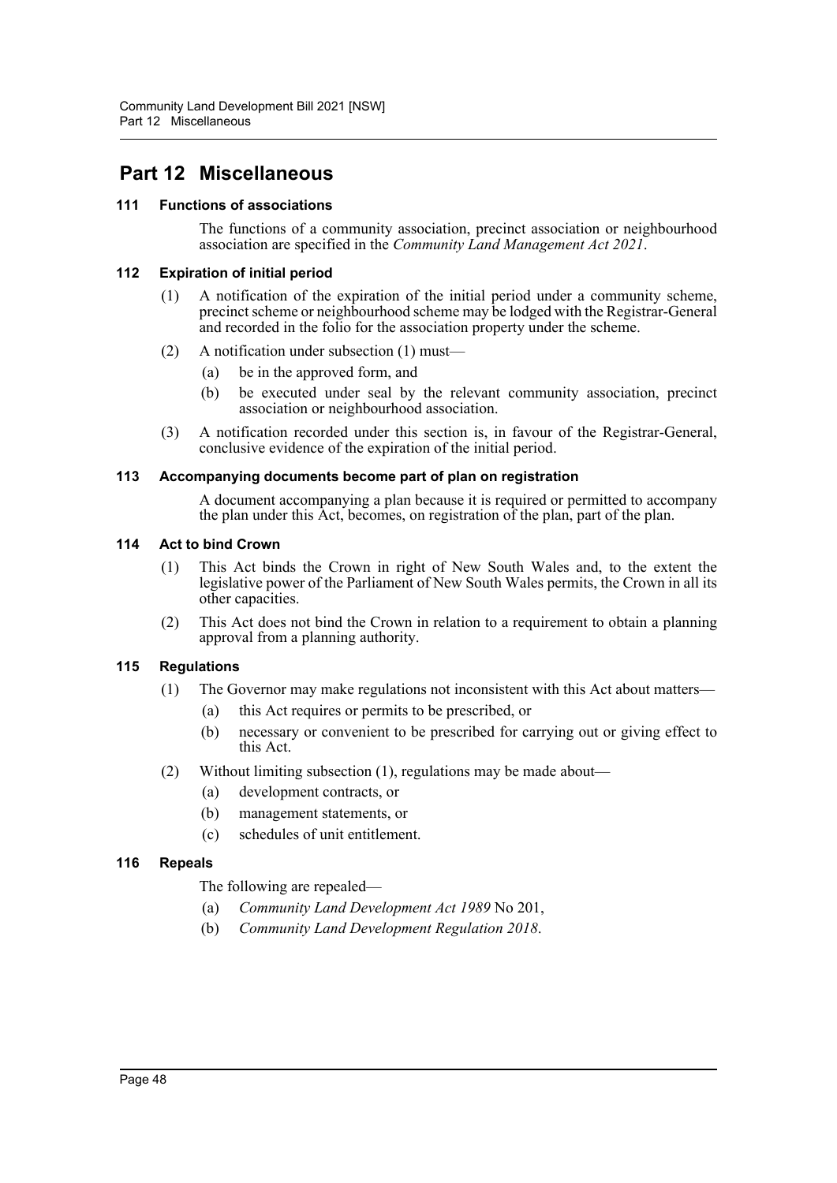# Part 12 Miscellaneous

### 111 Functions of associations

The functions of a community association, precinct association or neighbourhood association are specified in the *Community Land Management Act 2021*.

### 112 Expiration of initial period

(1) A notification of the expiration of the initial period under a community scheme, precinct scheme or neighbourhood scheme may be lodged with the Registrar-General and recorded in the folio for the association property under the scheme.

(2) A notification under subsection (1) must—

- (a) be in the approved form, and
- (b) be executed under seal by the relevant community association, precinct association or neighbourhood association.

(3) A notification recorded under this section is, in favour of the Registrar-General, conclusive evidence of the expiration of the initial period.

### 113 Accompanying documents become part of plan on registration

A document accompanying a plan because it is required or permitted to accompany the plan under this Act, becomes, on registration of the plan, part of the plan.

### 114 Act to bind Crown

(1) This Act binds the Crown in right of New South Wales and, to the extent the legislative power of the Parliament of New South Wales permits, the Crown in all its other capacities.

(2) This Act does not bind the Crown in relation to a requirement to obtain a planning approval from a planning authority.

### 115 Regulations

(1) The Governor may make regulations not inconsistent with this Act about matters—

- (a) this Act requires or permits to be prescribed, or
- (b) necessary or convenient to be prescribed for carrying out or giving effect to this Act.

(2) Without limiting subsection (1), regulations may be made about—

- (a) development contracts, or
- (b) management statements, or
- (c) schedules of unit entitlement.

### 116 Repeals

The following are repealed—

- (a) *Community Land Development Act 1989* No 201,
- (b) *Community Land Development Regulation 2018*.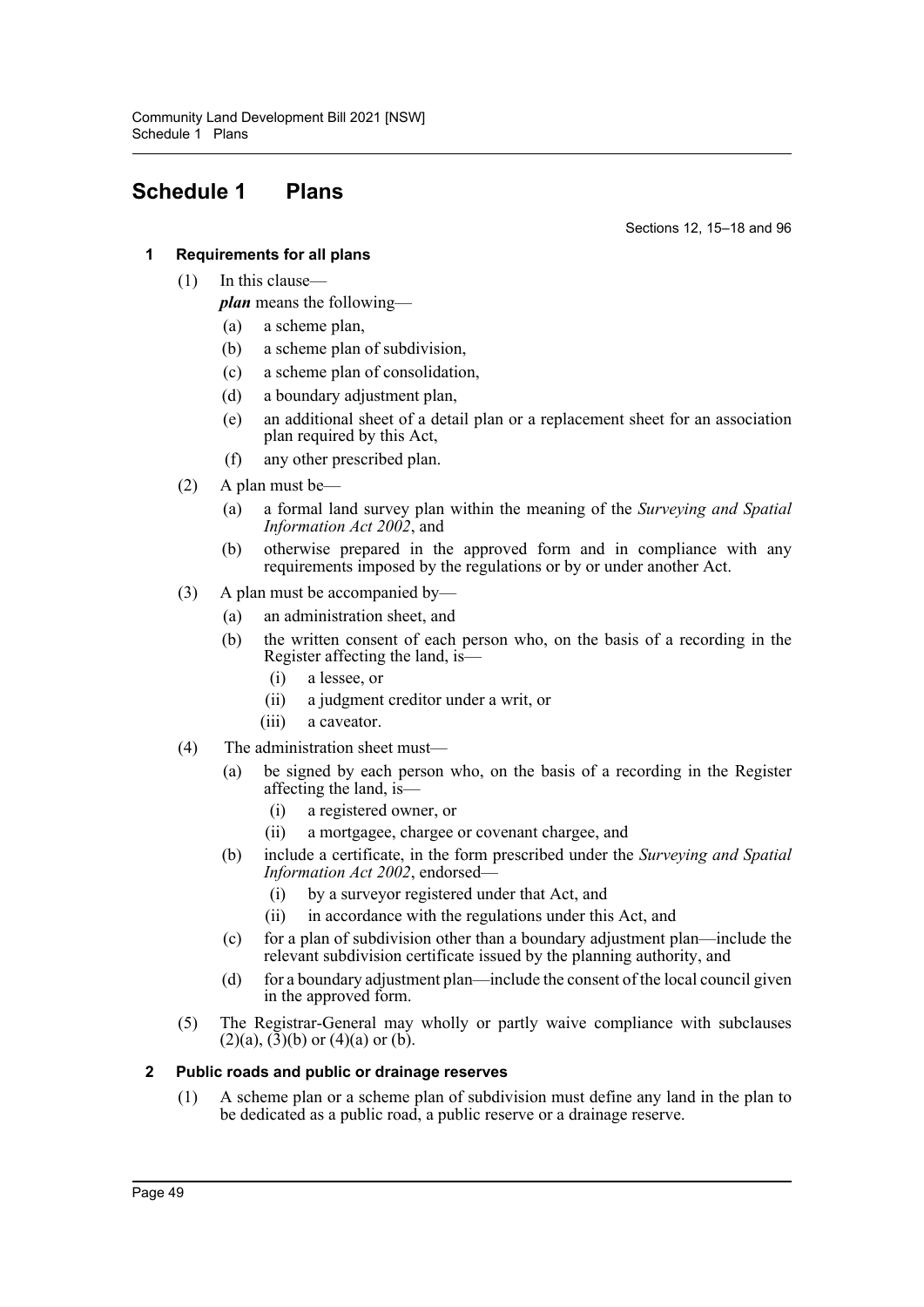# Schedule 1 Plans

Sections 12, 15–18 and 96

## 1 Requirements for all plans

(1) In this clause—

***plan*** means the following—

(a) a scheme plan,

(b) a scheme plan of subdivision,

(c) a scheme plan of consolidation,

(d) a boundary adjustment plan,

(e) an additional sheet of a detail plan or a replacement sheet for an association plan required by this Act,

(f) any other prescribed plan.

(2) A plan must be—

(a) a formal land survey plan within the meaning of the *Surveying and Spatial Information Act 2002*, and

(b) otherwise prepared in the approved form and in compliance with any requirements imposed by the regulations or by or under another Act.

(3) A plan must be accompanied by—

(a) an administration sheet, and

(b) the written consent of each person who, on the basis of a recording in the Register affecting the land, is—

(i) a lessee, or

(ii) a judgment creditor under a writ, or

(iii) a caveator.

(4) The administration sheet must—

(a) be signed by each person who, on the basis of a recording in the Register affecting the land, is—

(i) a registered owner, or

(ii) a mortgagee, chargee or covenant chargee, and

(b) include a certificate, in the form prescribed under the *Surveying and Spatial Information Act 2002*, endorsed—

(i) by a surveyor registered under that Act, and

(ii) in accordance with the regulations under this Act, and

(c) for a plan of subdivision other than a boundary adjustment plan—include the relevant subdivision certificate issued by the planning authority, and

(d) for a boundary adjustment plan—include the consent of the local council given in the approved form.

(5) The Registrar-General may wholly or partly waive compliance with subclauses (2)(a), (3)(b) or (4)(a) or (b).

## 2 Public roads and public or drainage reserves

(1) A scheme plan or a scheme plan of subdivision must define any land in the plan to be dedicated as a public road, a public reserve or a drainage reserve.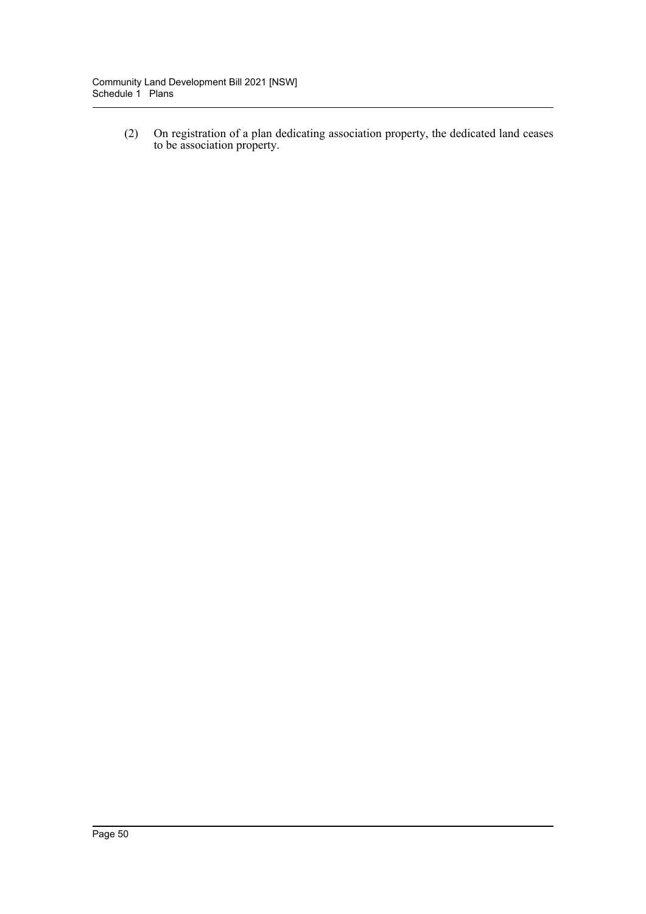(2) On registration of a plan dedicating association property, the dedicated land ceases to be association property.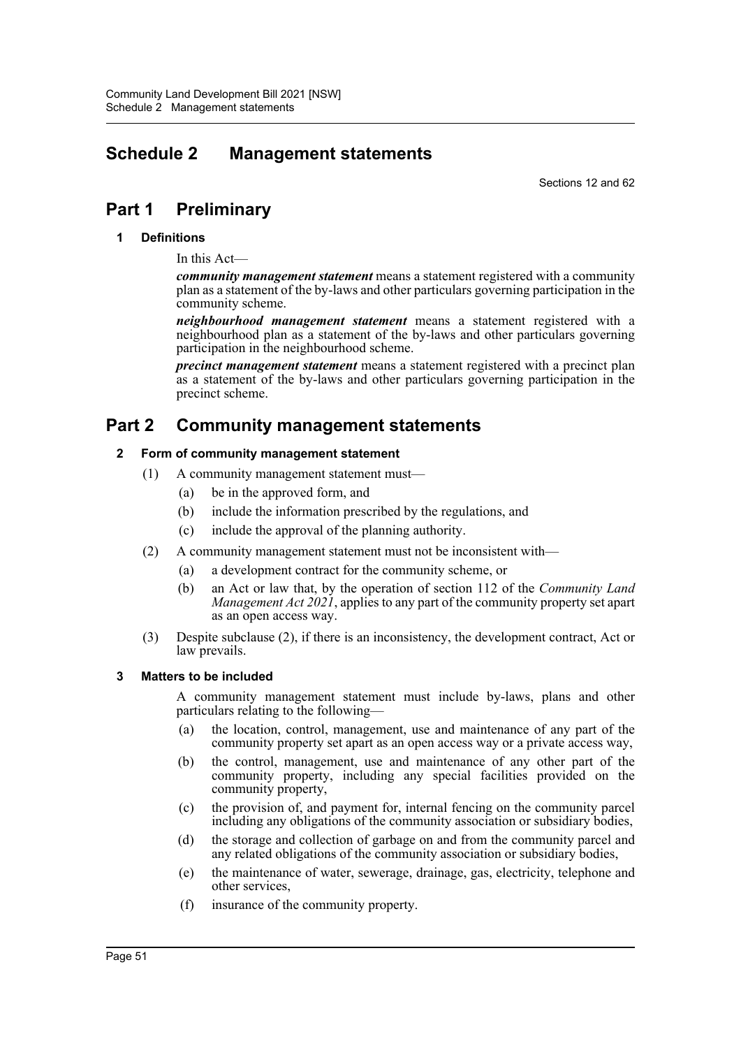# Schedule 2 Management statements

Sections 12 and 62

## Part 1 Preliminary

### 1 Definitions

In this Act—

***community management statement*** means a statement registered with a community plan as a statement of the by-laws and other particulars governing participation in the community scheme.

***neighbourhood management statement*** means a statement registered with a neighbourhood plan as a statement of the by-laws and other particulars governing participation in the neighbourhood scheme.

***precinct management statement*** means a statement registered with a precinct plan as a statement of the by-laws and other particulars governing participation in the precinct scheme.

## Part 2 Community management statements

### 2 Form of community management statement

(1) A community management statement must—

- (a) be in the approved form, and
- (b) include the information prescribed by the regulations, and
- (c) include the approval of the planning authority.

(2) A community management statement must not be inconsistent with—

- (a) a development contract for the community scheme, or
- (b) an Act or law that, by the operation of section 112 of the *Community Land Management Act 2021*, applies to any part of the community property set apart as an open access way.

(3) Despite subclause (2), if there is an inconsistency, the development contract, Act or law prevails.

### 3 Matters to be included

A community management statement must include by-laws, plans and other particulars relating to the following—

- (a) the location, control, management, use and maintenance of any part of the community property set apart as an open access way or a private access way,
- (b) the control, management, use and maintenance of any other part of the community property, including any special facilities provided on the community property,
- (c) the provision of, and payment for, internal fencing on the community parcel including any obligations of the community association or subsidiary bodies,
- (d) the storage and collection of garbage on and from the community parcel and any related obligations of the community association or subsidiary bodies,
- (e) the maintenance of water, sewerage, drainage, gas, electricity, telephone and other services,
- (f) insurance of the community property.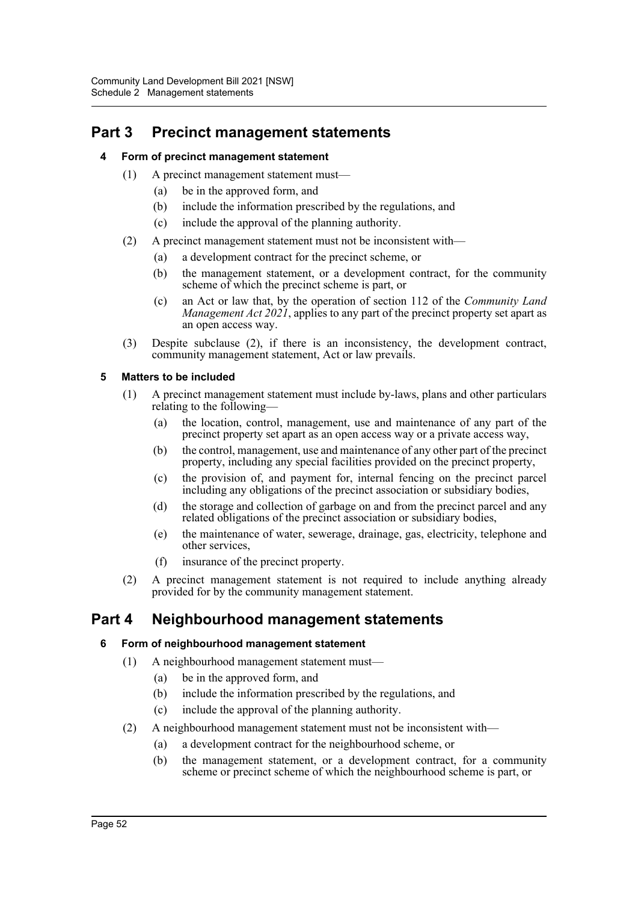## Part 3 Precinct management statements

### 4 Form of precinct management statement

(1) A precinct management statement must—

(a) be in the approved form, and

(b) include the information prescribed by the regulations, and

(c) include the approval of the planning authority.

(2) A precinct management statement must not be inconsistent with—

(a) a development contract for the precinct scheme, or

(b) the management statement, or a development contract, for the community scheme of which the precinct scheme is part, or

(c) an Act or law that, by the operation of section 112 of the *Community Land Management Act 2021*, applies to any part of the precinct property set apart as an open access way.

(3) Despite subclause (2), if there is an inconsistency, the development contract, community management statement, Act or law prevails.

### 5 Matters to be included

(1) A precinct management statement must include by-laws, plans and other particulars relating to the following—

(a) the location, control, management, use and maintenance of any part of the precinct property set apart as an open access way or a private access way,

(b) the control, management, use and maintenance of any other part of the precinct property, including any special facilities provided on the precinct property,

(c) the provision of, and payment for, internal fencing on the precinct parcel including any obligations of the precinct association or subsidiary bodies,

(d) the storage and collection of garbage on and from the precinct parcel and any related obligations of the precinct association or subsidiary bodies,

(e) the maintenance of water, sewerage, drainage, gas, electricity, telephone and other services,

(f) insurance of the precinct property.

(2) A precinct management statement is not required to include anything already provided for by the community management statement.

## Part 4 Neighbourhood management statements

### 6 Form of neighbourhood management statement

(1) A neighbourhood management statement must—

(a) be in the approved form, and

(b) include the information prescribed by the regulations, and

(c) include the approval of the planning authority.

(2) A neighbourhood management statement must not be inconsistent with—

(a) a development contract for the neighbourhood scheme, or

(b) the management statement, or a development contract, for a community scheme or precinct scheme of which the neighbourhood scheme is part, or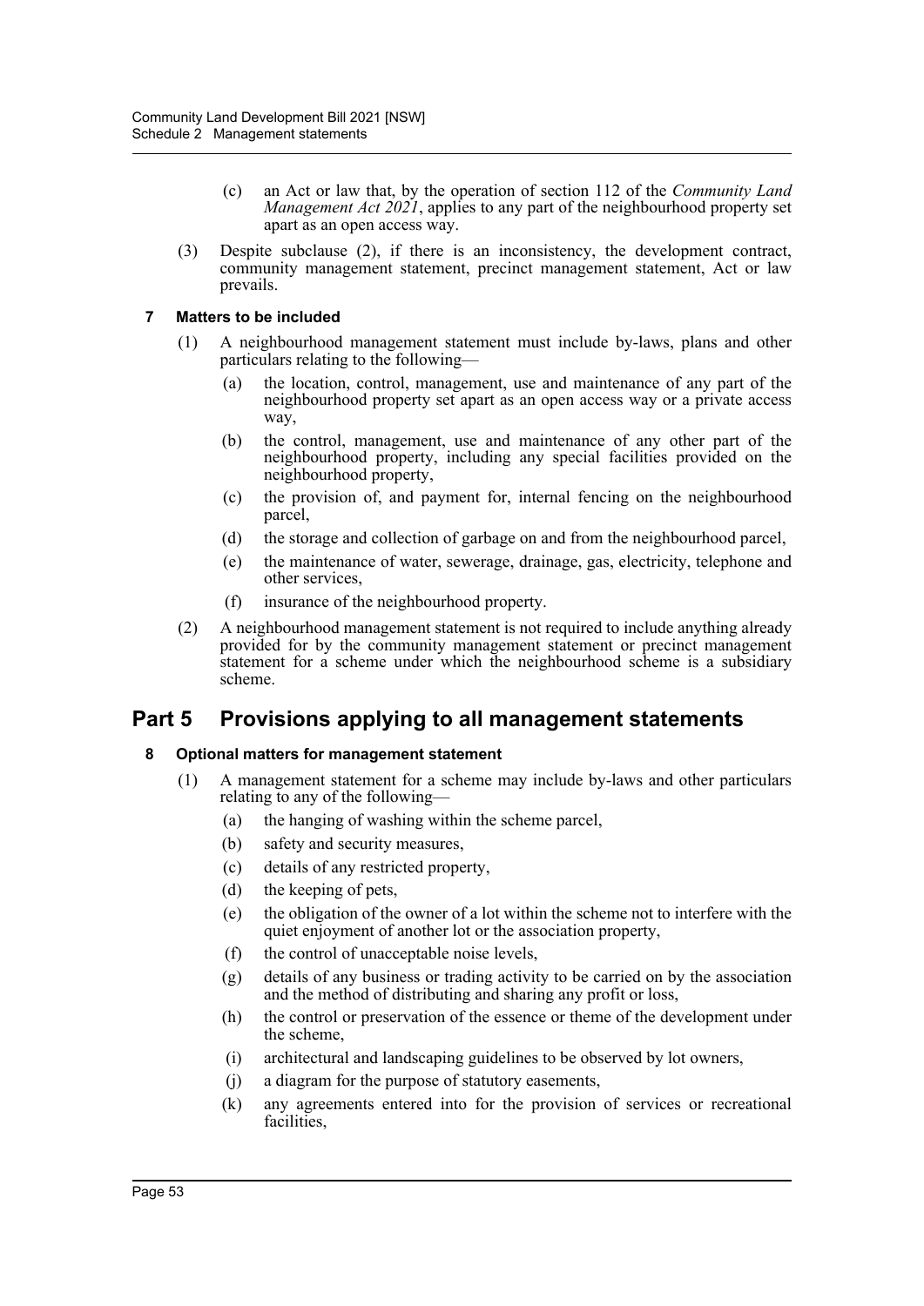(c) an Act or law that, by the operation of section 112 of the *Community Land Management Act 2021*, applies to any part of the neighbourhood property set apart as an open access way.

(3) Despite subclause (2), if there is an inconsistency, the development contract, community management statement, precinct management statement, Act or law prevails.

### 7 Matters to be included

(1) A neighbourhood management statement must include by-laws, plans and other particulars relating to the following—

(a) the location, control, management, use and maintenance of any part of the neighbourhood property set apart as an open access way or a private access way,

(b) the control, management, use and maintenance of any other part of the neighbourhood property, including any special facilities provided on the neighbourhood property,

(c) the provision of, and payment for, internal fencing on the neighbourhood parcel,

(d) the storage and collection of garbage on and from the neighbourhood parcel,

(e) the maintenance of water, sewerage, drainage, gas, electricity, telephone and other services,

(f) insurance of the neighbourhood property.

(2) A neighbourhood management statement is not required to include anything already provided for by the community management statement or precinct management statement for a scheme under which the neighbourhood scheme is a subsidiary scheme.

## Part 5 Provisions applying to all management statements

### 8 Optional matters for management statement

(1) A management statement for a scheme may include by-laws and other particulars relating to any of the following—

(a) the hanging of washing within the scheme parcel,

(b) safety and security measures,

(c) details of any restricted property,

(d) the keeping of pets,

(e) the obligation of the owner of a lot within the scheme not to interfere with the quiet enjoyment of another lot or the association property,

(f) the control of unacceptable noise levels,

(g) details of any business or trading activity to be carried on by the association and the method of distributing and sharing any profit or loss,

(h) the control or preservation of the essence or theme of the development under the scheme,

(i) architectural and landscaping guidelines to be observed by lot owners,

(j) a diagram for the purpose of statutory easements,

(k) any agreements entered into for the provision of services or recreational facilities,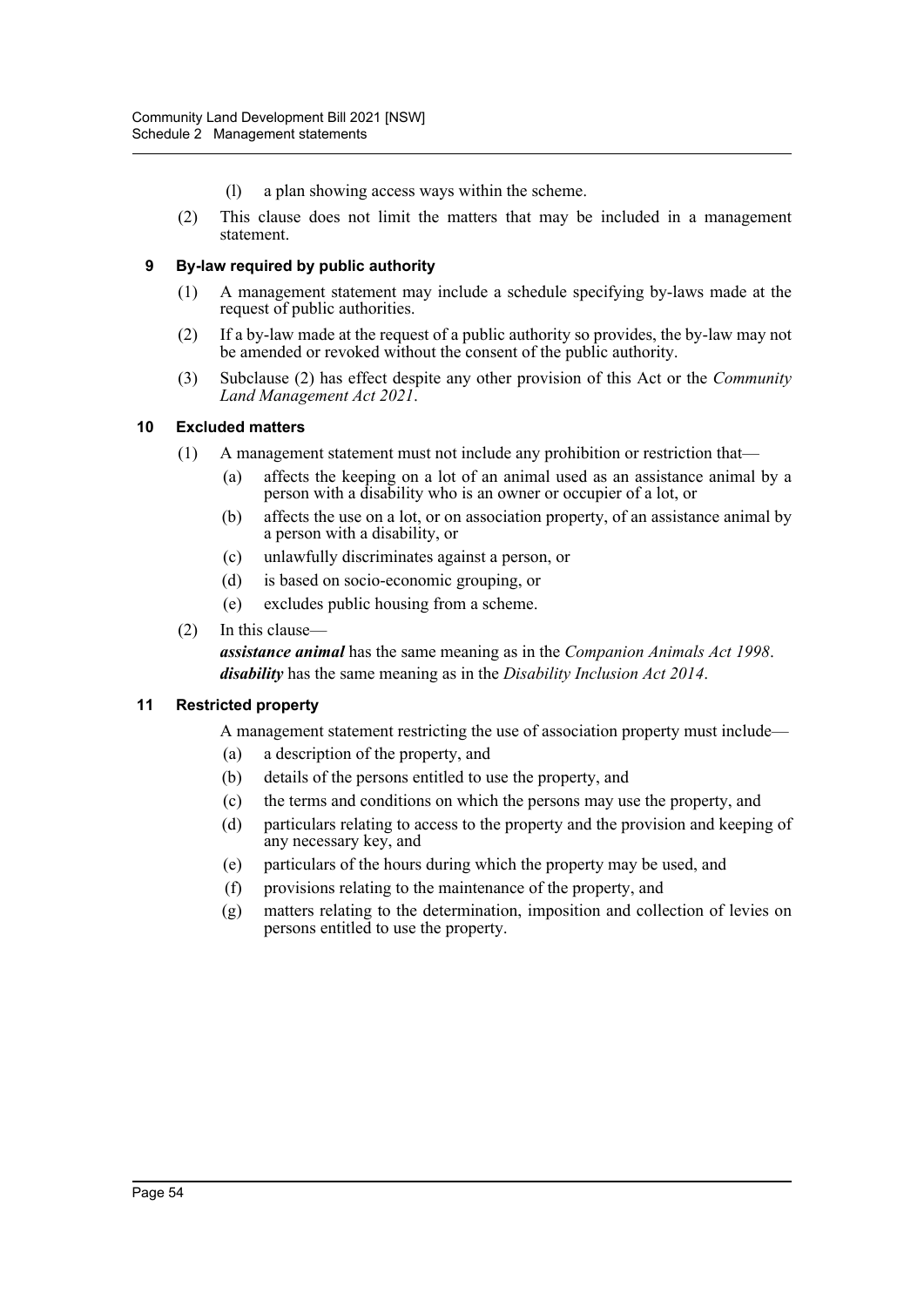(l) a plan showing access ways within the scheme.

(2) This clause does not limit the matters that may be included in a management statement.

### 9 By-law required by public authority

(1) A management statement may include a schedule specifying by-laws made at the request of public authorities.

(2) If a by-law made at the request of a public authority so provides, the by-law may not be amended or revoked without the consent of the public authority.

(3) Subclause (2) has effect despite any other provision of this Act or the *Community Land Management Act 2021*.

### 10 Excluded matters

(1) A management statement must not include any prohibition or restriction that—

(a) affects the keeping on a lot of an animal used as an assistance animal by a person with a disability who is an owner or occupier of a lot, or

(b) affects the use on a lot, or on association property, of an assistance animal by a person with a disability, or

(c) unlawfully discriminates against a person, or

(d) is based on socio-economic grouping, or

(e) excludes public housing from a scheme.

(2) In this clause—

***assistance animal*** has the same meaning as in the *Companion Animals Act 1998*.

***disability*** has the same meaning as in the *Disability Inclusion Act 2014*.

### 11 Restricted property

A management statement restricting the use of association property must include—

(a) a description of the property, and

(b) details of the persons entitled to use the property, and

(c) the terms and conditions on which the persons may use the property, and

(d) particulars relating to access to the property and the provision and keeping of any necessary key, and

(e) particulars of the hours during which the property may be used, and

(f) provisions relating to the maintenance of the property, and

(g) matters relating to the determination, imposition and collection of levies on persons entitled to use the property.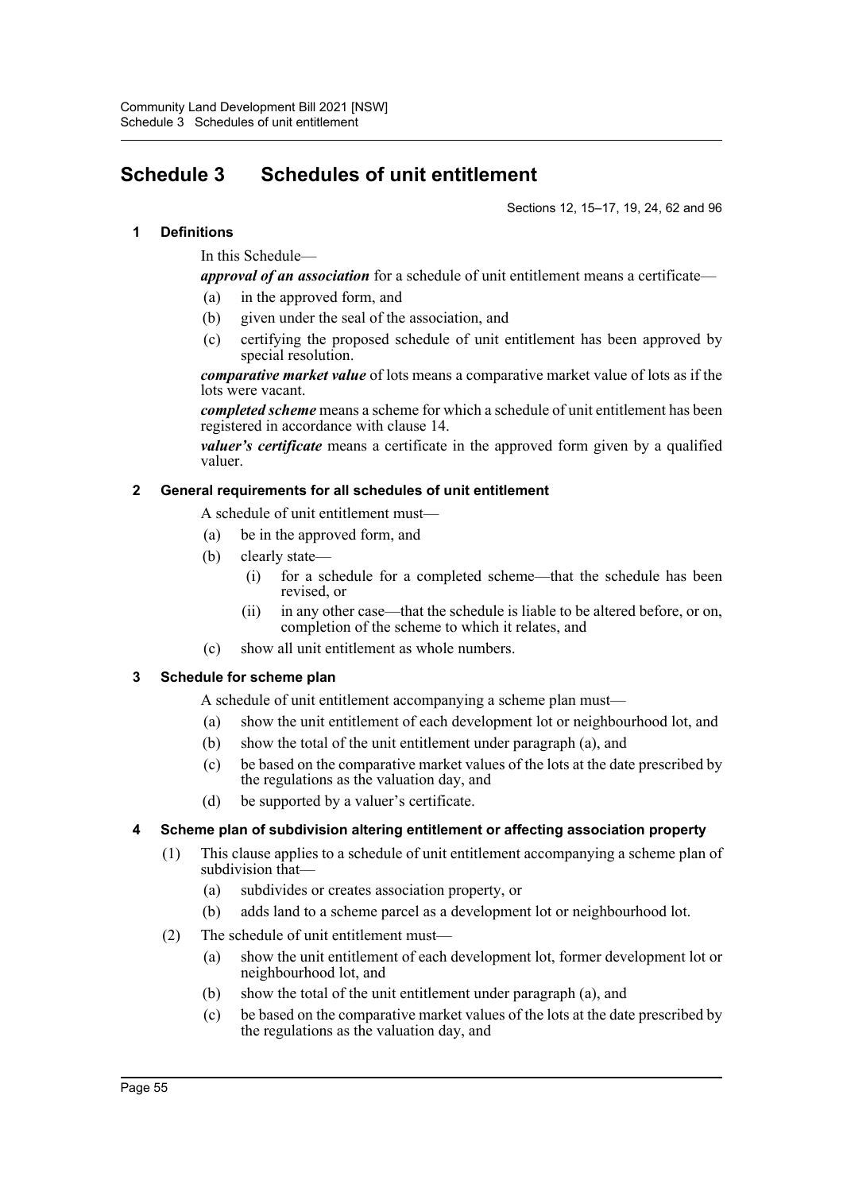# Schedule 3 Schedules of unit entitlement

Sections 12, 15–17, 19, 24, 62 and 96

## 1 Definitions

In this Schedule—

***approval of an association*** for a schedule of unit entitlement means a certificate—

- (a) in the approved form, and
- (b) given under the seal of the association, and
- (c) certifying the proposed schedule of unit entitlement has been approved by special resolution.

***comparative market value*** of lots means a comparative market value of lots as if the lots were vacant.

***completed scheme*** means a scheme for which a schedule of unit entitlement has been registered in accordance with clause 14.

***valuer's certificate*** means a certificate in the approved form given by a qualified valuer.

## 2 General requirements for all schedules of unit entitlement

A schedule of unit entitlement must—

- (a) be in the approved form, and
- (b) clearly state—
  - (i) for a schedule for a completed scheme—that the schedule has been revised, or
  - (ii) in any other case—that the schedule is liable to be altered before, or on, completion of the scheme to which it relates, and
- (c) show all unit entitlement as whole numbers.

## 3 Schedule for scheme plan

A schedule of unit entitlement accompanying a scheme plan must—

- (a) show the unit entitlement of each development lot or neighbourhood lot, and
- (b) show the total of the unit entitlement under paragraph (a), and
- (c) be based on the comparative market values of the lots at the date prescribed by the regulations as the valuation day, and
- (d) be supported by a valuer's certificate.

## 4 Scheme plan of subdivision altering entitlement or affecting association property

(1) This clause applies to a schedule of unit entitlement accompanying a scheme plan of subdivision that—

- (a) subdivides or creates association property, or
- (b) adds land to a scheme parcel as a development lot or neighbourhood lot.

(2) The schedule of unit entitlement must—

- (a) show the unit entitlement of each development lot, former development lot or neighbourhood lot, and
- (b) show the total of the unit entitlement under paragraph (a), and
- (c) be based on the comparative market values of the lots at the date prescribed by the regulations as the valuation day, and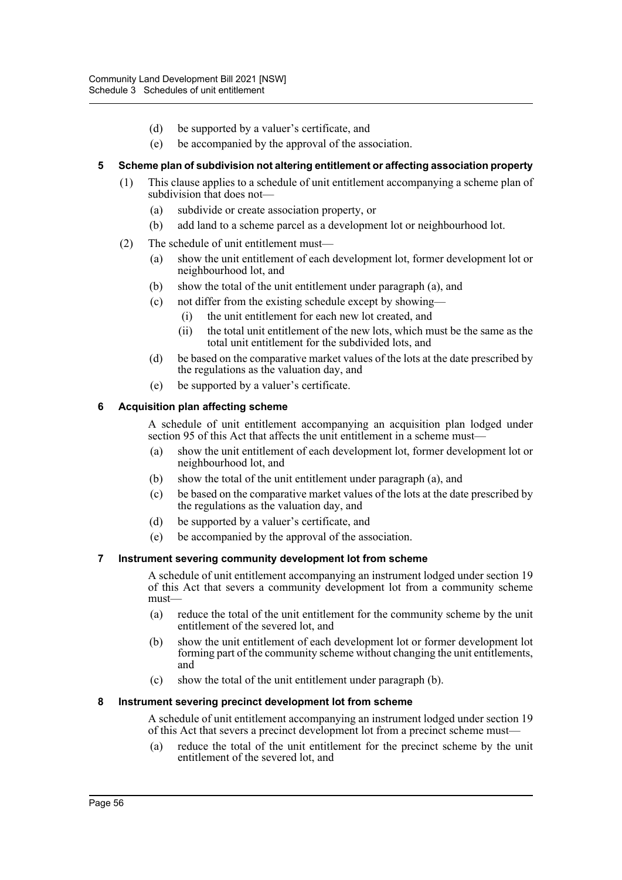(d) be supported by a valuer's certificate, and

(e) be accompanied by the approval of the association.

### 5 Scheme plan of subdivision not altering entitlement or affecting association property

(1) This clause applies to a schedule of unit entitlement accompanying a scheme plan of subdivision that does not—

(a) subdivide or create association property, or

(b) add land to a scheme parcel as a development lot or neighbourhood lot.

(2) The schedule of unit entitlement must—

(a) show the unit entitlement of each development lot, former development lot or neighbourhood lot, and

(b) show the total of the unit entitlement under paragraph (a), and

(c) not differ from the existing schedule except by showing—

(i) the unit entitlement for each new lot created, and

(ii) the total unit entitlement of the new lots, which must be the same as the total unit entitlement for the subdivided lots, and

(d) be based on the comparative market values of the lots at the date prescribed by the regulations as the valuation day, and

(e) be supported by a valuer's certificate.

### 6 Acquisition plan affecting scheme

A schedule of unit entitlement accompanying an acquisition plan lodged under section 95 of this Act that affects the unit entitlement in a scheme must—

(a) show the unit entitlement of each development lot, former development lot or neighbourhood lot, and

(b) show the total of the unit entitlement under paragraph (a), and

(c) be based on the comparative market values of the lots at the date prescribed by the regulations as the valuation day, and

(d) be supported by a valuer's certificate, and

(e) be accompanied by the approval of the association.

### 7 Instrument severing community development lot from scheme

A schedule of unit entitlement accompanying an instrument lodged under section 19 of this Act that severs a community development lot from a community scheme must—

(a) reduce the total of the unit entitlement for the community scheme by the unit entitlement of the severed lot, and

(b) show the unit entitlement of each development lot or former development lot forming part of the community scheme without changing the unit entitlements, and

(c) show the total of the unit entitlement under paragraph (b).

### 8 Instrument severing precinct development lot from scheme

A schedule of unit entitlement accompanying an instrument lodged under section 19 of this Act that severs a precinct development lot from a precinct scheme must—

(a) reduce the total of the unit entitlement for the precinct scheme by the unit entitlement of the severed lot, and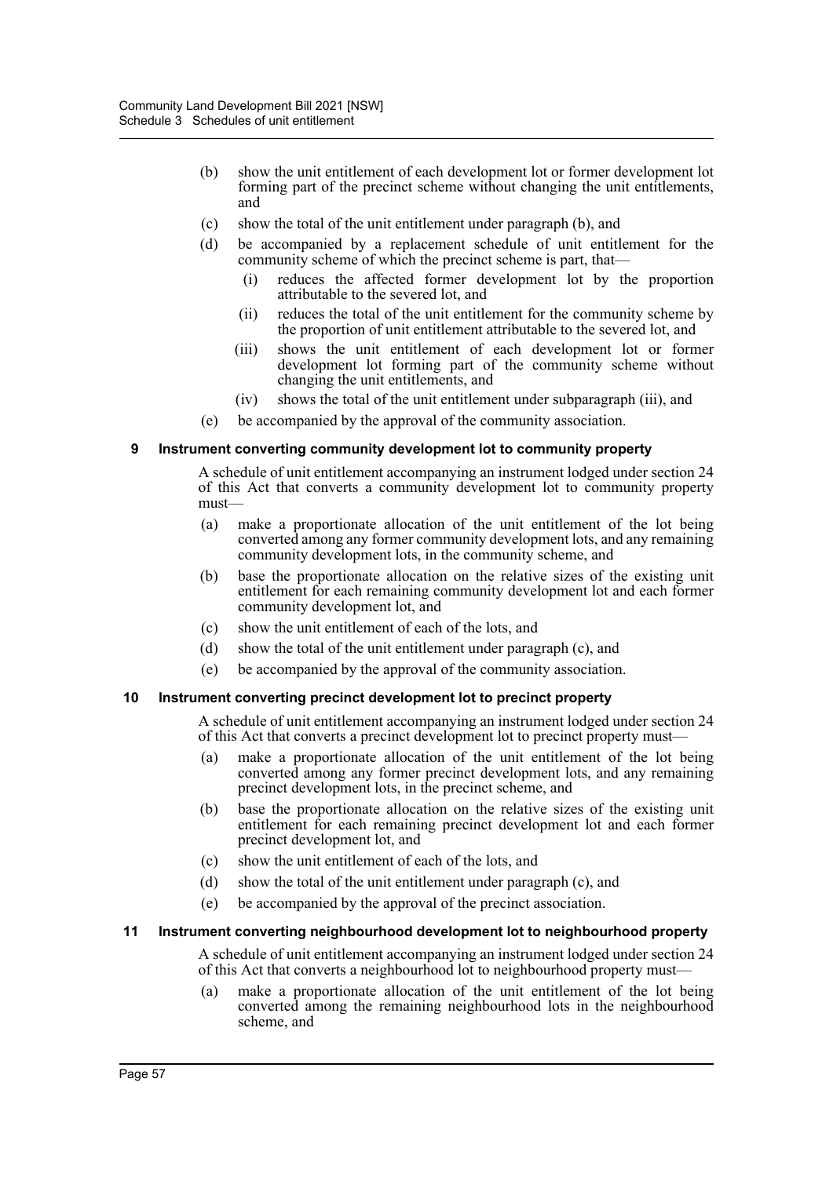(b) show the unit entitlement of each development lot or former development lot forming part of the precinct scheme without changing the unit entitlements, and

(c) show the total of the unit entitlement under paragraph (b), and

(d) be accompanied by a replacement schedule of unit entitlement for the community scheme of which the precinct scheme is part, that—

  (i) reduces the affected former development lot by the proportion attributable to the severed lot, and

  (ii) reduces the total of the unit entitlement for the community scheme by the proportion of unit entitlement attributable to the severed lot, and

  (iii) shows the unit entitlement of each development lot or former development lot forming part of the community scheme without changing the unit entitlements, and

  (iv) shows the total of the unit entitlement under subparagraph (iii), and

(e) be accompanied by the approval of the community association.

### 9 Instrument converting community development lot to community property

A schedule of unit entitlement accompanying an instrument lodged under section 24 of this Act that converts a community development lot to community property must—

(a) make a proportionate allocation of the unit entitlement of the lot being converted among any former community development lots, and any remaining community development lots, in the community scheme, and

(b) base the proportionate allocation on the relative sizes of the existing unit entitlement for each remaining community development lot and each former community development lot, and

(c) show the unit entitlement of each of the lots, and

(d) show the total of the unit entitlement under paragraph (c), and

(e) be accompanied by the approval of the community association.

### 10 Instrument converting precinct development lot to precinct property

A schedule of unit entitlement accompanying an instrument lodged under section 24 of this Act that converts a precinct development lot to precinct property must—

(a) make a proportionate allocation of the unit entitlement of the lot being converted among any former precinct development lots, and any remaining precinct development lots, in the precinct scheme, and

(b) base the proportionate allocation on the relative sizes of the existing unit entitlement for each remaining precinct development lot and each former precinct development lot, and

(c) show the unit entitlement of each of the lots, and

(d) show the total of the unit entitlement under paragraph (c), and

(e) be accompanied by the approval of the precinct association.

### 11 Instrument converting neighbourhood development lot to neighbourhood property

A schedule of unit entitlement accompanying an instrument lodged under section 24 of this Act that converts a neighbourhood lot to neighbourhood property must—

(a) make a proportionate allocation of the unit entitlement of the lot being converted among the remaining neighbourhood lots in the neighbourhood scheme, and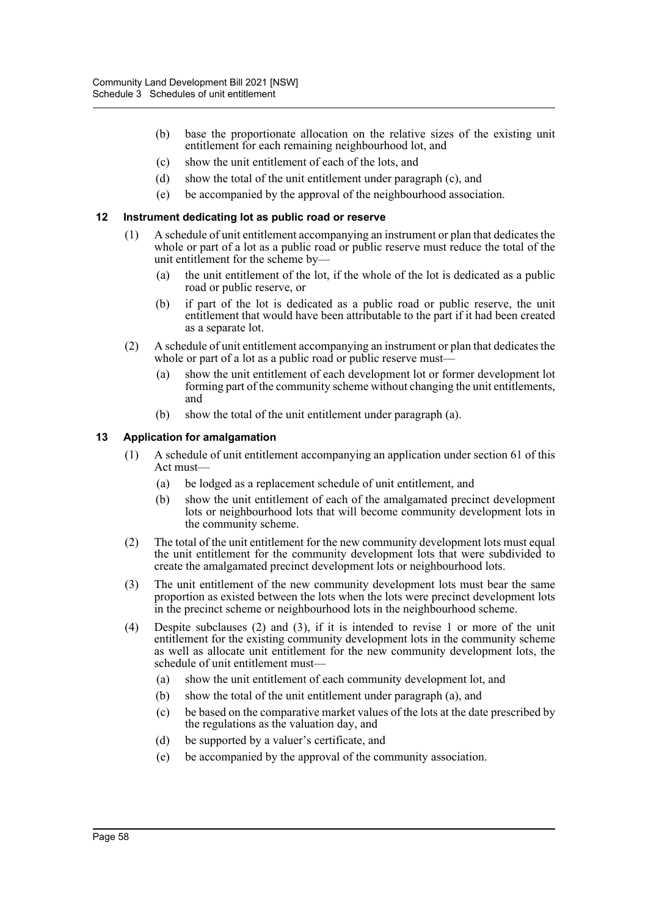(b) base the proportionate allocation on the relative sizes of the existing unit entitlement for each remaining neighbourhood lot, and

(c) show the unit entitlement of each of the lots, and

(d) show the total of the unit entitlement under paragraph (c), and

(e) be accompanied by the approval of the neighbourhood association.

### 12 Instrument dedicating lot as public road or reserve

(1) A schedule of unit entitlement accompanying an instrument or plan that dedicates the whole or part of a lot as a public road or public reserve must reduce the total of the unit entitlement for the scheme by—

(a) the unit entitlement of the lot, if the whole of the lot is dedicated as a public road or public reserve, or

(b) if part of the lot is dedicated as a public road or public reserve, the unit entitlement that would have been attributable to the part if it had been created as a separate lot.

(2) A schedule of unit entitlement accompanying an instrument or plan that dedicates the whole or part of a lot as a public road or public reserve must—

(a) show the unit entitlement of each development lot or former development lot forming part of the community scheme without changing the unit entitlements, and

(b) show the total of the unit entitlement under paragraph (a).

### 13 Application for amalgamation

(1) A schedule of unit entitlement accompanying an application under section 61 of this Act must—

(a) be lodged as a replacement schedule of unit entitlement, and

(b) show the unit entitlement of each of the amalgamated precinct development lots or neighbourhood lots that will become community development lots in the community scheme.

(2) The total of the unit entitlement for the new community development lots must equal the unit entitlement for the community development lots that were subdivided to create the amalgamated precinct development lots or neighbourhood lots.

(3) The unit entitlement of the new community development lots must bear the same proportion as existed between the lots when the lots were precinct development lots in the precinct scheme or neighbourhood lots in the neighbourhood scheme.

(4) Despite subclauses (2) and (3), if it is intended to revise 1 or more of the unit entitlement for the existing community development lots in the community scheme as well as allocate unit entitlement for the new community development lots, the schedule of unit entitlement must—

(a) show the unit entitlement of each community development lot, and

(b) show the total of the unit entitlement under paragraph (a), and

(c) be based on the comparative market values of the lots at the date prescribed by the regulations as the valuation day, and

(d) be supported by a valuer's certificate, and

(e) be accompanied by the approval of the community association.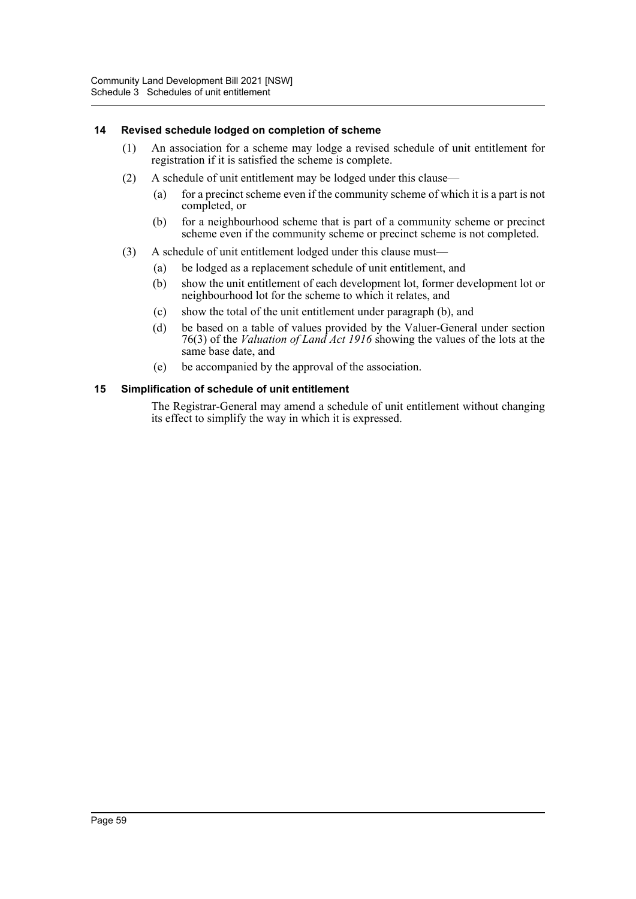### 14 Revised schedule lodged on completion of scheme

(1) An association for a scheme may lodge a revised schedule of unit entitlement for registration if it is satisfied the scheme is complete.

(2) A schedule of unit entitlement may be lodged under this clause—

(a) for a precinct scheme even if the community scheme of which it is a part is not completed, or

(b) for a neighbourhood scheme that is part of a community scheme or precinct scheme even if the community scheme or precinct scheme is not completed.

(3) A schedule of unit entitlement lodged under this clause must—

(a) be lodged as a replacement schedule of unit entitlement, and

(b) show the unit entitlement of each development lot, former development lot or neighbourhood lot for the scheme to which it relates, and

(c) show the total of the unit entitlement under paragraph (b), and

(d) be based on a table of values provided by the Valuer-General under section 76(3) of the *Valuation of Land Act 1916* showing the values of the lots at the same base date, and

(e) be accompanied by the approval of the association.

### 15 Simplification of schedule of unit entitlement

The Registrar-General may amend a schedule of unit entitlement without changing its effect to simplify the way in which it is expressed.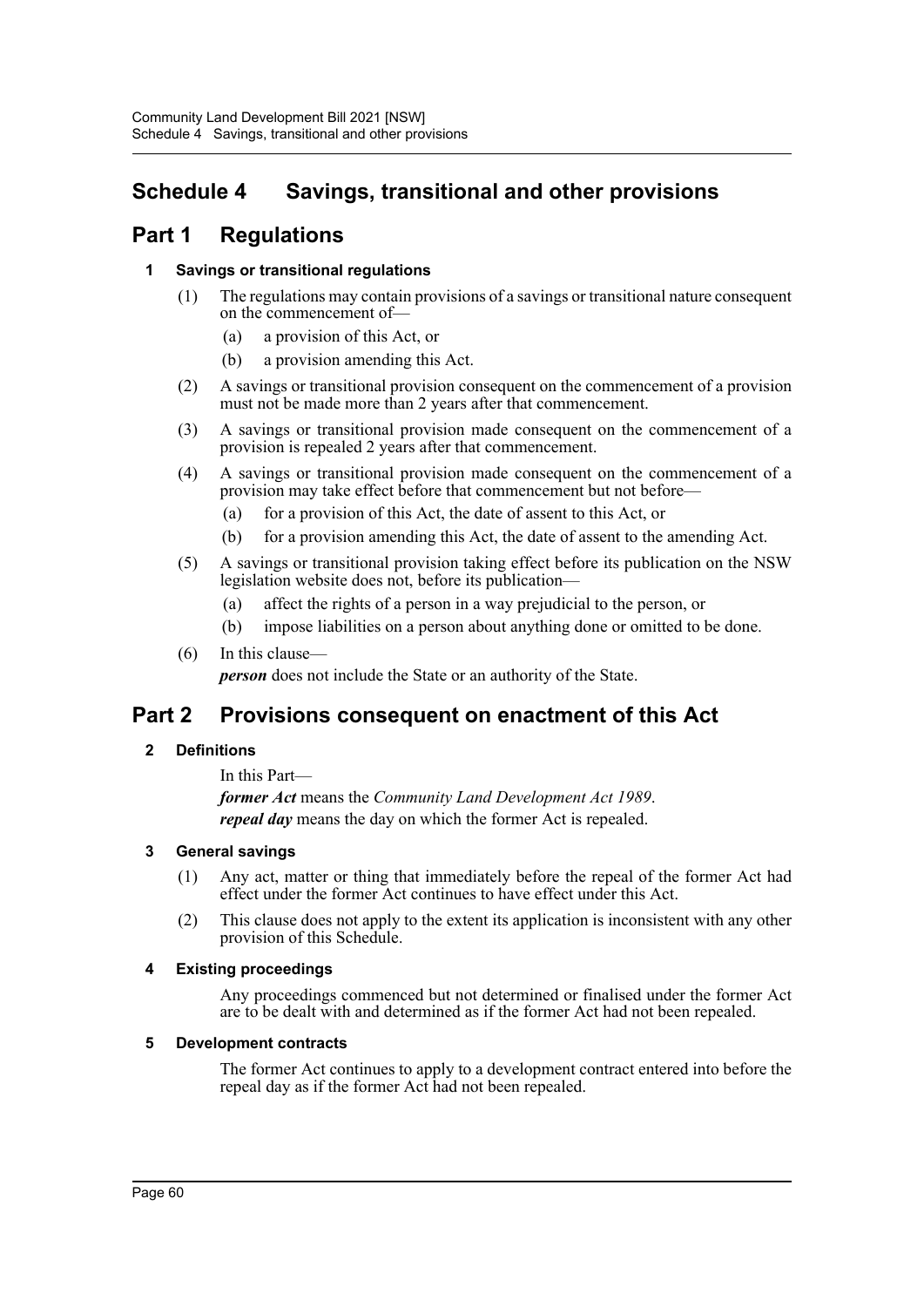# Schedule 4 Savings, transitional and other provisions

## Part 1 Regulations

### 1 Savings or transitional regulations

(1) The regulations may contain provisions of a savings or transitional nature consequent on the commencement of—

(a) a provision of this Act, or

(b) a provision amending this Act.

(2) A savings or transitional provision consequent on the commencement of a provision must not be made more than 2 years after that commencement.

(3) A savings or transitional provision made consequent on the commencement of a provision is repealed 2 years after that commencement.

(4) A savings or transitional provision made consequent on the commencement of a provision may take effect before that commencement but not before—

(a) for a provision of this Act, the date of assent to this Act, or

(b) for a provision amending this Act, the date of assent to the amending Act.

(5) A savings or transitional provision taking effect before its publication on the NSW legislation website does not, before its publication—

(a) affect the rights of a person in a way prejudicial to the person, or

(b) impose liabilities on a person about anything done or omitted to be done.

(6) In this clause—

***person*** does not include the State or an authority of the State.

## Part 2 Provisions consequent on enactment of this Act

### 2 Definitions

In this Part—

***former Act*** means the *Community Land Development Act 1989*.

***repeal day*** means the day on which the former Act is repealed.

### 3 General savings

(1) Any act, matter or thing that immediately before the repeal of the former Act had effect under the former Act continues to have effect under this Act.

(2) This clause does not apply to the extent its application is inconsistent with any other provision of this Schedule.

### 4 Existing proceedings

Any proceedings commenced but not determined or finalised under the former Act are to be dealt with and determined as if the former Act had not been repealed.

### 5 Development contracts

The former Act continues to apply to a development contract entered into before the repeal day as if the former Act had not been repealed.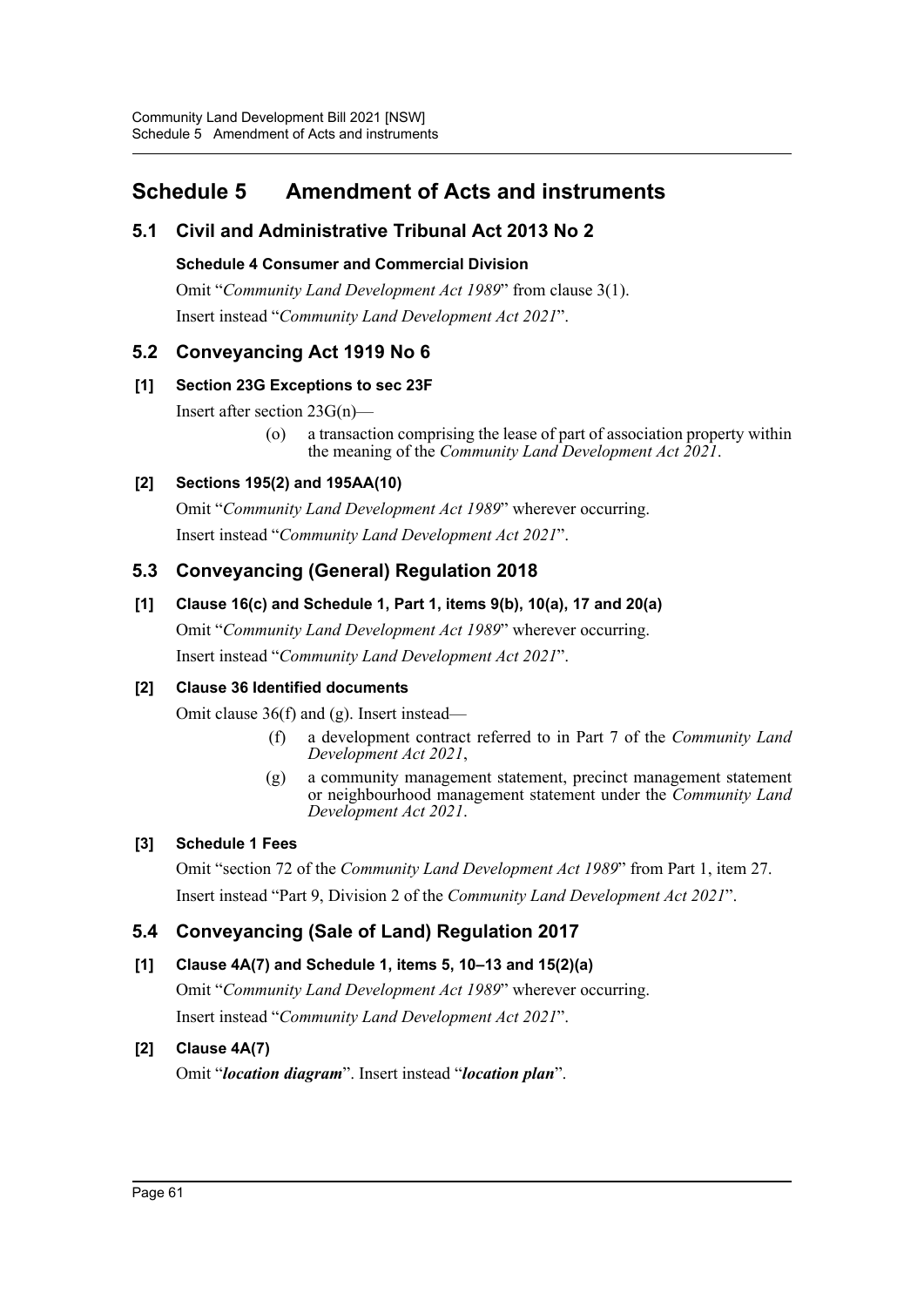# Schedule 5 Amendment of Acts and instruments

## 5.1 Civil and Administrative Tribunal Act 2013 No 2

### Schedule 4 Consumer and Commercial Division

Omit "*Community Land Development Act 1989*" from clause 3(1).

Insert instead "*Community Land Development Act 2021*".

## 5.2 Conveyancing Act 1919 No 6

### [1] Section 23G Exceptions to sec 23F

Insert after section 23G(n)—

(o) a transaction comprising the lease of part of association property within the meaning of the *Community Land Development Act 2021*.

### [2] Sections 195(2) and 195AA(10)

Omit "*Community Land Development Act 1989*" wherever occurring.

Insert instead "*Community Land Development Act 2021*".

## 5.3 Conveyancing (General) Regulation 2018

### [1] Clause 16(c) and Schedule 1, Part 1, items 9(b), 10(a), 17 and 20(a)

Omit "*Community Land Development Act 1989*" wherever occurring.

Insert instead "*Community Land Development Act 2021*".

### [2] Clause 36 Identified documents

Omit clause 36(f) and (g). Insert instead—

(f) a development contract referred to in Part 7 of the *Community Land Development Act 2021*,

(g) a community management statement, precinct management statement or neighbourhood management statement under the *Community Land Development Act 2021*.

### [3] Schedule 1 Fees

Omit "section 72 of the *Community Land Development Act 1989*" from Part 1, item 27.

Insert instead "Part 9, Division 2 of the *Community Land Development Act 2021*".

## 5.4 Conveyancing (Sale of Land) Regulation 2017

### [1] Clause 4A(7) and Schedule 1, items 5, 10–13 and 15(2)(a)

Omit "*Community Land Development Act 1989*" wherever occurring.

Insert instead "*Community Land Development Act 2021*".

### [2] Clause 4A(7)

Omit "***location diagram***". Insert instead "***location plan***".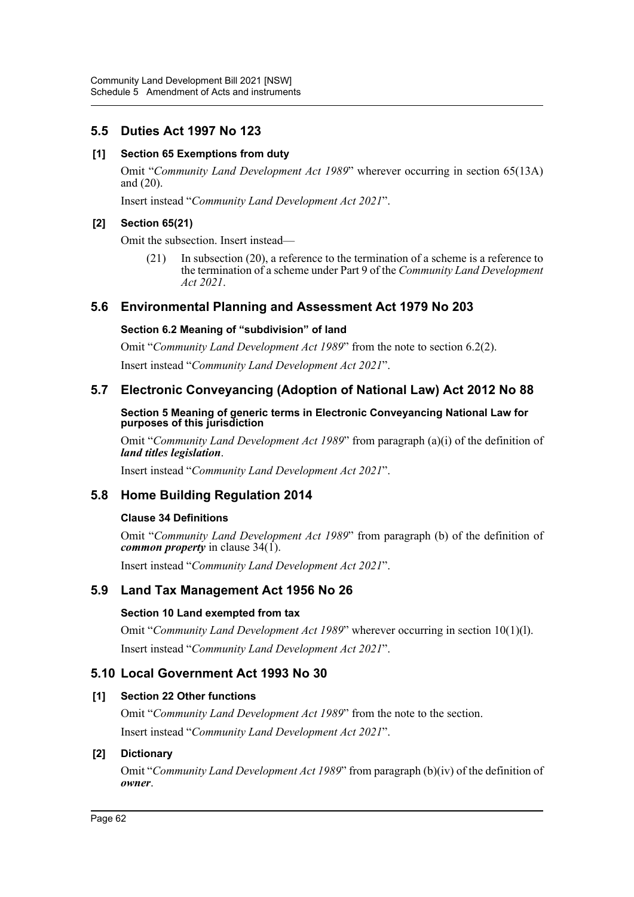## 5.5 Duties Act 1997 No 123

### [1] Section 65 Exemptions from duty

Omit "*Community Land Development Act 1989*" wherever occurring in section 65(13A) and (20).

Insert instead "*Community Land Development Act 2021*".

### [2] Section 65(21)

Omit the subsection. Insert instead—

> (21) In subsection (20), a reference to the termination of a scheme is a reference to the termination of a scheme under Part 9 of the *Community Land Development Act 2021*.

## 5.6 Environmental Planning and Assessment Act 1979 No 203

### Section 6.2 Meaning of "subdivision" of land

Omit "*Community Land Development Act 1989*" from the note to section 6.2(2).

Insert instead "*Community Land Development Act 2021*".

## 5.7 Electronic Conveyancing (Adoption of National Law) Act 2012 No 88

### Section 5 Meaning of generic terms in Electronic Conveyancing National Law for purposes of this jurisdiction

Omit "*Community Land Development Act 1989*" from paragraph (a)(i) of the definition of ***land titles legislation***.

Insert instead "*Community Land Development Act 2021*".

## 5.8 Home Building Regulation 2014

### Clause 34 Definitions

Omit "*Community Land Development Act 1989*" from paragraph (b) of the definition of ***common property*** in clause 34(1).

Insert instead "*Community Land Development Act 2021*".

## 5.9 Land Tax Management Act 1956 No 26

### Section 10 Land exempted from tax

Omit "*Community Land Development Act 1989*" wherever occurring in section 10(1)(l).

Insert instead "*Community Land Development Act 2021*".

## 5.10 Local Government Act 1993 No 30

### [1] Section 22 Other functions

Omit "*Community Land Development Act 1989*" from the note to the section.

Insert instead "*Community Land Development Act 2021*".

### [2] Dictionary

Omit "*Community Land Development Act 1989*" from paragraph (b)(iv) of the definition of ***owner***.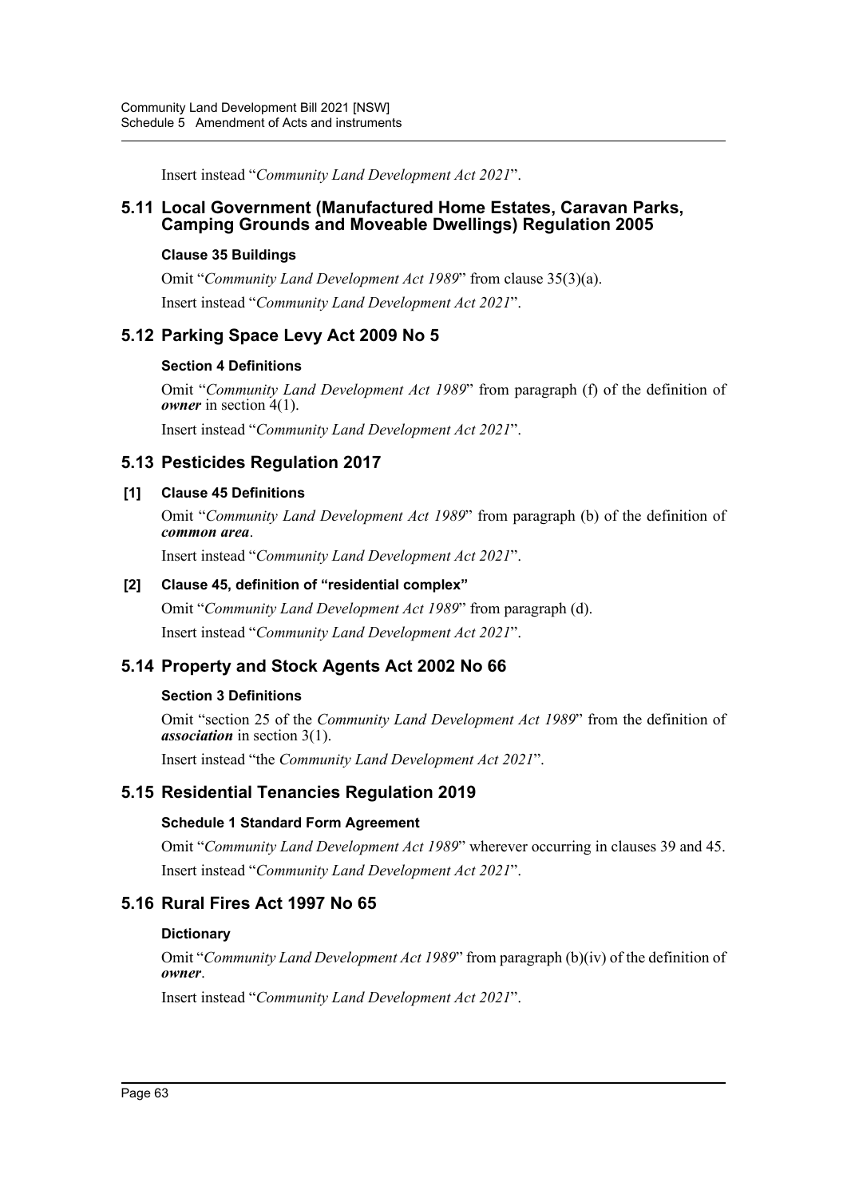Insert instead "*Community Land Development Act 2021*".

## 5.11 Local Government (Manufactured Home Estates, Caravan Parks, Camping Grounds and Moveable Dwellings) Regulation 2005

### Clause 35 Buildings

Omit "*Community Land Development Act 1989*" from clause 35(3)(a).

Insert instead "*Community Land Development Act 2021*".

## 5.12 Parking Space Levy Act 2009 No 5

### Section 4 Definitions

Omit "*Community Land Development Act 1989*" from paragraph (f) of the definition of ***owner*** in section 4(1).

Insert instead "*Community Land Development Act 2021*".

## 5.13 Pesticides Regulation 2017

### [1] Clause 45 Definitions

Omit "*Community Land Development Act 1989*" from paragraph (b) of the definition of ***common area***.

Insert instead "*Community Land Development Act 2021*".

### [2] Clause 45, definition of "residential complex"

Omit "*Community Land Development Act 1989*" from paragraph (d).

Insert instead "*Community Land Development Act 2021*".

## 5.14 Property and Stock Agents Act 2002 No 66

### Section 3 Definitions

Omit "section 25 of the *Community Land Development Act 1989*" from the definition of ***association*** in section 3(1).

Insert instead "the *Community Land Development Act 2021*".

## 5.15 Residential Tenancies Regulation 2019

### Schedule 1 Standard Form Agreement

Omit "*Community Land Development Act 1989*" wherever occurring in clauses 39 and 45.

Insert instead "*Community Land Development Act 2021*".

## 5.16 Rural Fires Act 1997 No 65

### Dictionary

Omit "*Community Land Development Act 1989*" from paragraph (b)(iv) of the definition of ***owner***.

Insert instead "*Community Land Development Act 2021*".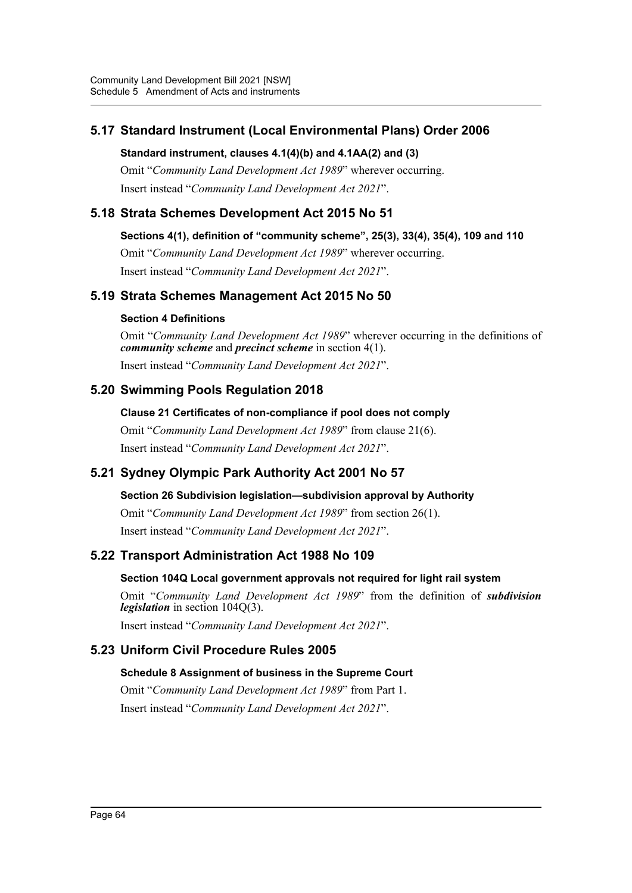## 5.17 Standard Instrument (Local Environmental Plans) Order 2006

### Standard instrument, clauses 4.1(4)(b) and 4.1AA(2) and (3)

Omit "*Community Land Development Act 1989*" wherever occurring.

Insert instead "*Community Land Development Act 2021*".

## 5.18 Strata Schemes Development Act 2015 No 51

### Sections 4(1), definition of "community scheme", 25(3), 33(4), 35(4), 109 and 110

Omit "*Community Land Development Act 1989*" wherever occurring.

Insert instead "*Community Land Development Act 2021*".

## 5.19 Strata Schemes Management Act 2015 No 50

### Section 4 Definitions

Omit "*Community Land Development Act 1989*" wherever occurring in the definitions of ***community scheme*** and ***precinct scheme*** in section 4(1).

Insert instead "*Community Land Development Act 2021*".

## 5.20 Swimming Pools Regulation 2018

### Clause 21 Certificates of non-compliance if pool does not comply

Omit "*Community Land Development Act 1989*" from clause 21(6).

Insert instead "*Community Land Development Act 2021*".

## 5.21 Sydney Olympic Park Authority Act 2001 No 57

### Section 26 Subdivision legislation—subdivision approval by Authority

Omit "*Community Land Development Act 1989*" from section 26(1).

Insert instead "*Community Land Development Act 2021*".

## 5.22 Transport Administration Act 1988 No 109

### Section 104Q Local government approvals not required for light rail system

Omit "*Community Land Development Act 1989*" from the definition of ***subdivision legislation*** in section 104Q(3).

Insert instead "*Community Land Development Act 2021*".

## 5.23 Uniform Civil Procedure Rules 2005

### Schedule 8 Assignment of business in the Supreme Court

Omit "*Community Land Development Act 1989*" from Part 1.

Insert instead "*Community Land Development Act 2021*".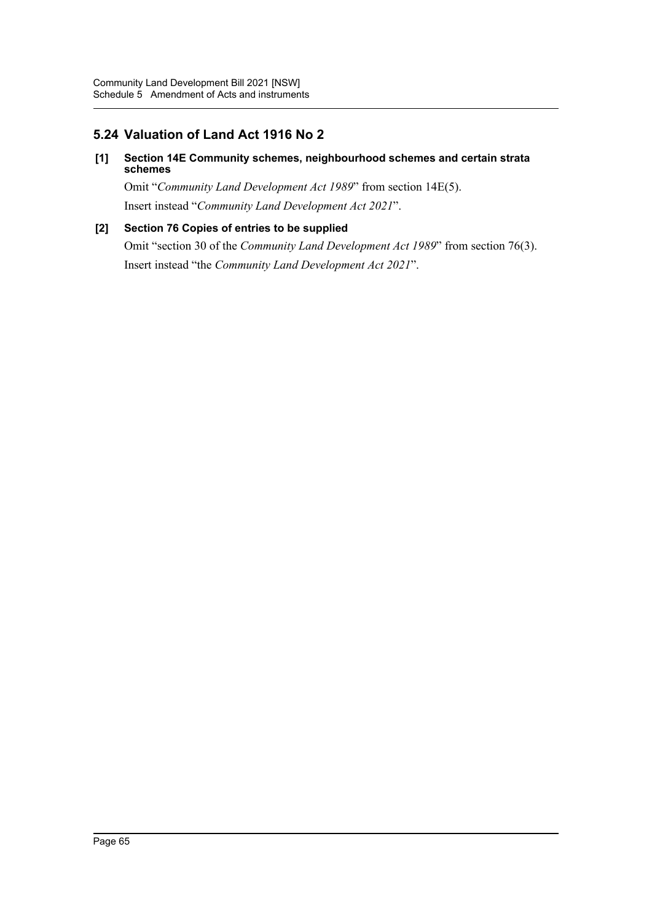## 5.24 Valuation of Land Act 1916 No 2

**[1] Section 14E Community schemes, neighbourhood schemes and certain strata schemes**

Omit "*Community Land Development Act 1989*" from section 14E(5).

Insert instead "*Community Land Development Act 2021*".

**[2] Section 76 Copies of entries to be supplied**

Omit "section 30 of the *Community Land Development Act 1989*" from section 76(3).

Insert instead "the *Community Land Development Act 2021*".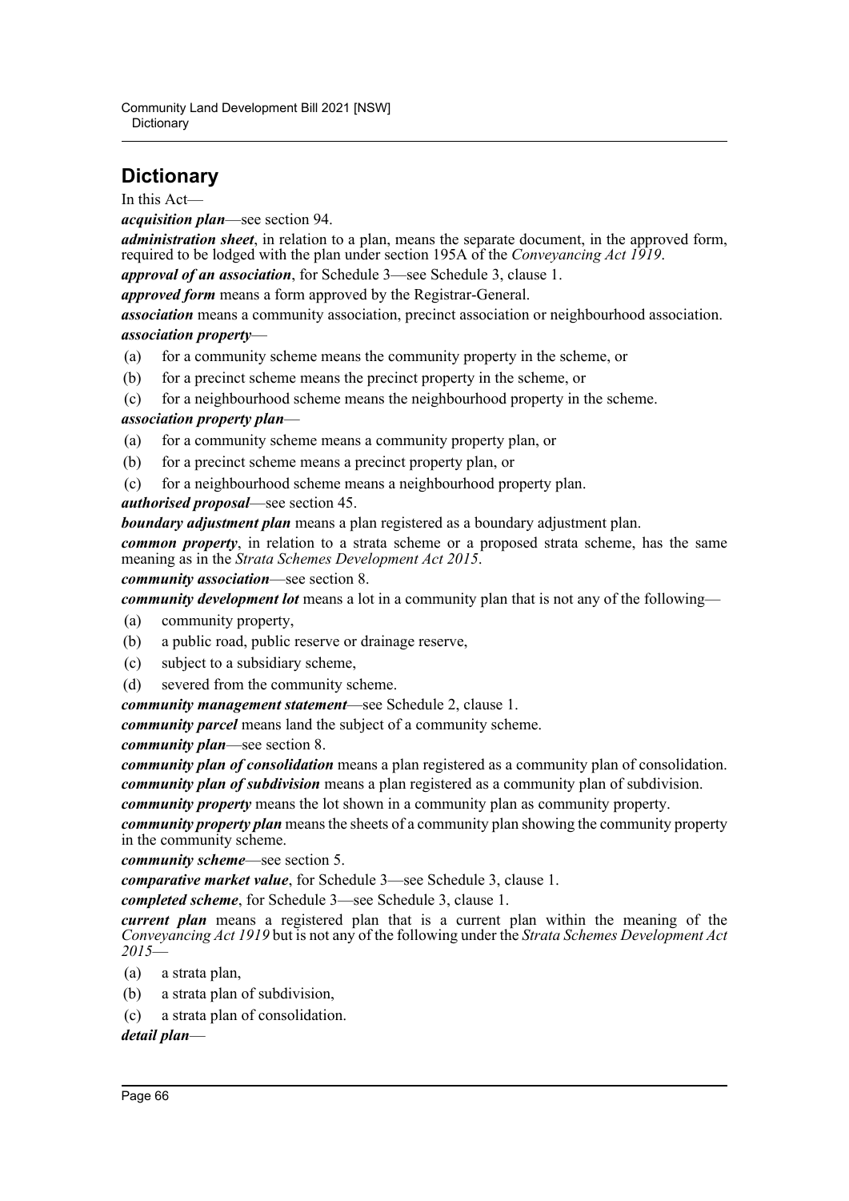## Dictionary

In this Act—

***acquisition plan***—see section 94.

***administration sheet***, in relation to a plan, means the separate document, in the approved form, required to be lodged with the plan under section 195A of the *Conveyancing Act 1919*.

***approval of an association***, for Schedule 3—see Schedule 3, clause 1.

***approved form*** means a form approved by the Registrar-General.

***association*** means a community association, precinct association or neighbourhood association.

***association property***—

(a) for a community scheme means the community property in the scheme, or

(b) for a precinct scheme means the precinct property in the scheme, or

(c) for a neighbourhood scheme means the neighbourhood property in the scheme.

***association property plan***—

(a) for a community scheme means a community property plan, or

(b) for a precinct scheme means a precinct property plan, or

(c) for a neighbourhood scheme means a neighbourhood property plan.

***authorised proposal***—see section 45.

***boundary adjustment plan*** means a plan registered as a boundary adjustment plan.

***common property***, in relation to a strata scheme or a proposed strata scheme, has the same meaning as in the *Strata Schemes Development Act 2015*.

***community association***—see section 8.

***community development lot*** means a lot in a community plan that is not any of the following—

(a) community property,

(b) a public road, public reserve or drainage reserve,

(c) subject to a subsidiary scheme,

(d) severed from the community scheme.

***community management statement***—see Schedule 2, clause 1.

***community parcel*** means land the subject of a community scheme.

***community plan***—see section 8.

***community plan of consolidation*** means a plan registered as a community plan of consolidation.

***community plan of subdivision*** means a plan registered as a community plan of subdivision.

***community property*** means the lot shown in a community plan as community property.

***community property plan*** means the sheets of a community plan showing the community property in the community scheme.

***community scheme***—see section 5.

***comparative market value***, for Schedule 3—see Schedule 3, clause 1.

***completed scheme***, for Schedule 3—see Schedule 3, clause 1.

***current plan*** means a registered plan that is a current plan within the meaning of the *Conveyancing Act 1919* but is not any of the following under the *Strata Schemes Development Act 2015*—

(a) a strata plan,

(b) a strata plan of subdivision,

(c) a strata plan of consolidation.

***detail plan***—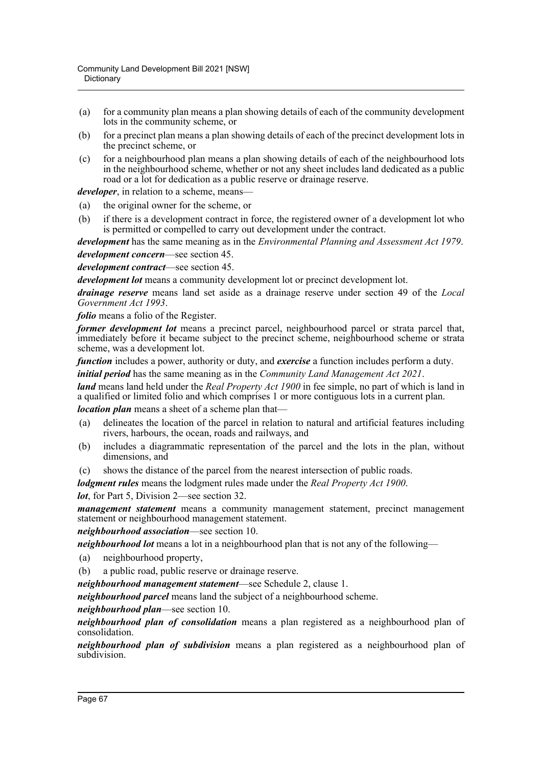(a) for a community plan means a plan showing details of each of the community development lots in the community scheme, or

(b) for a precinct plan means a plan showing details of each of the precinct development lots in the precinct scheme, or

(c) for a neighbourhood plan means a plan showing details of each of the neighbourhood lots in the neighbourhood scheme, whether or not any sheet includes land dedicated as a public road or a lot for dedication as a public reserve or drainage reserve.

***developer***, in relation to a scheme, means—

(a) the original owner for the scheme, or

(b) if there is a development contract in force, the registered owner of a development lot who is permitted or compelled to carry out development under the contract.

***development*** has the same meaning as in the *Environmental Planning and Assessment Act 1979*.

***development concern***—see section 45.

***development contract***—see section 45.

***development lot*** means a community development lot or precinct development lot.

***drainage reserve*** means land set aside as a drainage reserve under section 49 of the *Local Government Act 1993*.

***folio*** means a folio of the Register.

***former development lot*** means a precinct parcel, neighbourhood parcel or strata parcel that, immediately before it became subject to the precinct scheme, neighbourhood scheme or strata scheme, was a development lot.

***function*** includes a power, authority or duty, and ***exercise*** a function includes perform a duty.

***initial period*** has the same meaning as in the *Community Land Management Act 2021*.

***land*** means land held under the *Real Property Act 1900* in fee simple, no part of which is land in a qualified or limited folio and which comprises 1 or more contiguous lots in a current plan.

***location plan*** means a sheet of a scheme plan that—

(a) delineates the location of the parcel in relation to natural and artificial features including rivers, harbours, the ocean, roads and railways, and

(b) includes a diagrammatic representation of the parcel and the lots in the plan, without dimensions, and

(c) shows the distance of the parcel from the nearest intersection of public roads.

***lodgment rules*** means the lodgment rules made under the *Real Property Act 1900*.

***lot***, for Part 5, Division 2—see section 32.

***management statement*** means a community management statement, precinct management statement or neighbourhood management statement.

***neighbourhood association***—see section 10.

***neighbourhood lot*** means a lot in a neighbourhood plan that is not any of the following—

(a) neighbourhood property,

(b) a public road, public reserve or drainage reserve.

***neighbourhood management statement***—see Schedule 2, clause 1.

***neighbourhood parcel*** means land the subject of a neighbourhood scheme.

***neighbourhood plan***—see section 10.

***neighbourhood plan of consolidation*** means a plan registered as a neighbourhood plan of consolidation.

***neighbourhood plan of subdivision*** means a plan registered as a neighbourhood plan of subdivision.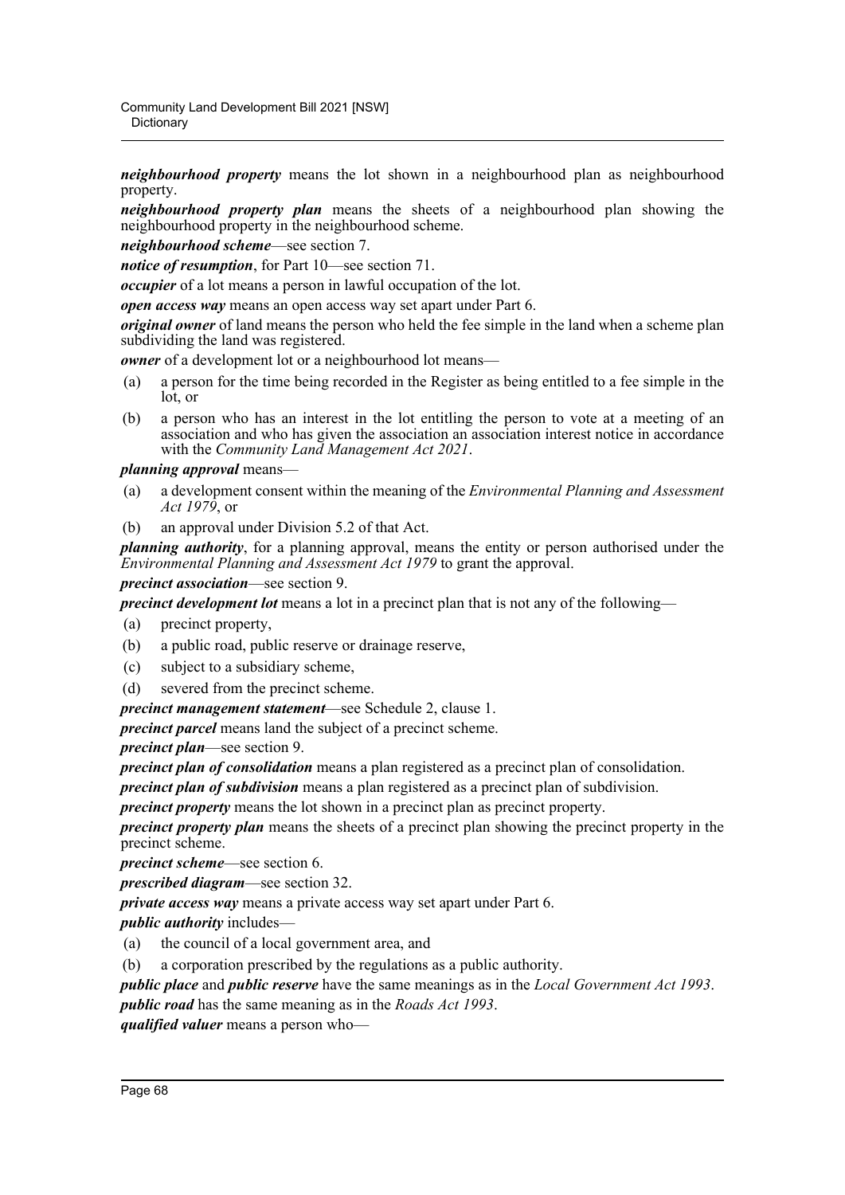***neighbourhood property*** means the lot shown in a neighbourhood plan as neighbourhood property.

***neighbourhood property plan*** means the sheets of a neighbourhood plan showing the neighbourhood property in the neighbourhood scheme.

***neighbourhood scheme***—see section 7.

***notice of resumption***, for Part 10—see section 71.

***occupier*** of a lot means a person in lawful occupation of the lot.

***open access way*** means an open access way set apart under Part 6.

***original owner*** of land means the person who held the fee simple in the land when a scheme plan subdividing the land was registered.

***owner*** of a development lot or a neighbourhood lot means—

(a) a person for the time being recorded in the Register as being entitled to a fee simple in the lot, or

(b) a person who has an interest in the lot entitling the person to vote at a meeting of an association and who has given the association an association interest notice in accordance with the *Community Land Management Act 2021*.

***planning approval*** means—

(a) a development consent within the meaning of the *Environmental Planning and Assessment Act 1979*, or

(b) an approval under Division 5.2 of that Act.

***planning authority***, for a planning approval, means the entity or person authorised under the *Environmental Planning and Assessment Act 1979* to grant the approval.

***precinct association***—see section 9.

***precinct development lot*** means a lot in a precinct plan that is not any of the following—

(a) precinct property,

(b) a public road, public reserve or drainage reserve,

(c) subject to a subsidiary scheme,

(d) severed from the precinct scheme.

***precinct management statement***—see Schedule 2, clause 1.

***precinct parcel*** means land the subject of a precinct scheme.

***precinct plan***—see section 9.

***precinct plan of consolidation*** means a plan registered as a precinct plan of consolidation.

***precinct plan of subdivision*** means a plan registered as a precinct plan of subdivision.

***precinct property*** means the lot shown in a precinct plan as precinct property.

***precinct property plan*** means the sheets of a precinct plan showing the precinct property in the precinct scheme.

***precinct scheme***—see section 6.

***prescribed diagram***—see section 32.

***private access way*** means a private access way set apart under Part 6.

***public authority*** includes—

(a) the council of a local government area, and

(b) a corporation prescribed by the regulations as a public authority.

***public place*** and ***public reserve*** have the same meanings as in the *Local Government Act 1993*.

***public road*** has the same meaning as in the *Roads Act 1993*.

***qualified valuer*** means a person who—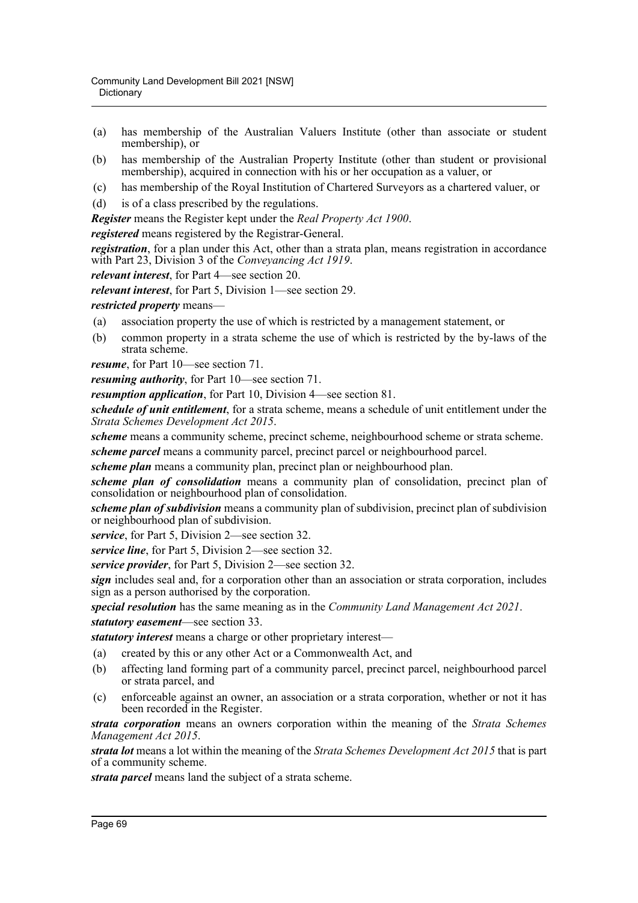- (a) has membership of the Australian Valuers Institute (other than associate or student membership), or
- (b) has membership of the Australian Property Institute (other than student or provisional membership), acquired in connection with his or her occupation as a valuer, or
- (c) has membership of the Royal Institution of Chartered Surveyors as a chartered valuer, or
- (d) is of a class prescribed by the regulations.

***Register*** means the Register kept under the *Real Property Act 1900*.

***registered*** means registered by the Registrar-General.

***registration***, for a plan under this Act, other than a strata plan, means registration in accordance with Part 23, Division 3 of the *Conveyancing Act 1919*.

***relevant interest***, for Part 4—see section 20.

***relevant interest***, for Part 5, Division 1—see section 29.

***restricted property*** means—

- (a) association property the use of which is restricted by a management statement, or
- (b) common property in a strata scheme the use of which is restricted by the by-laws of the strata scheme.

***resume***, for Part 10—see section 71.

***resuming authority***, for Part 10—see section 71.

***resumption application***, for Part 10, Division 4—see section 81.

***schedule of unit entitlement***, for a strata scheme, means a schedule of unit entitlement under the *Strata Schemes Development Act 2015*.

***scheme*** means a community scheme, precinct scheme, neighbourhood scheme or strata scheme.

***scheme parcel*** means a community parcel, precinct parcel or neighbourhood parcel.

***scheme plan*** means a community plan, precinct plan or neighbourhood plan.

***scheme plan of consolidation*** means a community plan of consolidation, precinct plan of consolidation or neighbourhood plan of consolidation.

***scheme plan of subdivision*** means a community plan of subdivision, precinct plan of subdivision or neighbourhood plan of subdivision.

***service***, for Part 5, Division 2—see section 32.

***service line***, for Part 5, Division 2—see section 32.

***service provider***, for Part 5, Division 2—see section 32.

***sign*** includes seal and, for a corporation other than an association or strata corporation, includes sign as a person authorised by the corporation.

***special resolution*** has the same meaning as in the *Community Land Management Act 2021*.

***statutory easement***—see section 33.

***statutory interest*** means a charge or other proprietary interest—

- (a) created by this or any other Act or a Commonwealth Act, and
- (b) affecting land forming part of a community parcel, precinct parcel, neighbourhood parcel or strata parcel, and
- (c) enforceable against an owner, an association or a strata corporation, whether or not it has been recorded in the Register.

***strata corporation*** means an owners corporation within the meaning of the *Strata Schemes Management Act 2015*.

***strata lot*** means a lot within the meaning of the *Strata Schemes Development Act 2015* that is part of a community scheme.

***strata parcel*** means land the subject of a strata scheme.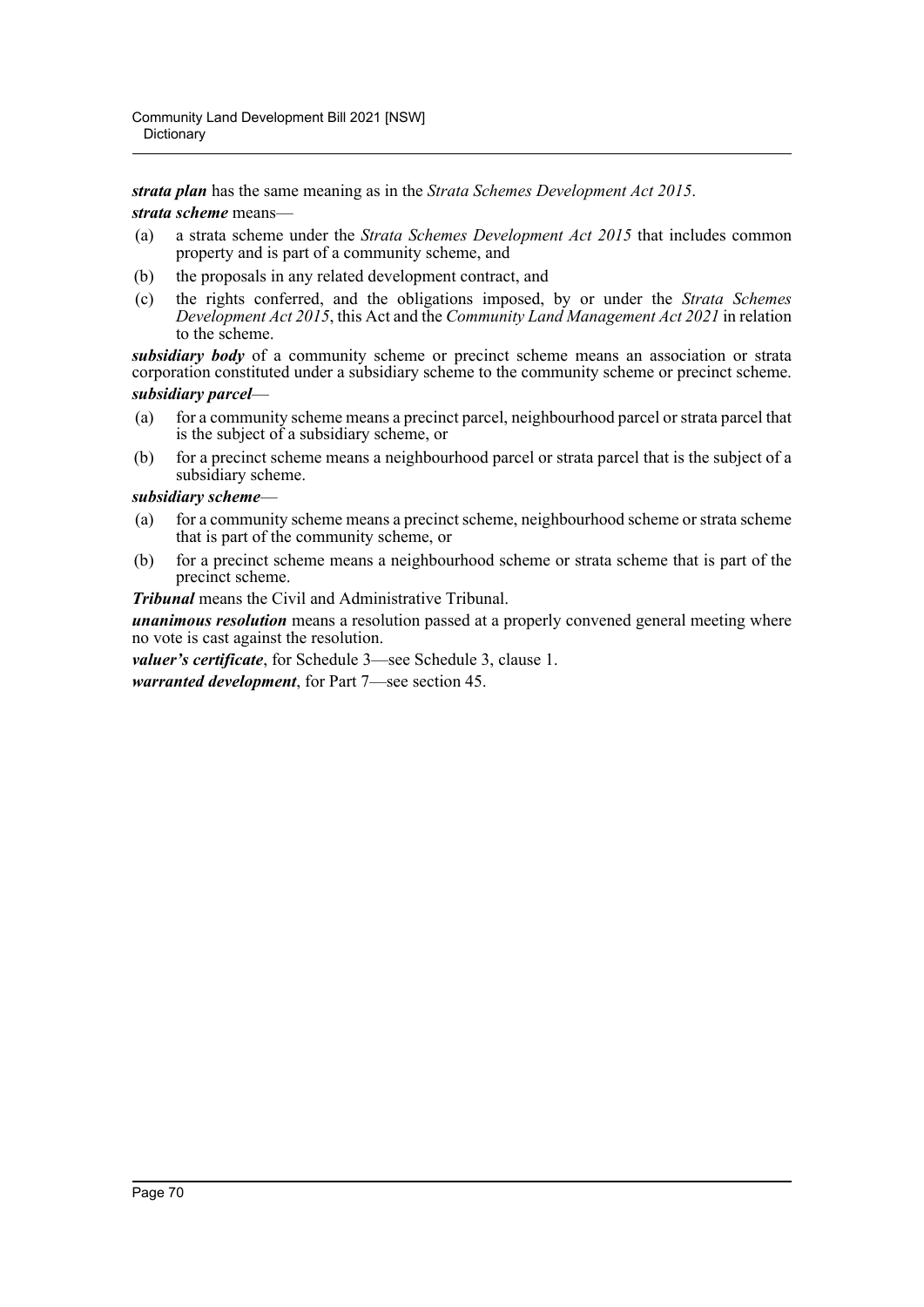***strata plan*** has the same meaning as in the *Strata Schemes Development Act 2015*.

***strata scheme*** means—

- (a) a strata scheme under the *Strata Schemes Development Act 2015* that includes common property and is part of a community scheme, and
- (b) the proposals in any related development contract, and
- (c) the rights conferred, and the obligations imposed, by or under the *Strata Schemes Development Act 2015*, this Act and the *Community Land Management Act 2021* in relation to the scheme.

***subsidiary body*** of a community scheme or precinct scheme means an association or strata corporation constituted under a subsidiary scheme to the community scheme or precinct scheme.

***subsidiary parcel***—

- (a) for a community scheme means a precinct parcel, neighbourhood parcel or strata parcel that is the subject of a subsidiary scheme, or
- (b) for a precinct scheme means a neighbourhood parcel or strata parcel that is the subject of a subsidiary scheme.

***subsidiary scheme***—

- (a) for a community scheme means a precinct scheme, neighbourhood scheme or strata scheme that is part of the community scheme, or
- (b) for a precinct scheme means a neighbourhood scheme or strata scheme that is part of the precinct scheme.

***Tribunal*** means the Civil and Administrative Tribunal.

***unanimous resolution*** means a resolution passed at a properly convened general meeting where no vote is cast against the resolution.

***valuer's certificate***, for Schedule 3—see Schedule 3, clause 1.

***warranted development***, for Part 7—see section 45.